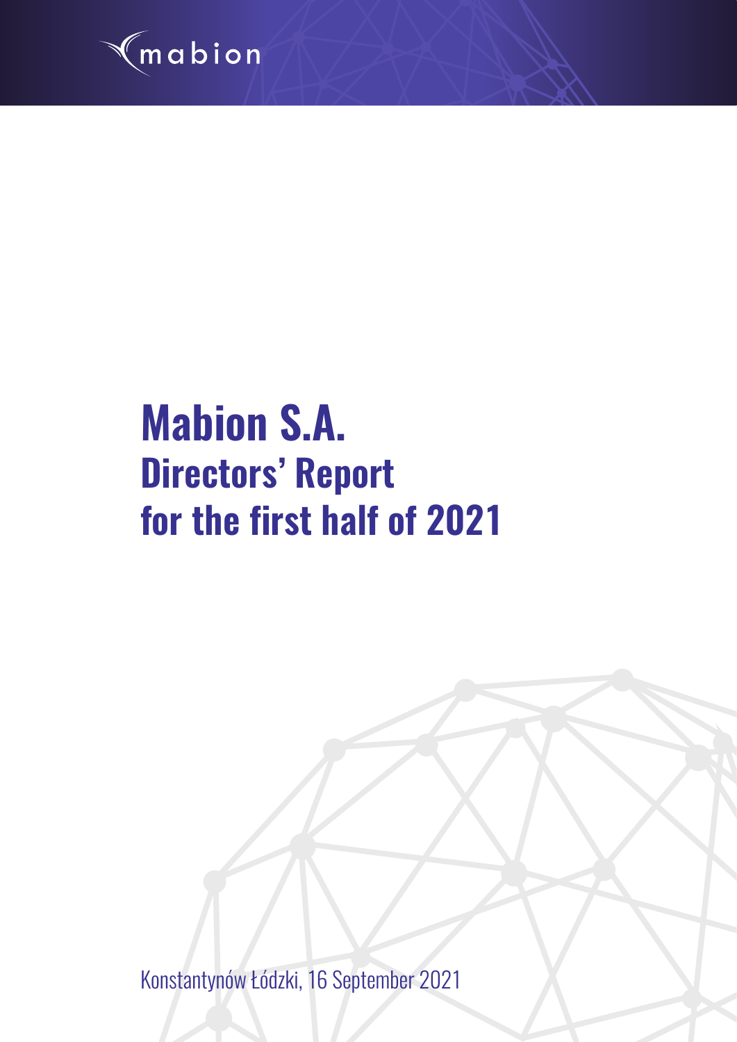mabion

# Mabion S.A.
## Directors' Report
## for the first half of 2021

Konstantynów Łódzki, 16 September 2021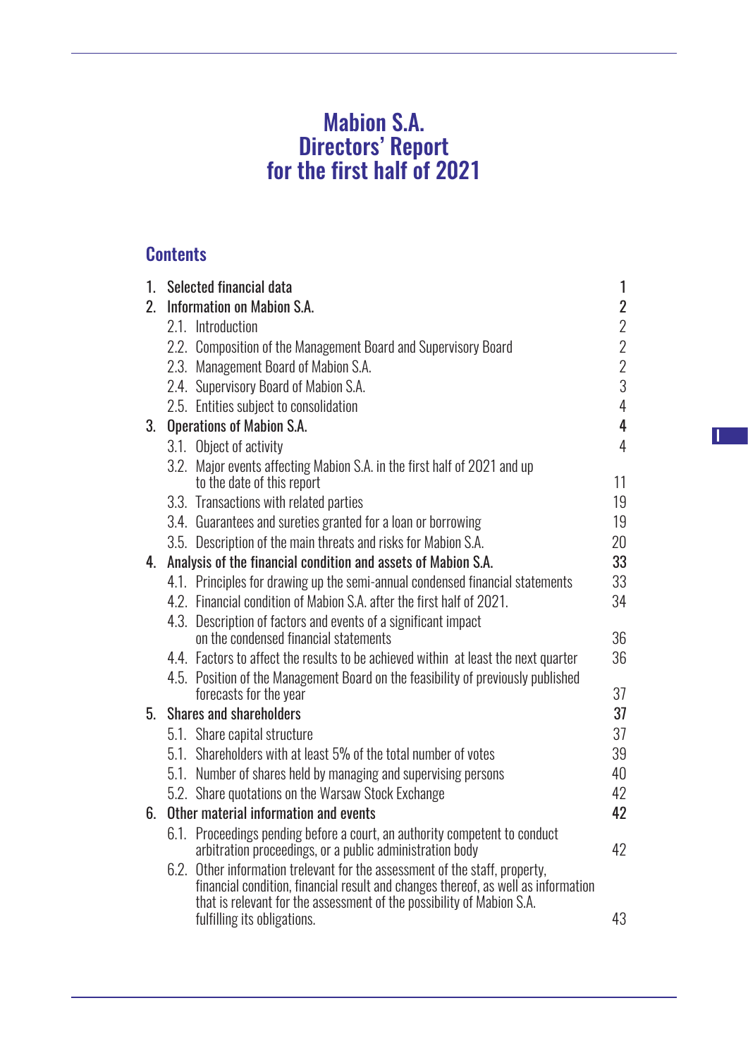# Mabion S.A. Directors' Report for the first half of 2021

## Contents

| | | |
|---|---|---|
| 1. | Selected financial data | 1 |
| 2. | Information on Mabion S.A. | 2 |
| | 2.1. Introduction | 2 |
| | 2.2. Composition of the Management Board and Supervisory Board | 2 |
| | 2.3. Management Board of Mabion S.A. | 2 |
| | 2.4. Supervisory Board of Mabion S.A. | 3 |
| | 2.5. Entities subject to consolidation | 4 |
| 3. | Operations of Mabion S.A. | 4 |
| | 3.1. Object of activity | 4 |
| | 3.2. Major events affecting Mabion S.A. in the first half of 2021 and up to the date of this report | 11 |
| | 3.3. Transactions with related parties | 19 |
| | 3.4. Guarantees and sureties granted for a loan or borrowing | 19 |
| | 3.5. Description of the main threats and risks for Mabion S.A. | 20 |
| 4. | Analysis of the financial condition and assets of Mabion S.A. | 33 |
| | 4.1. Principles for drawing up the semi-annual condensed financial statements | 33 |
| | 4.2. Financial condition of Mabion S.A. after the first half of 2021. | 34 |
| | 4.3. Description of factors and events of a significant impact on the condensed financial statements | 36 |
| | 4.4. Factors to affect the results to be achieved within at least the next quarter | 36 |
| | 4.5. Position of the Management Board on the feasibility of previously published forecasts for the year | 37 |
| 5. | Shares and shareholders | 37 |
| | 5.1. Share capital structure | 37 |
| | 5.1. Shareholders with at least 5% of the total number of votes | 39 |
| | 5.1. Number of shares held by managing and supervising persons | 40 |
| | 5.2. Share quotations on the Warsaw Stock Exchange | 42 |
| 6. | Other material information and events | 42 |
| | 6.1. Proceedings pending before a court, an authority competent to conduct arbitration proceedings, or a public administration body | 42 |
| | 6.2. Other information trelevant for the assessment of the staff, property, financial condition, financial result and changes thereof, as well as information that is relevant for the assessment of the possibility of Mabion S.A. fulfilling its obligations. | 43 |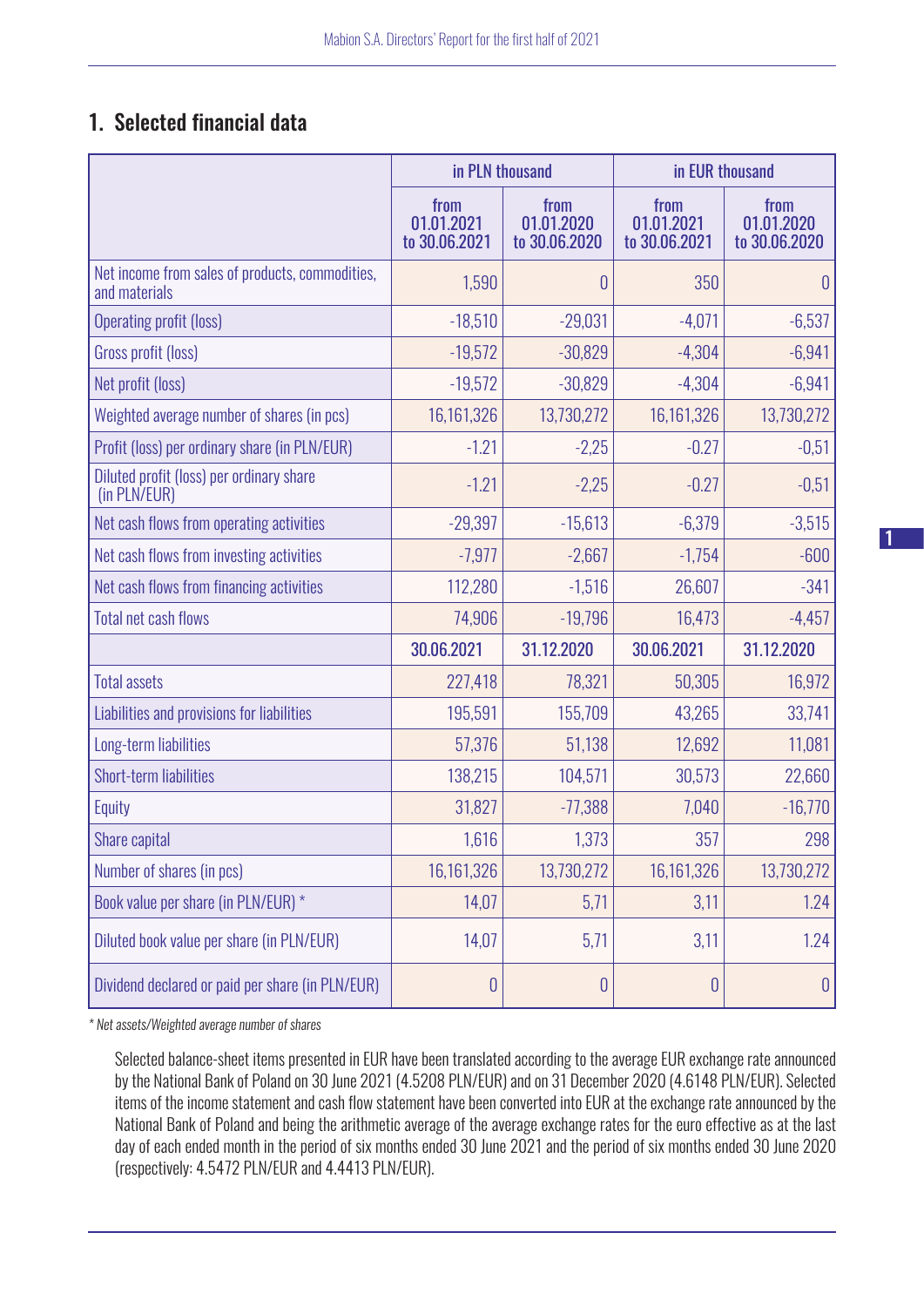## 1. Selected financial data

| | in PLN thousand | | in EUR thousand | |
|---|---|---|---|---|
| | from 01.01.2021 to 30.06.2021 | from 01.01.2020 to 30.06.2020 | from 01.01.2021 to 30.06.2021 | from 01.01.2020 to 30.06.2020 |
| Net income from sales of products, commodities, and materials | 1,590 | 0 | 350 | 0 |
| Operating profit (loss) | -18,510 | -29,031 | -4,071 | -6,537 |
| Gross profit (loss) | -19,572 | -30,829 | -4,304 | -6,941 |
| Net profit (loss) | -19,572 | -30,829 | -4,304 | -6,941 |
| Weighted average number of shares (in pcs) | 16,161,326 | 13,730,272 | 16,161,326 | 13,730,272 |
| Profit (loss) per ordinary share (in PLN/EUR) | -1.21 | -2,25 | -0.27 | -0,51 |
| Diluted profit (loss) per ordinary share (in PLN/EUR) | -1.21 | -2,25 | -0.27 | -0,51 |
| Net cash flows from operating activities | -29,397 | -15,613 | -6,379 | -3,515 |
| Net cash flows from investing activities | -7,977 | -2,667 | -1,754 | -600 |
| Net cash flows from financing activities | 112,280 | -1,516 | 26,607 | -341 |
| Total net cash flows | 74,906 | -19,796 | 16,473 | -4,457 |
| | 30.06.2021 | 31.12.2020 | 30.06.2021 | 31.12.2020 |
| Total assets | 227,418 | 78,321 | 50,305 | 16,972 |
| Liabilities and provisions for liabilities | 195,591 | 155,709 | 43,265 | 33,741 |
| Long-term liabilities | 57,376 | 51,138 | 12,692 | 11,081 |
| Short-term liabilities | 138,215 | 104,571 | 30,573 | 22,660 |
| Equity | 31,827 | -77,388 | 7,040 | -16,770 |
| Share capital | 1,616 | 1,373 | 357 | 298 |
| Number of shares (in pcs) | 16,161,326 | 13,730,272 | 16,161,326 | 13,730,272 |
| Book value per share (in PLN/EUR) * | 14,07 | 5,71 | 3,11 | 1.24 |
| Diluted book value per share (in PLN/EUR) | 14,07 | 5,71 | 3,11 | 1.24 |
| Dividend declared or paid per share (in PLN/EUR) | 0 | 0 | 0 | 0 |

*\* Net assets/Weighted average number of shares*

Selected balance-sheet items presented in EUR have been translated according to the average EUR exchange rate announced by the National Bank of Poland on 30 June 2021 (4.5208 PLN/EUR) and on 31 December 2020 (4.6148 PLN/EUR). Selected items of the income statement and cash flow statement have been converted into EUR at the exchange rate announced by the National Bank of Poland and being the arithmetic average of the average exchange rates for the euro effective as at the last day of each ended month in the period of six months ended 30 June 2021 and the period of six months ended 30 June 2020 (respectively: 4.5472 PLN/EUR and 4.4413 PLN/EUR).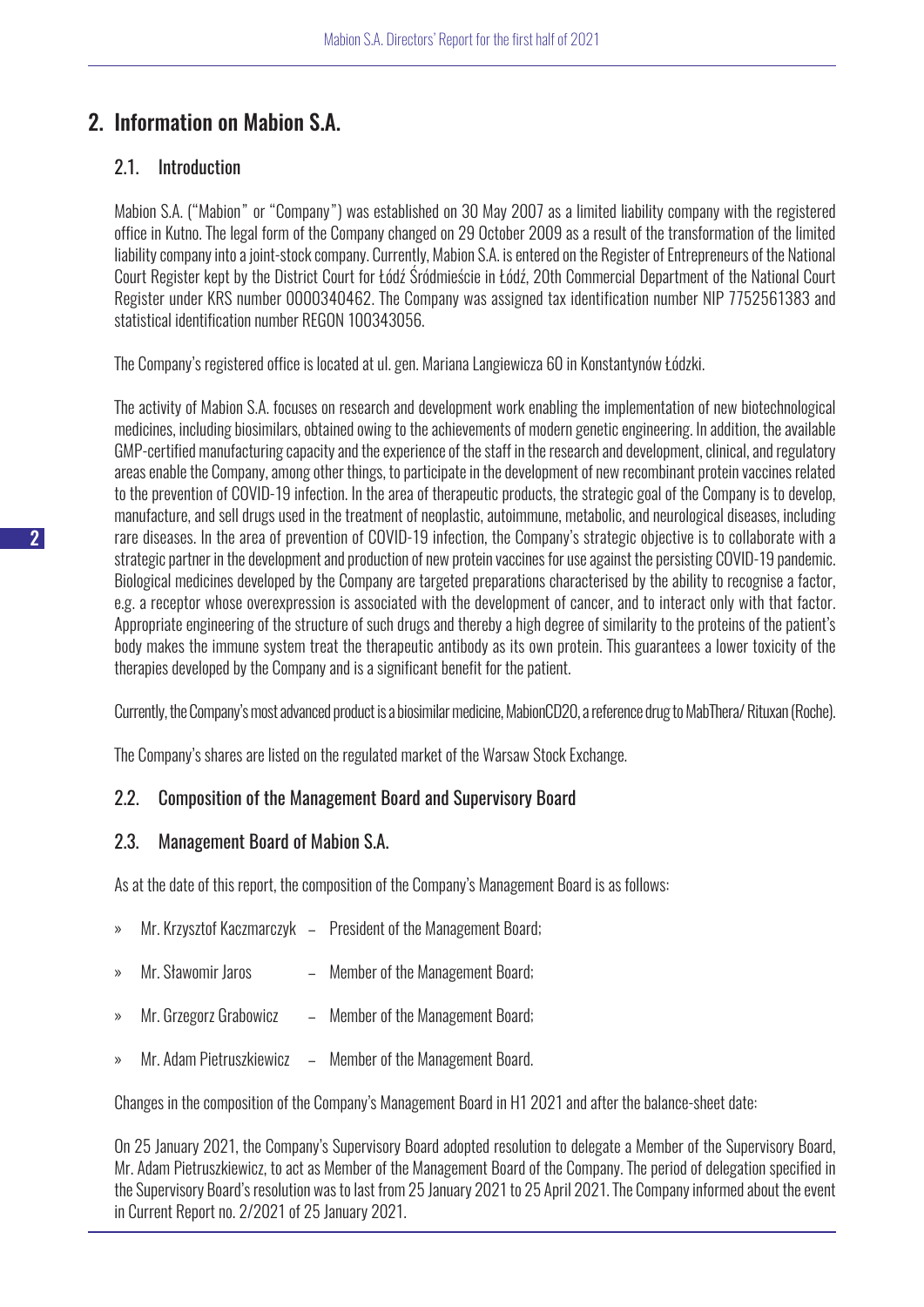## 2. Information on Mabion S.A.

### 2.1. Introduction

Mabion S.A. ("Mabion" or "Company") was established on 30 May 2007 as a limited liability company with the registered office in Kutno. The legal form of the Company changed on 29 October 2009 as a result of the transformation of the limited liability company into a joint-stock company. Currently, Mabion S.A. is entered on the Register of Entrepreneurs of the National Court Register kept by the District Court for Łódź Śródmieście in Łódź, 20th Commercial Department of the National Court Register under KRS number 0000340462. The Company was assigned tax identification number NIP 7752561383 and statistical identification number REGON 100343056.

The Company's registered office is located at ul. gen. Mariana Langiewicza 60 in Konstantynów Łódzki.

The activity of Mabion S.A. focuses on research and development work enabling the implementation of new biotechnological medicines, including biosimilars, obtained owing to the achievements of modern genetic engineering. In addition, the available GMP-certified manufacturing capacity and the experience of the staff in the research and development, clinical, and regulatory areas enable the Company, among other things, to participate in the development of new recombinant protein vaccines related to the prevention of COVID-19 infection. In the area of therapeutic products, the strategic goal of the Company is to develop, manufacture, and sell drugs used in the treatment of neoplastic, autoimmune, metabolic, and neurological diseases, including rare diseases. In the area of prevention of COVID-19 infection, the Company's strategic objective is to collaborate with a strategic partner in the development and production of new protein vaccines for use against the persisting COVID-19 pandemic. Biological medicines developed by the Company are targeted preparations characterised by the ability to recognise a factor, e.g. a receptor whose overexpression is associated with the development of cancer, and to interact only with that factor. Appropriate engineering of the structure of such drugs and thereby a high degree of similarity to the proteins of the patient's body makes the immune system treat the therapeutic antibody as its own protein. This guarantees a lower toxicity of the therapies developed by the Company and is a significant benefit for the patient.

Currently, the Company's most advanced product is a biosimilar medicine, MabionCD20, a reference drug to MabThera/ Rituxan (Roche).

The Company's shares are listed on the regulated market of the Warsaw Stock Exchange.

### 2.2. Composition of the Management Board and Supervisory Board

### 2.3. Management Board of Mabion S.A.

As at the date of this report, the composition of the Company's Management Board is as follows:

- Mr. Krzysztof Kaczmarczyk – President of the Management Board;
- Mr. Sławomir Jaros – Member of the Management Board;
- Mr. Grzegorz Grabowicz – Member of the Management Board;
- Mr. Adam Pietruszkiewicz – Member of the Management Board.

Changes in the composition of the Company's Management Board in H1 2021 and after the balance-sheet date:

On 25 January 2021, the Company's Supervisory Board adopted resolution to delegate a Member of the Supervisory Board, Mr. Adam Pietruszkiewicz, to act as Member of the Management Board of the Company. The period of delegation specified in the Supervisory Board's resolution was to last from 25 January 2021 to 25 April 2021. The Company informed about the event in Current Report no. 2/2021 of 25 January 2021.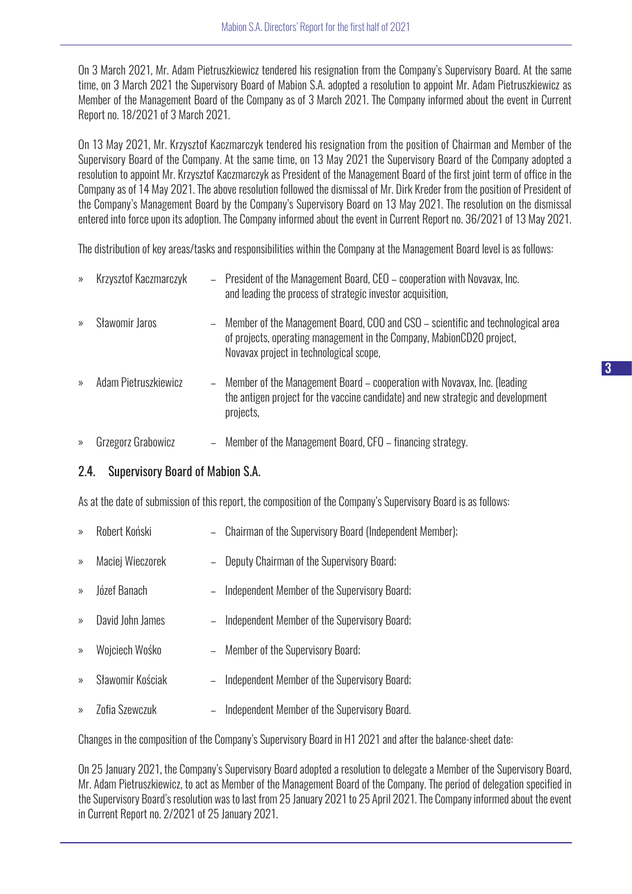On 3 March 2021, Mr. Adam Pietruszkiewicz tendered his resignation from the Company's Supervisory Board. At the same time, on 3 March 2021 the Supervisory Board of Mabion S.A. adopted a resolution to appoint Mr. Adam Pietruszkiewicz as Member of the Management Board of the Company as of 3 March 2021. The Company informed about the event in Current Report no. 18/2021 of 3 March 2021.

On 13 May 2021, Mr. Krzysztof Kaczmarczyk tendered his resignation from the position of Chairman and Member of the Supervisory Board of the Company. At the same time, on 13 May 2021 the Supervisory Board of the Company adopted a resolution to appoint Mr. Krzysztof Kaczmarczyk as President of the Management Board of the first joint term of office in the Company as of 14 May 2021. The above resolution followed the dismissal of Mr. Dirk Kreder from the position of President of the Company's Management Board by the Company's Supervisory Board on 13 May 2021. The resolution on the dismissal entered into force upon its adoption. The Company informed about the event in Current Report no. 36/2021 of 13 May 2021.

The distribution of key areas/tasks and responsibilities within the Company at the Management Board level is as follows:

- Krzysztof Kaczmarczyk – President of the Management Board, CEO – cooperation with Novavax, Inc. and leading the process of strategic investor acquisition,
- Sławomir Jaros – Member of the Management Board, COO and CSO – scientific and technological area of projects, operating management in the Company, MabionCD20 project, Novavax project in technological scope,
- Adam Pietruszkiewicz – Member of the Management Board – cooperation with Novavax, Inc. (leading the antigen project for the vaccine candidate) and new strategic and development projects,
- Grzegorz Grabowicz – Member of the Management Board, CFO – financing strategy.

## 2.4. Supervisory Board of Mabion S.A.

As at the date of submission of this report, the composition of the Company's Supervisory Board is as follows:

- Robert Koński – Chairman of the Supervisory Board (Independent Member);
- Maciej Wieczorek – Deputy Chairman of the Supervisory Board;
- Józef Banach – Independent Member of the Supervisory Board;
- David John James – Independent Member of the Supervisory Board;
- Wojciech Wośko – Member of the Supervisory Board;
- Sławomir Kościak – Independent Member of the Supervisory Board;
- Zofia Szewczuk – Independent Member of the Supervisory Board.

Changes in the composition of the Company's Supervisory Board in H1 2021 and after the balance-sheet date:

On 25 January 2021, the Company's Supervisory Board adopted a resolution to delegate a Member of the Supervisory Board, Mr. Adam Pietruszkiewicz, to act as Member of the Management Board of the Company. The period of delegation specified in the Supervisory Board's resolution was to last from 25 January 2021 to 25 April 2021. The Company informed about the event in Current Report no. 2/2021 of 25 January 2021.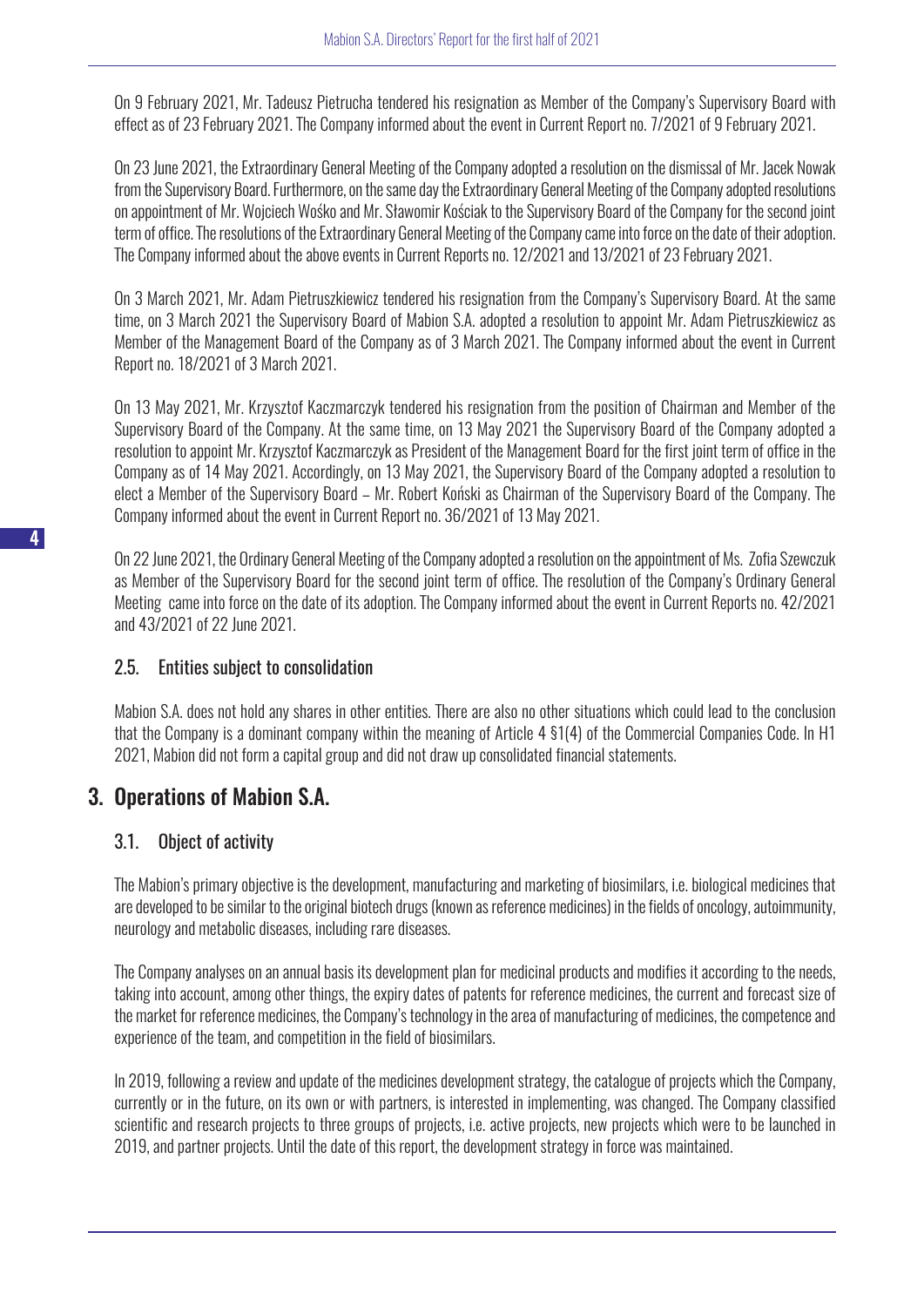On 9 February 2021, Mr. Tadeusz Pietrucha tendered his resignation as Member of the Company's Supervisory Board with effect as of 23 February 2021. The Company informed about the event in Current Report no. 7/2021 of 9 February 2021.

On 23 June 2021, the Extraordinary General Meeting of the Company adopted a resolution on the dismissal of Mr. Jacek Nowak from the Supervisory Board. Furthermore, on the same day the Extraordinary General Meeting of the Company adopted resolutions on appointment of Mr. Wojciech Wośko and Mr. Sławomir Kościak to the Supervisory Board of the Company for the second joint term of office. The resolutions of the Extraordinary General Meeting of the Company came into force on the date of their adoption. The Company informed about the above events in Current Reports no. 12/2021 and 13/2021 of 23 February 2021.

On 3 March 2021, Mr. Adam Pietruszkiewicz tendered his resignation from the Company's Supervisory Board. At the same time, on 3 March 2021 the Supervisory Board of Mabion S.A. adopted a resolution to appoint Mr. Adam Pietruszkiewicz as Member of the Management Board of the Company as of 3 March 2021. The Company informed about the event in Current Report no. 18/2021 of 3 March 2021.

On 13 May 2021, Mr. Krzysztof Kaczmarczyk tendered his resignation from the position of Chairman and Member of the Supervisory Board of the Company. At the same time, on 13 May 2021 the Supervisory Board of the Company adopted a resolution to appoint Mr. Krzysztof Kaczmarczyk as President of the Management Board for the first joint term of office in the Company as of 14 May 2021. Accordingly, on 13 May 2021, the Supervisory Board of the Company adopted a resolution to elect a Member of the Supervisory Board – Mr. Robert Koński as Chairman of the Supervisory Board of the Company. The Company informed about the event in Current Report no. 36/2021 of 13 May 2021.

On 22 June 2021, the Ordinary General Meeting of the Company adopted a resolution on the appointment of Ms. Zofia Szewczuk as Member of the Supervisory Board for the second joint term of office. The resolution of the Company's Ordinary General Meeting came into force on the date of its adoption. The Company informed about the event in Current Reports no. 42/2021 and 43/2021 of 22 June 2021.

### 2.5. Entities subject to consolidation

Mabion S.A. does not hold any shares in other entities. There are also no other situations which could lead to the conclusion that the Company is a dominant company within the meaning of Article 4 §1(4) of the Commercial Companies Code. In H1 2021, Mabion did not form a capital group and did not draw up consolidated financial statements.

## 3. Operations of Mabion S.A.

### 3.1. Object of activity

The Mabion's primary objective is the development, manufacturing and marketing of biosimilars, i.e. biological medicines that are developed to be similar to the original biotech drugs (known as reference medicines) in the fields of oncology, autoimmunity, neurology and metabolic diseases, including rare diseases.

The Company analyses on an annual basis its development plan for medicinal products and modifies it according to the needs, taking into account, among other things, the expiry dates of patents for reference medicines, the current and forecast size of the market for reference medicines, the Company's technology in the area of manufacturing of medicines, the competence and experience of the team, and competition in the field of biosimilars.

In 2019, following a review and update of the medicines development strategy, the catalogue of projects which the Company, currently or in the future, on its own or with partners, is interested in implementing, was changed. The Company classified scientific and research projects to three groups of projects, i.e. active projects, new projects which were to be launched in 2019, and partner projects. Until the date of this report, the development strategy in force was maintained.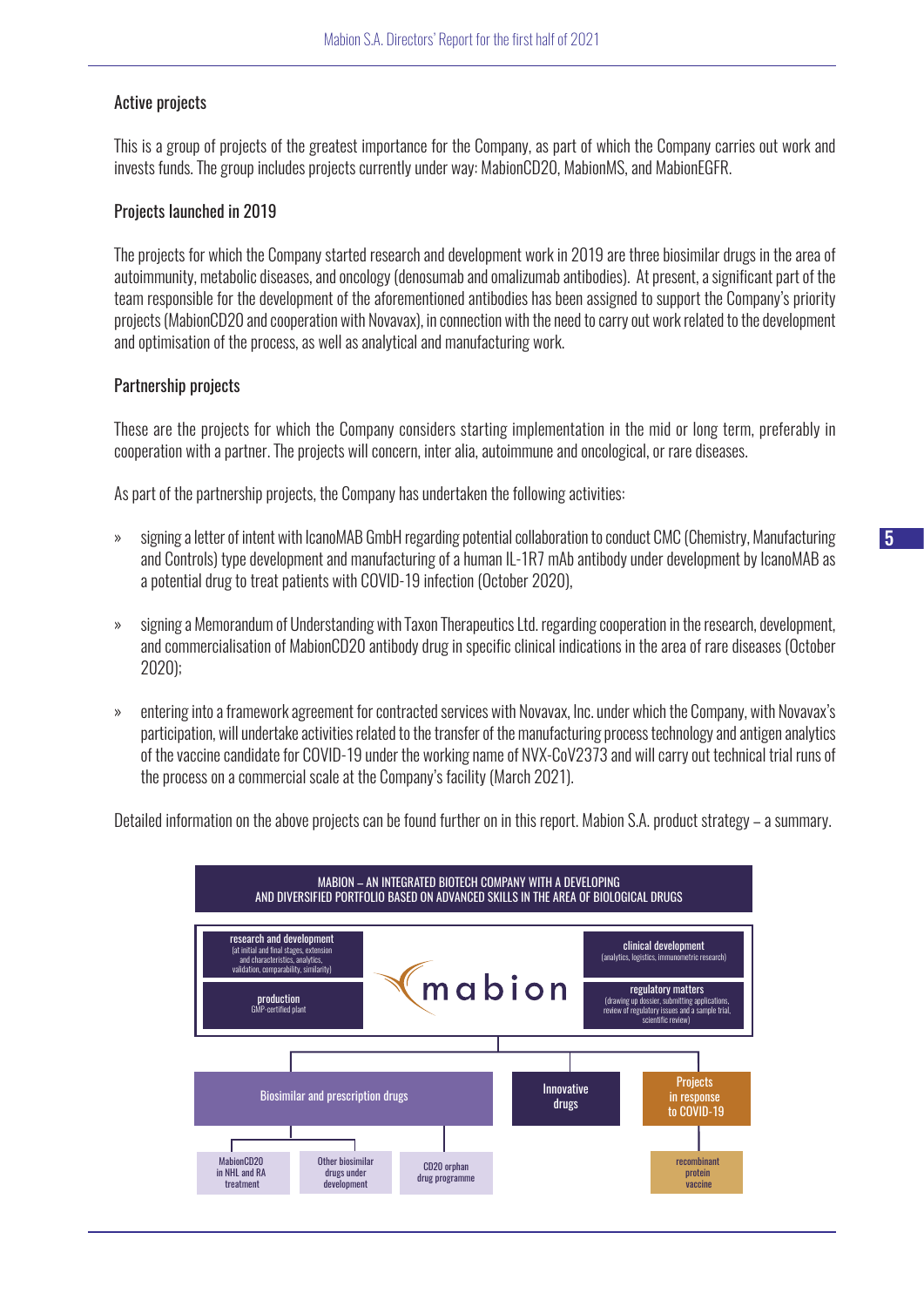### Active projects

This is a group of projects of the greatest importance for the Company, as part of which the Company carries out work and invests funds. The group includes projects currently under way: MabionCD20, MabionMS, and MabionEGFR.

### Projects launched in 2019

The projects for which the Company started research and development work in 2019 are three biosimilar drugs in the area of autoimmunity, metabolic diseases, and oncology (denosumab and omalizumab antibodies). At present, a significant part of the team responsible for the development of the aforementioned antibodies has been assigned to support the Company's priority projects (MabionCD20 and cooperation with Novavax), in connection with the need to carry out work related to the development and optimisation of the process, as well as analytical and manufacturing work.

### Partnership projects

These are the projects for which the Company considers starting implementation in the mid or long term, preferably in cooperation with a partner. The projects will concern, inter alia, autoimmune and oncological, or rare diseases.

As part of the partnership projects, the Company has undertaken the following activities:

- signing a letter of intent with IcanoMAB GmbH regarding potential collaboration to conduct CMC (Chemistry, Manufacturing and Controls) type development and manufacturing of a human IL-1R7 mAb antibody under development by IcanoMAB as a potential drug to treat patients with COVID-19 infection (October 2020),
- signing a Memorandum of Understanding with Taxon Therapeutics Ltd. regarding cooperation in the research, development, and commercialisation of MabionCD20 antibody drug in specific clinical indications in the area of rare diseases (October 2020);
- entering into a framework agreement for contracted services with Novavax, Inc. under which the Company, with Novavax's participation, will undertake activities related to the transfer of the manufacturing process technology and antigen analytics of the vaccine candidate for COVID-19 under the working name of NVX-CoV2373 and will carry out technical trial runs of the process on a commercial scale at the Company's facility (March 2021).

Detailed information on the above projects can be found further on in this report. Mabion S.A. product strategy – a summary.

MABION – AN INTEGRATED BIOTECH COMPANY WITH A DEVELOPING AND DIVERSIFIED PORTFOLIO BASED ON ADVANCED SKILLS IN THE AREA OF BIOLOGICAL DRUGS

- **research and development** (at initial and final stages, extension and characteristics, analytics, validation, comparability, similarity)
- **production** GMP-certified plant
- **clinical development** (analytics, logistics, immunometric research)
- **regulatory matters** (drawing up dossier, submitting applications, review of regulatory issues and a sample trial, scientific review)

mabion

- **Biosimilar and prescription drugs**
  - MabionCD20 in NHL and RA treatment
  - Other biosimilar drugs under development
  - CD20 orphan drug programme
- **Innovative drugs**
- **Projects in response to COVID-19**
  - recombinant protein vaccine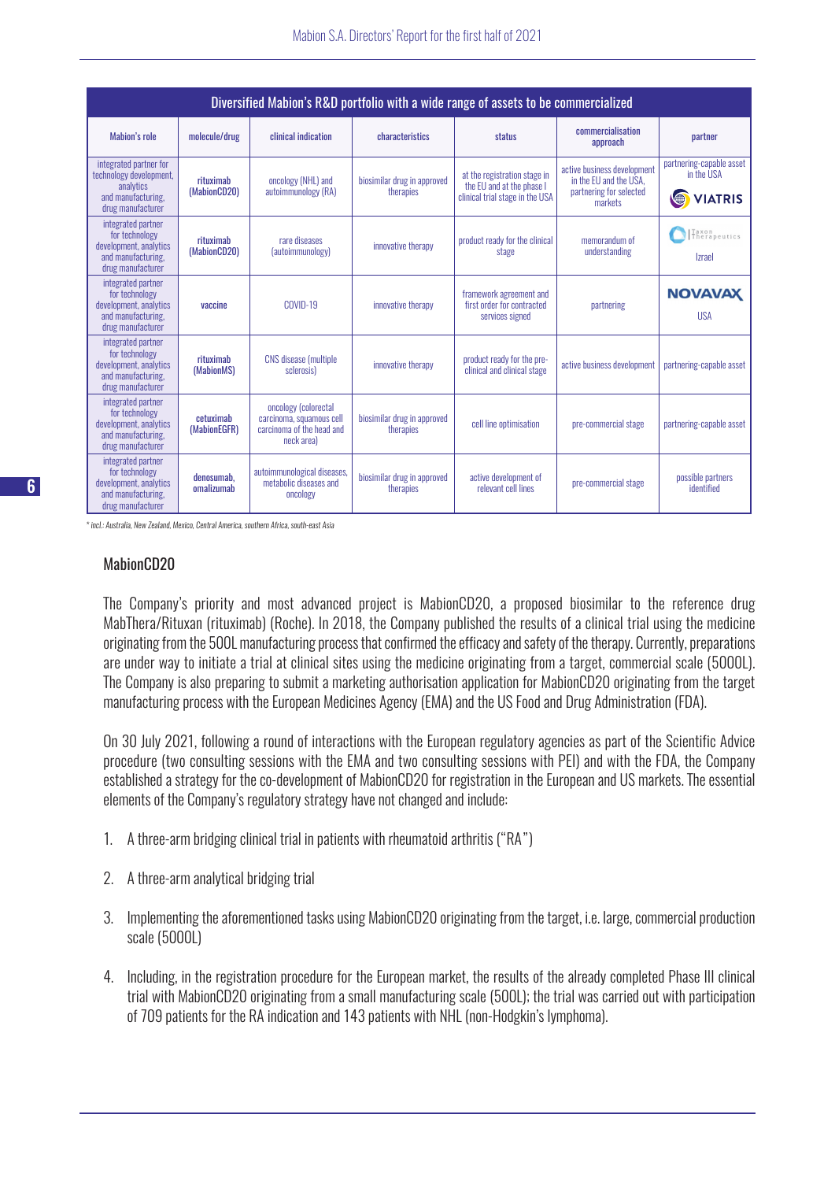| Diversified Mabion's R&D portfolio with a wide range of assets to be commercialized | | | | | | |
|---|---|---|---|---|---|---|
| Mabion's role | molecule/drug | clinical indication | characteristics | status | commercialisation approach | partner |
| integrated partner for technology development, analytics and manufacturing, drug manufacturer | rituximab (MabionCD20) | oncology (NHL) and autoimmunology (RA) | biosimilar drug in approved therapies | at the registration stage in the EU and at the phase I clinical trial stage in the USA | active business development in the EU and the USA, partnering for selected markets | partnering-capable asset in the USA VIATRIS |
| integrated partner for technology development, analytics and manufacturing, drug manufacturer | rituximab (MabionCD20) | rare diseases (autoimmunology) | innovative therapy | product ready for the clinical stage | memorandum of understanding | Taxon Therapeutics Izrael |
| integrated partner for technology development, analytics and manufacturing, drug manufacturer | vaccine | COVID-19 | innovative therapy | framework agreement and first order for contracted services signed | partnering | NOVAVAX USA |
| integrated partner for technology development, analytics and manufacturing, drug manufacturer | rituximab (MabionMS) | CNS disease (multiple sclerosis) | innovative therapy | product ready for the pre-clinical and clinical stage | active business development | partnering-capable asset |
| integrated partner for technology development, analytics and manufacturing, drug manufacturer | cetuximab (MabionEGFR) | oncology (colorectal carcinoma, squamous cell carcinoma of the head and neck area) | biosimilar drug in approved therapies | cell line optimisation | pre-commercial stage | partnering-capable asset |
| integrated partner for technology development, analytics and manufacturing, drug manufacturer | denosumab, omalizumab | autoimmunological diseases, metabolic diseases and oncology | biosimilar drug in approved therapies | active development of relevant cell lines | pre-commercial stage | possible partners identified |

*\* incl.: Australia, New Zealand, Mexico, Central America, southern Africa, south-east Asia*

## MabionCD20

The Company's priority and most advanced project is MabionCD20, a proposed biosimilar to the reference drug MabThera/Rituxan (rituximab) (Roche). In 2018, the Company published the results of a clinical trial using the medicine originating from the 500L manufacturing process that confirmed the efficacy and safety of the therapy. Currently, preparations are under way to initiate a trial at clinical sites using the medicine originating from a target, commercial scale (5000L). The Company is also preparing to submit a marketing authorisation application for MabionCD20 originating from the target manufacturing process with the European Medicines Agency (EMA) and the US Food and Drug Administration (FDA).

On 30 July 2021, following a round of interactions with the European regulatory agencies as part of the Scientific Advice procedure (two consulting sessions with the EMA and two consulting sessions with PEI) and with the FDA, the Company established a strategy for the co-development of MabionCD20 for registration in the European and US markets. The essential elements of the Company's regulatory strategy have not changed and include:

1. A three-arm bridging clinical trial in patients with rheumatoid arthritis ("RA")
2. A three-arm analytical bridging trial
3. Implementing the aforementioned tasks using MabionCD20 originating from the target, i.e. large, commercial production scale (5000L)
4. Including, in the registration procedure for the European market, the results of the already completed Phase III clinical trial with MabionCD20 originating from a small manufacturing scale (500L); the trial was carried out with participation of 709 patients for the RA indication and 143 patients with NHL (non-Hodgkin's lymphoma).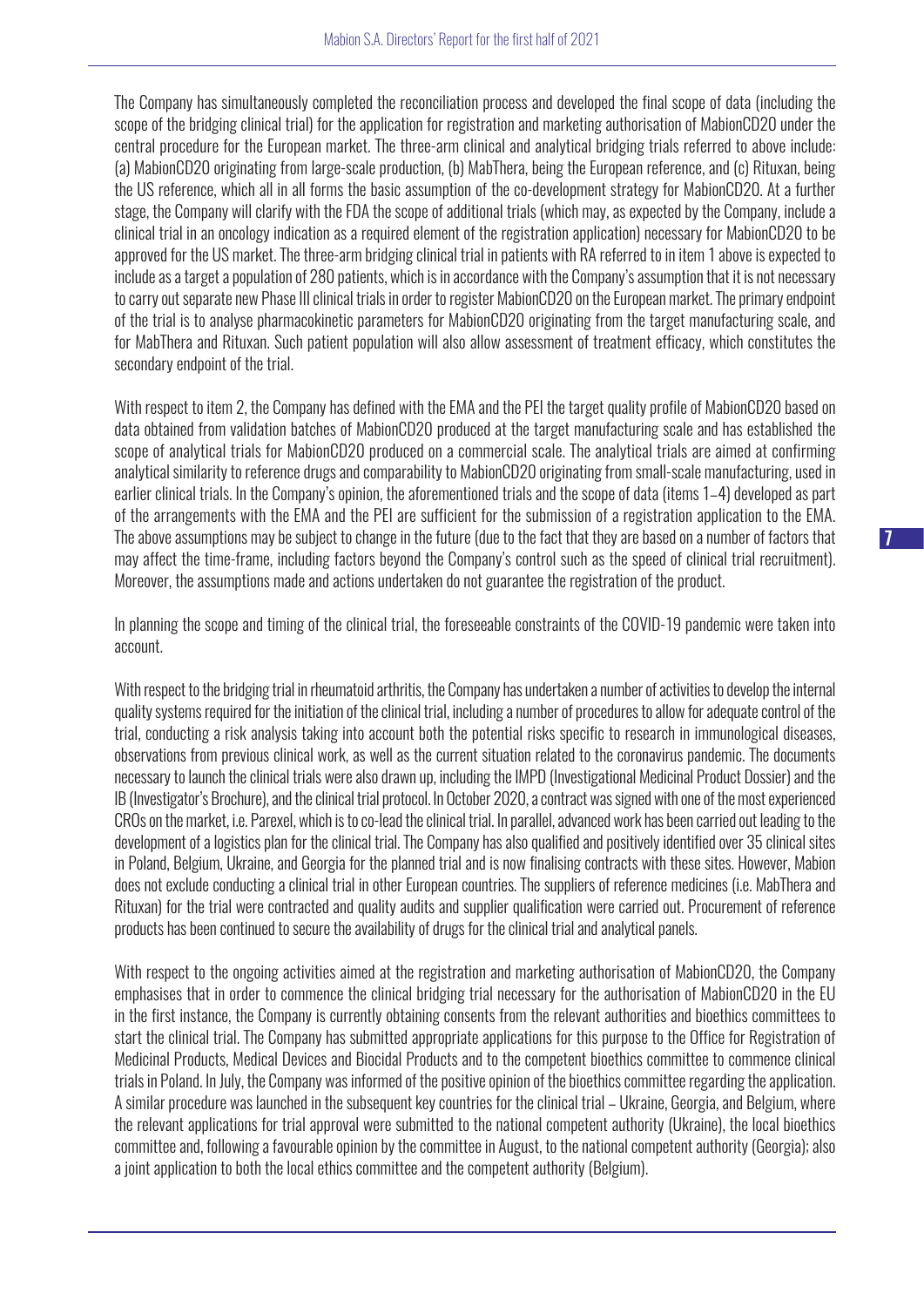The Company has simultaneously completed the reconciliation process and developed the final scope of data (including the scope of the bridging clinical trial) for the application for registration and marketing authorisation of MabionCD20 under the central procedure for the European market. The three-arm clinical and analytical bridging trials referred to above include: (a) MabionCD20 originating from large-scale production, (b) MabThera, being the European reference, and (c) Rituxan, being the US reference, which all in all forms the basic assumption of the co-development strategy for MabionCD20. At a further stage, the Company will clarify with the FDA the scope of additional trials (which may, as expected by the Company, include a clinical trial in an oncology indication as a required element of the registration application) necessary for MabionCD20 to be approved for the US market. The three-arm bridging clinical trial in patients with RA referred to in item 1 above is expected to include as a target a population of 280 patients, which is in accordance with the Company's assumption that it is not necessary to carry out separate new Phase III clinical trials in order to register MabionCD20 on the European market. The primary endpoint of the trial is to analyse pharmacokinetic parameters for MabionCD20 originating from the target manufacturing scale, and for MabThera and Rituxan. Such patient population will also allow assessment of treatment efficacy, which constitutes the secondary endpoint of the trial.

With respect to item 2, the Company has defined with the EMA and the PEI the target quality profile of MabionCD20 based on data obtained from validation batches of MabionCD20 produced at the target manufacturing scale and has established the scope of analytical trials for MabionCD20 produced on a commercial scale. The analytical trials are aimed at confirming analytical similarity to reference drugs and comparability to MabionCD20 originating from small-scale manufacturing, used in earlier clinical trials. In the Company's opinion, the aforementioned trials and the scope of data (items 1–4) developed as part of the arrangements with the EMA and the PEI are sufficient for the submission of a registration application to the EMA. The above assumptions may be subject to change in the future (due to the fact that they are based on a number of factors that may affect the time-frame, including factors beyond the Company's control such as the speed of clinical trial recruitment). Moreover, the assumptions made and actions undertaken do not guarantee the registration of the product.

In planning the scope and timing of the clinical trial, the foreseeable constraints of the COVID-19 pandemic were taken into account.

With respect to the bridging trial in rheumatoid arthritis, the Company has undertaken a number of activities to develop the internal quality systems required for the initiation of the clinical trial, including a number of procedures to allow for adequate control of the trial, conducting a risk analysis taking into account both the potential risks specific to research in immunological diseases, observations from previous clinical work, as well as the current situation related to the coronavirus pandemic. The documents necessary to launch the clinical trials were also drawn up, including the IMPD (Investigational Medicinal Product Dossier) and the IB (Investigator's Brochure), and the clinical trial protocol. In October 2020, a contract was signed with one of the most experienced CROs on the market, i.e. Parexel, which is to co-lead the clinical trial. In parallel, advanced work has been carried out leading to the development of a logistics plan for the clinical trial. The Company has also qualified and positively identified over 35 clinical sites in Poland, Belgium, Ukraine, and Georgia for the planned trial and is now finalising contracts with these sites. However, Mabion does not exclude conducting a clinical trial in other European countries. The suppliers of reference medicines (i.e. MabThera and Rituxan) for the trial were contracted and quality audits and supplier qualification were carried out. Procurement of reference products has been continued to secure the availability of drugs for the clinical trial and analytical panels.

With respect to the ongoing activities aimed at the registration and marketing authorisation of MabionCD20, the Company emphasises that in order to commence the clinical bridging trial necessary for the authorisation of MabionCD20 in the EU in the first instance, the Company is currently obtaining consents from the relevant authorities and bioethics committees to start the clinical trial. The Company has submitted appropriate applications for this purpose to the Office for Registration of Medicinal Products, Medical Devices and Biocidal Products and to the competent bioethics committee to commence clinical trials in Poland. In July, the Company was informed of the positive opinion of the bioethics committee regarding the application. A similar procedure was launched in the subsequent key countries for the clinical trial – Ukraine, Georgia, and Belgium, where the relevant applications for trial approval were submitted to the national competent authority (Ukraine), the local bioethics committee and, following a favourable opinion by the committee in August, to the national competent authority (Georgia); also a joint application to both the local ethics committee and the competent authority (Belgium).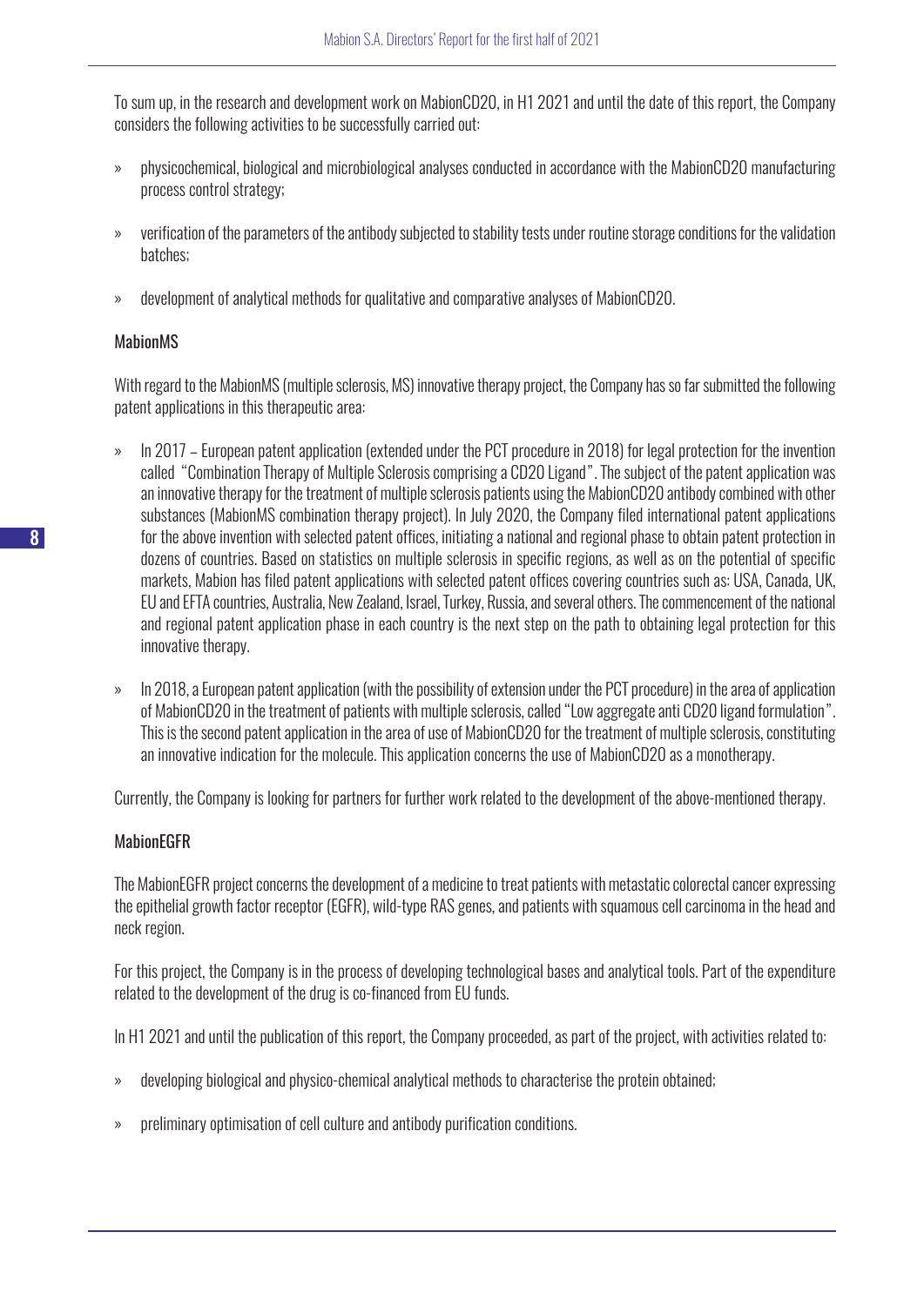To sum up, in the research and development work on MabionCD20, in H1 2021 and until the date of this report, the Company considers the following activities to be successfully carried out:

- physicochemical, biological and microbiological analyses conducted in accordance with the MabionCD20 manufacturing process control strategy;
- verification of the parameters of the antibody subjected to stability tests under routine storage conditions for the validation batches;
- development of analytical methods for qualitative and comparative analyses of MabionCD20.

### MabionMS

With regard to the MabionMS (multiple sclerosis, MS) innovative therapy project, the Company has so far submitted the following patent applications in this therapeutic area:

- In 2017 – European patent application (extended under the PCT procedure in 2018) for legal protection for the invention called "Combination Therapy of Multiple Sclerosis comprising a CD20 Ligand". The subject of the patent application was an innovative therapy for the treatment of multiple sclerosis patients using the MabionCD20 antibody combined with other substances (MabionMS combination therapy project). In July 2020, the Company filed international patent applications for the above invention with selected patent offices, initiating a national and regional phase to obtain patent protection in dozens of countries. Based on statistics on multiple sclerosis in specific regions, as well as on the potential of specific markets, Mabion has filed patent applications with selected patent offices covering countries such as: USA, Canada, UK, EU and EFTA countries, Australia, New Zealand, Israel, Turkey, Russia, and several others. The commencement of the national and regional patent application phase in each country is the next step on the path to obtaining legal protection for this innovative therapy.
- In 2018, a European patent application (with the possibility of extension under the PCT procedure) in the area of application of MabionCD20 in the treatment of patients with multiple sclerosis, called "Low aggregate anti CD20 ligand formulation". This is the second patent application in the area of use of MabionCD20 for the treatment of multiple sclerosis, constituting an innovative indication for the molecule. This application concerns the use of MabionCD20 as a monotherapy.

Currently, the Company is looking for partners for further work related to the development of the above-mentioned therapy.

### MabionEGFR

The MabionEGFR project concerns the development of a medicine to treat patients with metastatic colorectal cancer expressing the epithelial growth factor receptor (EGFR), wild-type RAS genes, and patients with squamous cell carcinoma in the head and neck region.

For this project, the Company is in the process of developing technological bases and analytical tools. Part of the expenditure related to the development of the drug is co-financed from EU funds.

In H1 2021 and until the publication of this report, the Company proceeded, as part of the project, with activities related to:

- developing biological and physico-chemical analytical methods to characterise the protein obtained;
- preliminary optimisation of cell culture and antibody purification conditions.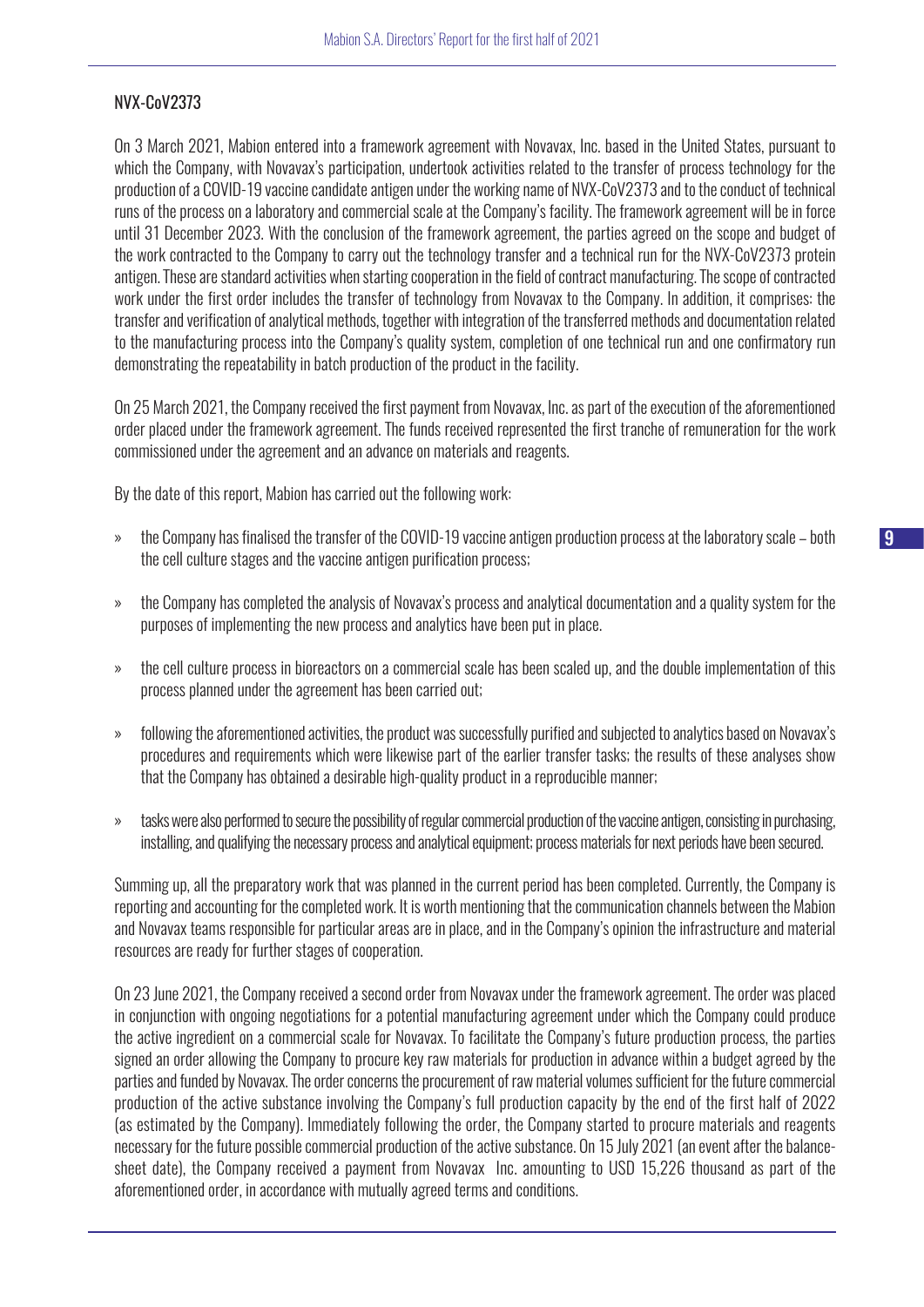## NVX-CoV2373

On 3 March 2021, Mabion entered into a framework agreement with Novavax, Inc. based in the United States, pursuant to which the Company, with Novavax's participation, undertook activities related to the transfer of process technology for the production of a COVID-19 vaccine candidate antigen under the working name of NVX-CoV2373 and to the conduct of technical runs of the process on a laboratory and commercial scale at the Company's facility. The framework agreement will be in force until 31 December 2023. With the conclusion of the framework agreement, the parties agreed on the scope and budget of the work contracted to the Company to carry out the technology transfer and a technical run for the NVX-CoV2373 protein antigen. These are standard activities when starting cooperation in the field of contract manufacturing. The scope of contracted work under the first order includes the transfer of technology from Novavax to the Company. In addition, it comprises: the transfer and verification of analytical methods, together with integration of the transferred methods and documentation related to the manufacturing process into the Company's quality system, completion of one technical run and one confirmatory run demonstrating the repeatability in batch production of the product in the facility.

On 25 March 2021, the Company received the first payment from Novavax, Inc. as part of the execution of the aforementioned order placed under the framework agreement. The funds received represented the first tranche of remuneration for the work commissioned under the agreement and an advance on materials and reagents.

By the date of this report, Mabion has carried out the following work:

- the Company has finalised the transfer of the COVID-19 vaccine antigen production process at the laboratory scale – both the cell culture stages and the vaccine antigen purification process;
- the Company has completed the analysis of Novavax's process and analytical documentation and a quality system for the purposes of implementing the new process and analytics have been put in place.
- the cell culture process in bioreactors on a commercial scale has been scaled up, and the double implementation of this process planned under the agreement has been carried out;
- following the aforementioned activities, the product was successfully purified and subjected to analytics based on Novavax's procedures and requirements which were likewise part of the earlier transfer tasks; the results of these analyses show that the Company has obtained a desirable high-quality product in a reproducible manner;
- tasks were also performed to secure the possibility of regular commercial production of the vaccine antigen, consisting in purchasing, installing, and qualifying the necessary process and analytical equipment; process materials for next periods have been secured.

Summing up, all the preparatory work that was planned in the current period has been completed. Currently, the Company is reporting and accounting for the completed work. It is worth mentioning that the communication channels between the Mabion and Novavax teams responsible for particular areas are in place, and in the Company's opinion the infrastructure and material resources are ready for further stages of cooperation.

On 23 June 2021, the Company received a second order from Novavax under the framework agreement. The order was placed in conjunction with ongoing negotiations for a potential manufacturing agreement under which the Company could produce the active ingredient on a commercial scale for Novavax. To facilitate the Company's future production process, the parties signed an order allowing the Company to procure key raw materials for production in advance within a budget agreed by the parties and funded by Novavax. The order concerns the procurement of raw material volumes sufficient for the future commercial production of the active substance involving the Company's full production capacity by the end of the first half of 2022 (as estimated by the Company). Immediately following the order, the Company started to procure materials and reagents necessary for the future possible commercial production of the active substance. On 15 July 2021 (an event after the balance-sheet date), the Company received a payment from Novavax Inc. amounting to USD 15,226 thousand as part of the aforementioned order, in accordance with mutually agreed terms and conditions.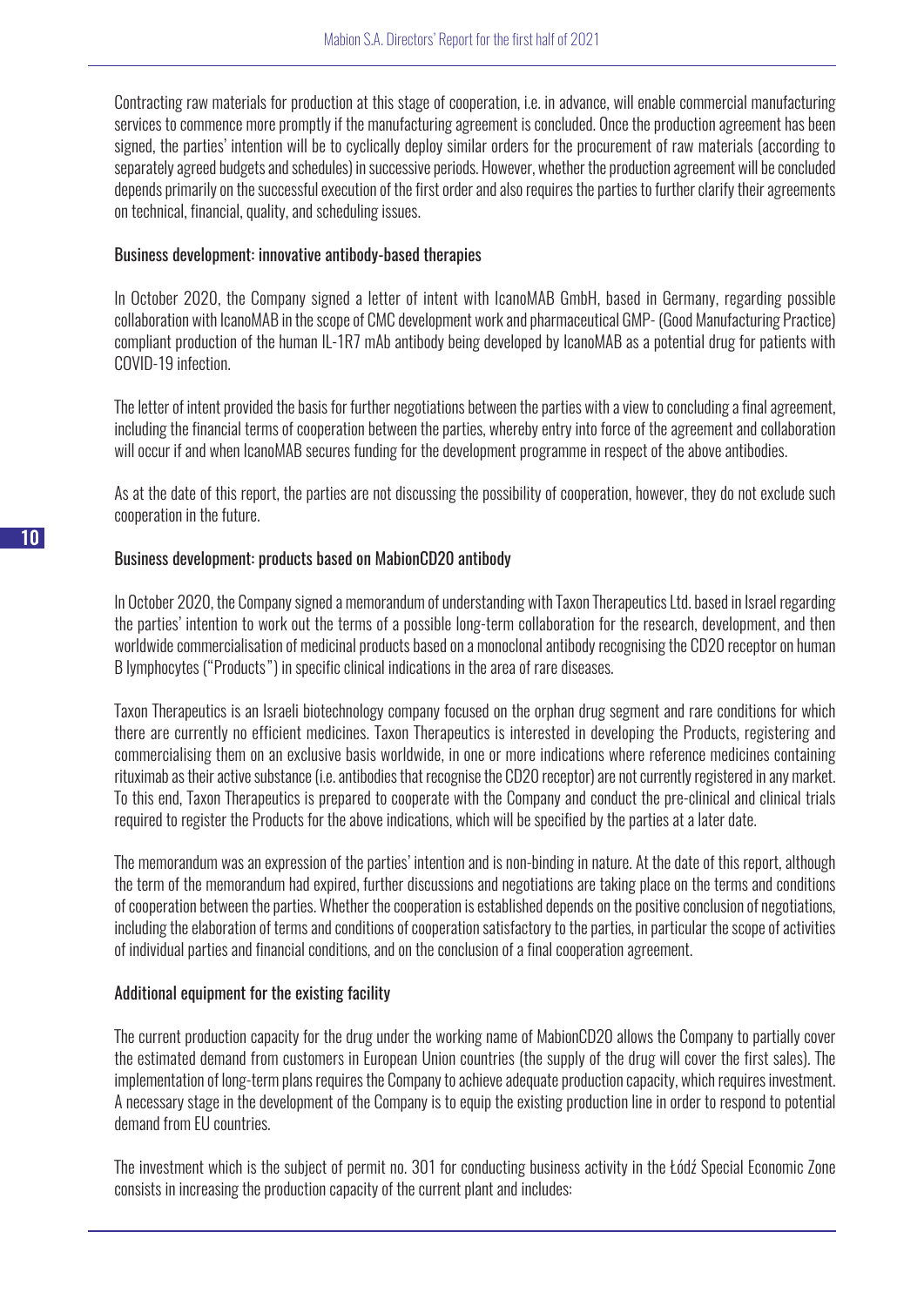Contracting raw materials for production at this stage of cooperation, i.e. in advance, will enable commercial manufacturing services to commence more promptly if the manufacturing agreement is concluded. Once the production agreement has been signed, the parties' intention will be to cyclically deploy similar orders for the procurement of raw materials (according to separately agreed budgets and schedules) in successive periods. However, whether the production agreement will be concluded depends primarily on the successful execution of the first order and also requires the parties to further clarify their agreements on technical, financial, quality, and scheduling issues.

### Business development: innovative antibody-based therapies

In October 2020, the Company signed a letter of intent with IcanoMAB GmbH, based in Germany, regarding possible collaboration with IcanoMAB in the scope of CMC development work and pharmaceutical GMP- (Good Manufacturing Practice) compliant production of the human IL-1R7 mAb antibody being developed by IcanoMAB as a potential drug for patients with COVID-19 infection.

The letter of intent provided the basis for further negotiations between the parties with a view to concluding a final agreement, including the financial terms of cooperation between the parties, whereby entry into force of the agreement and collaboration will occur if and when IcanoMAB secures funding for the development programme in respect of the above antibodies.

As at the date of this report, the parties are not discussing the possibility of cooperation, however, they do not exclude such cooperation in the future.

### Business development: products based on MabionCD20 antibody

In October 2020, the Company signed a memorandum of understanding with Taxon Therapeutics Ltd. based in Israel regarding the parties' intention to work out the terms of a possible long-term collaboration for the research, development, and then worldwide commercialisation of medicinal products based on a monoclonal antibody recognising the CD20 receptor on human B lymphocytes ("Products") in specific clinical indications in the area of rare diseases.

Taxon Therapeutics is an Israeli biotechnology company focused on the orphan drug segment and rare conditions for which there are currently no efficient medicines. Taxon Therapeutics is interested in developing the Products, registering and commercialising them on an exclusive basis worldwide, in one or more indications where reference medicines containing rituximab as their active substance (i.e. antibodies that recognise the CD20 receptor) are not currently registered in any market. To this end, Taxon Therapeutics is prepared to cooperate with the Company and conduct the pre-clinical and clinical trials required to register the Products for the above indications, which will be specified by the parties at a later date.

The memorandum was an expression of the parties' intention and is non-binding in nature. At the date of this report, although the term of the memorandum had expired, further discussions and negotiations are taking place on the terms and conditions of cooperation between the parties. Whether the cooperation is established depends on the positive conclusion of negotiations, including the elaboration of terms and conditions of cooperation satisfactory to the parties, in particular the scope of activities of individual parties and financial conditions, and on the conclusion of a final cooperation agreement.

### Additional equipment for the existing facility

The current production capacity for the drug under the working name of MabionCD20 allows the Company to partially cover the estimated demand from customers in European Union countries (the supply of the drug will cover the first sales). The implementation of long-term plans requires the Company to achieve adequate production capacity, which requires investment. A necessary stage in the development of the Company is to equip the existing production line in order to respond to potential demand from EU countries.

The investment which is the subject of permit no. 301 for conducting business activity in the Łódź Special Economic Zone consists in increasing the production capacity of the current plant and includes: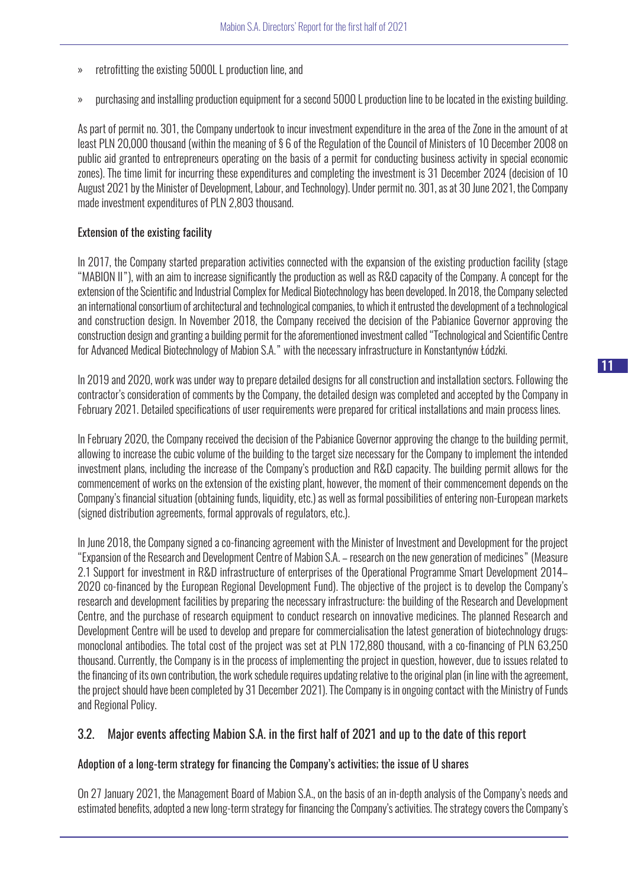» retrofitting the existing 5000L L production line, and

» purchasing and installing production equipment for a second 5000 L production line to be located in the existing building.

As part of permit no. 301, the Company undertook to incur investment expenditure in the area of the Zone in the amount of at least PLN 20,000 thousand (within the meaning of § 6 of the Regulation of the Council of Ministers of 10 December 2008 on public aid granted to entrepreneurs operating on the basis of a permit for conducting business activity in special economic zones). The time limit for incurring these expenditures and completing the investment is 31 December 2024 (decision of 10 August 2021 by the Minister of Development, Labour, and Technology). Under permit no. 301, as at 30 June 2021, the Company made investment expenditures of PLN 2,803 thousand.

#### Extension of the existing facility

In 2017, the Company started preparation activities connected with the expansion of the existing production facility (stage "MABION II"), with an aim to increase significantly the production as well as R&D capacity of the Company. A concept for the extension of the Scientific and Industrial Complex for Medical Biotechnology has been developed. In 2018, the Company selected an international consortium of architectural and technological companies, to which it entrusted the development of a technological and construction design. In November 2018, the Company received the decision of the Pabianice Governor approving the construction design and granting a building permit for the aforementioned investment called "Technological and Scientific Centre for Advanced Medical Biotechnology of Mabion S.A." with the necessary infrastructure in Konstantynów Łódzki.

In 2019 and 2020, work was under way to prepare detailed designs for all construction and installation sectors. Following the contractor's consideration of comments by the Company, the detailed design was completed and accepted by the Company in February 2021. Detailed specifications of user requirements were prepared for critical installations and main process lines.

In February 2020, the Company received the decision of the Pabianice Governor approving the change to the building permit, allowing to increase the cubic volume of the building to the target size necessary for the Company to implement the intended investment plans, including the increase of the Company's production and R&D capacity. The building permit allows for the commencement of works on the extension of the existing plant, however, the moment of their commencement depends on the Company's financial situation (obtaining funds, liquidity, etc.) as well as formal possibilities of entering non-European markets (signed distribution agreements, formal approvals of regulators, etc.).

In June 2018, the Company signed a co-financing agreement with the Minister of Investment and Development for the project "Expansion of the Research and Development Centre of Mabion S.A. – research on the new generation of medicines" (Measure 2.1 Support for investment in R&D infrastructure of enterprises of the Operational Programme Smart Development 2014–2020 co-financed by the European Regional Development Fund). The objective of the project is to develop the Company's research and development facilities by preparing the necessary infrastructure: the building of the Research and Development Centre, and the purchase of research equipment to conduct research on innovative medicines. The planned Research and Development Centre will be used to develop and prepare for commercialisation the latest generation of biotechnology drugs: monoclonal antibodies. The total cost of the project was set at PLN 172,880 thousand, with a co-financing of PLN 63,250 thousand. Currently, the Company is in the process of implementing the project in question, however, due to issues related to the financing of its own contribution, the work schedule requires updating relative to the original plan (in line with the agreement, the project should have been completed by 31 December 2021). The Company is in ongoing contact with the Ministry of Funds and Regional Policy.

### 3.2. Major events affecting Mabion S.A. in the first half of 2021 and up to the date of this report

#### Adoption of a long-term strategy for financing the Company's activities; the issue of U shares

On 27 January 2021, the Management Board of Mabion S.A., on the basis of an in-depth analysis of the Company's needs and estimated benefits, adopted a new long-term strategy for financing the Company's activities. The strategy covers the Company's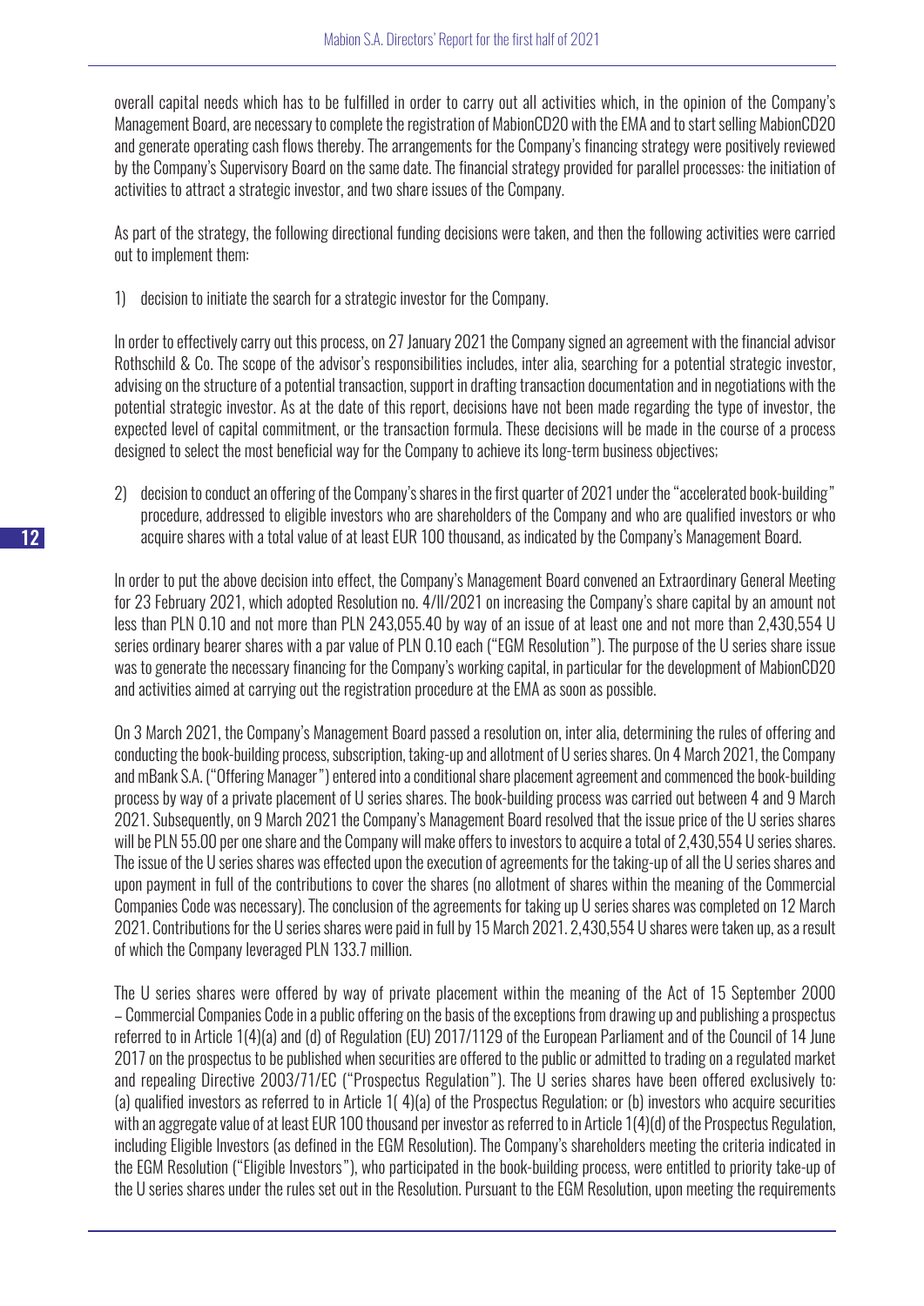overall capital needs which has to be fulfilled in order to carry out all activities which, in the opinion of the Company's Management Board, are necessary to complete the registration of MabionCD20 with the EMA and to start selling MabionCD20 and generate operating cash flows thereby. The arrangements for the Company's financing strategy were positively reviewed by the Company's Supervisory Board on the same date. The financial strategy provided for parallel processes: the initiation of activities to attract a strategic investor, and two share issues of the Company.

As part of the strategy, the following directional funding decisions were taken, and then the following activities were carried out to implement them:

1) decision to initiate the search for a strategic investor for the Company.

In order to effectively carry out this process, on 27 January 2021 the Company signed an agreement with the financial advisor Rothschild & Co. The scope of the advisor's responsibilities includes, inter alia, searching for a potential strategic investor, advising on the structure of a potential transaction, support in drafting transaction documentation and in negotiations with the potential strategic investor. As at the date of this report, decisions have not been made regarding the type of investor, the expected level of capital commitment, or the transaction formula. These decisions will be made in the course of a process designed to select the most beneficial way for the Company to achieve its long-term business objectives;

2) decision to conduct an offering of the Company's shares in the first quarter of 2021 under the "accelerated book-building" procedure, addressed to eligible investors who are shareholders of the Company and who are qualified investors or who acquire shares with a total value of at least EUR 100 thousand, as indicated by the Company's Management Board.

In order to put the above decision into effect, the Company's Management Board convened an Extraordinary General Meeting for 23 February 2021, which adopted Resolution no. 4/II/2021 on increasing the Company's share capital by an amount not less than PLN 0.10 and not more than PLN 243,055.40 by way of an issue of at least one and not more than 2,430,554 U series ordinary bearer shares with a par value of PLN 0.10 each ("EGM Resolution"). The purpose of the U series share issue was to generate the necessary financing for the Company's working capital, in particular for the development of MabionCD20 and activities aimed at carrying out the registration procedure at the EMA as soon as possible.

On 3 March 2021, the Company's Management Board passed a resolution on, inter alia, determining the rules of offering and conducting the book-building process, subscription, taking-up and allotment of U series shares. On 4 March 2021, the Company and mBank S.A. ("Offering Manager") entered into a conditional share placement agreement and commenced the book-building process by way of a private placement of U series shares. The book-building process was carried out between 4 and 9 March 2021. Subsequently, on 9 March 2021 the Company's Management Board resolved that the issue price of the U series shares will be PLN 55.00 per one share and the Company will make offers to investors to acquire a total of 2,430,554 U series shares. The issue of the U series shares was effected upon the execution of agreements for the taking-up of all the U series shares and upon payment in full of the contributions to cover the shares (no allotment of shares within the meaning of the Commercial Companies Code was necessary). The conclusion of the agreements for taking up U series shares was completed on 12 March 2021. Contributions for the U series shares were paid in full by 15 March 2021. 2,430,554 U shares were taken up, as a result of which the Company leveraged PLN 133.7 million.

The U series shares were offered by way of private placement within the meaning of the Act of 15 September 2000 – Commercial Companies Code in a public offering on the basis of the exceptions from drawing up and publishing a prospectus referred to in Article 1(4)(a) and (d) of Regulation (EU) 2017/1129 of the European Parliament and of the Council of 14 June 2017 on the prospectus to be published when securities are offered to the public or admitted to trading on a regulated market and repealing Directive 2003/71/EC ("Prospectus Regulation"). The U series shares have been offered exclusively to: (a) qualified investors as referred to in Article 1( 4)(a) of the Prospectus Regulation; or (b) investors who acquire securities with an aggregate value of at least EUR 100 thousand per investor as referred to in Article 1(4)(d) of the Prospectus Regulation, including Eligible Investors (as defined in the EGM Resolution). The Company's shareholders meeting the criteria indicated in the EGM Resolution ("Eligible Investors"), who participated in the book-building process, were entitled to priority take-up of the U series shares under the rules set out in the Resolution. Pursuant to the EGM Resolution, upon meeting the requirements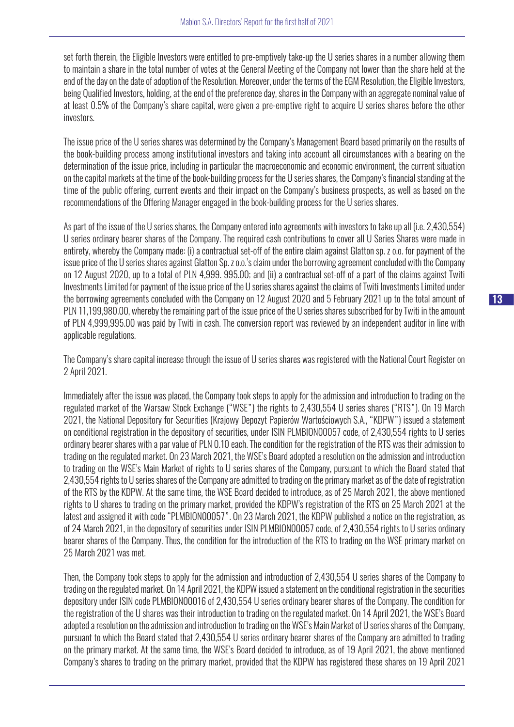set forth therein, the Eligible Investors were entitled to pre-emptively take-up the U series shares in a number allowing them to maintain a share in the total number of votes at the General Meeting of the Company not lower than the share held at the end of the day on the date of adoption of the Resolution. Moreover, under the terms of the EGM Resolution, the Eligible Investors, being Qualified Investors, holding, at the end of the preference day, shares in the Company with an aggregate nominal value of at least 0.5% of the Company's share capital, were given a pre-emptive right to acquire U series shares before the other investors.

The issue price of the U series shares was determined by the Company's Management Board based primarily on the results of the book-building process among institutional investors and taking into account all circumstances with a bearing on the determination of the issue price, including in particular the macroeconomic and economic environment, the current situation on the capital markets at the time of the book-building process for the U series shares, the Company's financial standing at the time of the public offering, current events and their impact on the Company's business prospects, as well as based on the recommendations of the Offering Manager engaged in the book-building process for the U series shares.

As part of the issue of the U series shares, the Company entered into agreements with investors to take up all (i.e. 2,430,554) U series ordinary bearer shares of the Company. The required cash contributions to cover all U Series Shares were made in entirety, whereby the Company made: (i) a contractual set-off of the entire claim against Glatton sp. z o.o. for payment of the issue price of the U series shares against Glatton Sp. z o.o.'s claim under the borrowing agreement concluded with the Company on 12 August 2020, up to a total of PLN 4,999. 995.00; and (ii) a contractual set-off of a part of the claims against Twiti Investments Limited for payment of the issue price of the U series shares against the claims of Twiti Investments Limited under the borrowing agreements concluded with the Company on 12 August 2020 and 5 February 2021 up to the total amount of PLN 11,199,980.00, whereby the remaining part of the issue price of the U series shares subscribed for by Twiti in the amount of PLN 4,999,995.00 was paid by Twiti in cash. The conversion report was reviewed by an independent auditor in line with applicable regulations.

The Company's share capital increase through the issue of U series shares was registered with the National Court Register on 2 April 2021.

Immediately after the issue was placed, the Company took steps to apply for the admission and introduction to trading on the regulated market of the Warsaw Stock Exchange ("WSE") the rights to 2,430,554 U series shares ("RTS"). On 19 March 2021, the National Depository for Securities (Krajowy Depozyt Papierów Wartościowych S.A., "KDPW") issued a statement on conditional registration in the depository of securities, under ISIN PLMBION00057 code, of 2,430,554 rights to U series ordinary bearer shares with a par value of PLN 0.10 each. The condition for the registration of the RTS was their admission to trading on the regulated market. On 23 March 2021, the WSE's Board adopted a resolution on the admission and introduction to trading on the WSE's Main Market of rights to U series shares of the Company, pursuant to which the Board stated that 2,430,554 rights to U series shares of the Company are admitted to trading on the primary market as of the date of registration of the RTS by the KDPW. At the same time, the WSE Board decided to introduce, as of 25 March 2021, the above mentioned rights to U shares to trading on the primary market, provided the KDPW's registration of the RTS on 25 March 2021 at the latest and assigned it with code "PLMBION00057". On 23 March 2021, the KDPW published a notice on the registration, as of 24 March 2021, in the depository of securities under ISIN PLMBION00057 code, of 2,430,554 rights to U series ordinary bearer shares of the Company. Thus, the condition for the introduction of the RTS to trading on the WSE primary market on 25 March 2021 was met.

Then, the Company took steps to apply for the admission and introduction of 2,430,554 U series shares of the Company to trading on the regulated market. On 14 April 2021, the KDPW issued a statement on the conditional registration in the securities depository under ISIN code PLMBION00016 of 2,430,554 U series ordinary bearer shares of the Company. The condition for the registration of the U shares was their introduction to trading on the regulated market. On 14 April 2021, the WSE's Board adopted a resolution on the admission and introduction to trading on the WSE's Main Market of U series shares of the Company, pursuant to which the Board stated that 2,430,554 U series ordinary bearer shares of the Company are admitted to trading on the primary market. At the same time, the WSE's Board decided to introduce, as of 19 April 2021, the above mentioned Company's shares to trading on the primary market, provided that the KDPW has registered these shares on 19 April 2021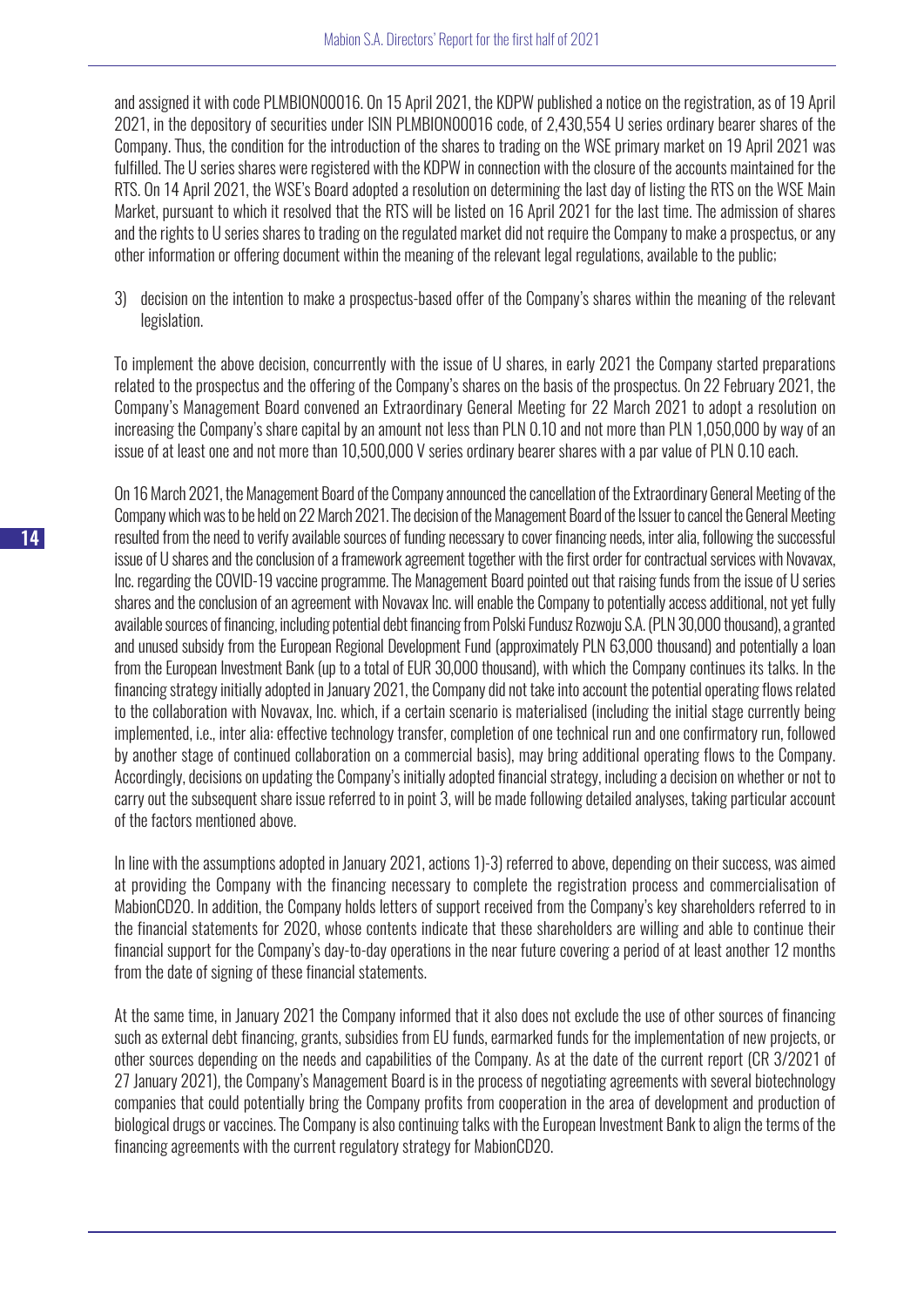and assigned it with code PLMBION00016. On 15 April 2021, the KDPW published a notice on the registration, as of 19 April 2021, in the depository of securities under ISIN PLMBION00016 code, of 2,430,554 U series ordinary bearer shares of the Company. Thus, the condition for the introduction of the shares to trading on the WSE primary market on 19 April 2021 was fulfilled. The U series shares were registered with the KDPW in connection with the closure of the accounts maintained for the RTS. On 14 April 2021, the WSE's Board adopted a resolution on determining the last day of listing the RTS on the WSE Main Market, pursuant to which it resolved that the RTS will be listed on 16 April 2021 for the last time. The admission of shares and the rights to U series shares to trading on the regulated market did not require the Company to make a prospectus, or any other information or offering document within the meaning of the relevant legal regulations, available to the public;

3) decision on the intention to make a prospectus-based offer of the Company's shares within the meaning of the relevant legislation.

To implement the above decision, concurrently with the issue of U shares, in early 2021 the Company started preparations related to the prospectus and the offering of the Company's shares on the basis of the prospectus. On 22 February 2021, the Company's Management Board convened an Extraordinary General Meeting for 22 March 2021 to adopt a resolution on increasing the Company's share capital by an amount not less than PLN 0.10 and not more than PLN 1,050,000 by way of an issue of at least one and not more than 10,500,000 V series ordinary bearer shares with a par value of PLN 0.10 each.

On 16 March 2021, the Management Board of the Company announced the cancellation of the Extraordinary General Meeting of the Company which was to be held on 22 March 2021. The decision of the Management Board of the Issuer to cancel the General Meeting resulted from the need to verify available sources of funding necessary to cover financing needs, inter alia, following the successful issue of U shares and the conclusion of a framework agreement together with the first order for contractual services with Novavax, Inc. regarding the COVID-19 vaccine programme. The Management Board pointed out that raising funds from the issue of U series shares and the conclusion of an agreement with Novavax Inc. will enable the Company to potentially access additional, not yet fully available sources of financing, including potential debt financing from Polski Fundusz Rozwoju S.A. (PLN 30,000 thousand), a granted and unused subsidy from the European Regional Development Fund (approximately PLN 63,000 thousand) and potentially a loan from the European Investment Bank (up to a total of EUR 30,000 thousand), with which the Company continues its talks. In the financing strategy initially adopted in January 2021, the Company did not take into account the potential operating flows related to the collaboration with Novavax, Inc. which, if a certain scenario is materialised (including the initial stage currently being implemented, i.e., inter alia: effective technology transfer, completion of one technical run and one confirmatory run, followed by another stage of continued collaboration on a commercial basis), may bring additional operating flows to the Company. Accordingly, decisions on updating the Company's initially adopted financial strategy, including a decision on whether or not to carry out the subsequent share issue referred to in point 3, will be made following detailed analyses, taking particular account of the factors mentioned above.

In line with the assumptions adopted in January 2021, actions 1)-3) referred to above, depending on their success, was aimed at providing the Company with the financing necessary to complete the registration process and commercialisation of MabionCD20. In addition, the Company holds letters of support received from the Company's key shareholders referred to in the financial statements for 2020, whose contents indicate that these shareholders are willing and able to continue their financial support for the Company's day-to-day operations in the near future covering a period of at least another 12 months from the date of signing of these financial statements.

At the same time, in January 2021 the Company informed that it also does not exclude the use of other sources of financing such as external debt financing, grants, subsidies from EU funds, earmarked funds for the implementation of new projects, or other sources depending on the needs and capabilities of the Company. As at the date of the current report (CR 3/2021 of 27 January 2021), the Company's Management Board is in the process of negotiating agreements with several biotechnology companies that could potentially bring the Company profits from cooperation in the area of development and production of biological drugs or vaccines. The Company is also continuing talks with the European Investment Bank to align the terms of the financing agreements with the current regulatory strategy for MabionCD20.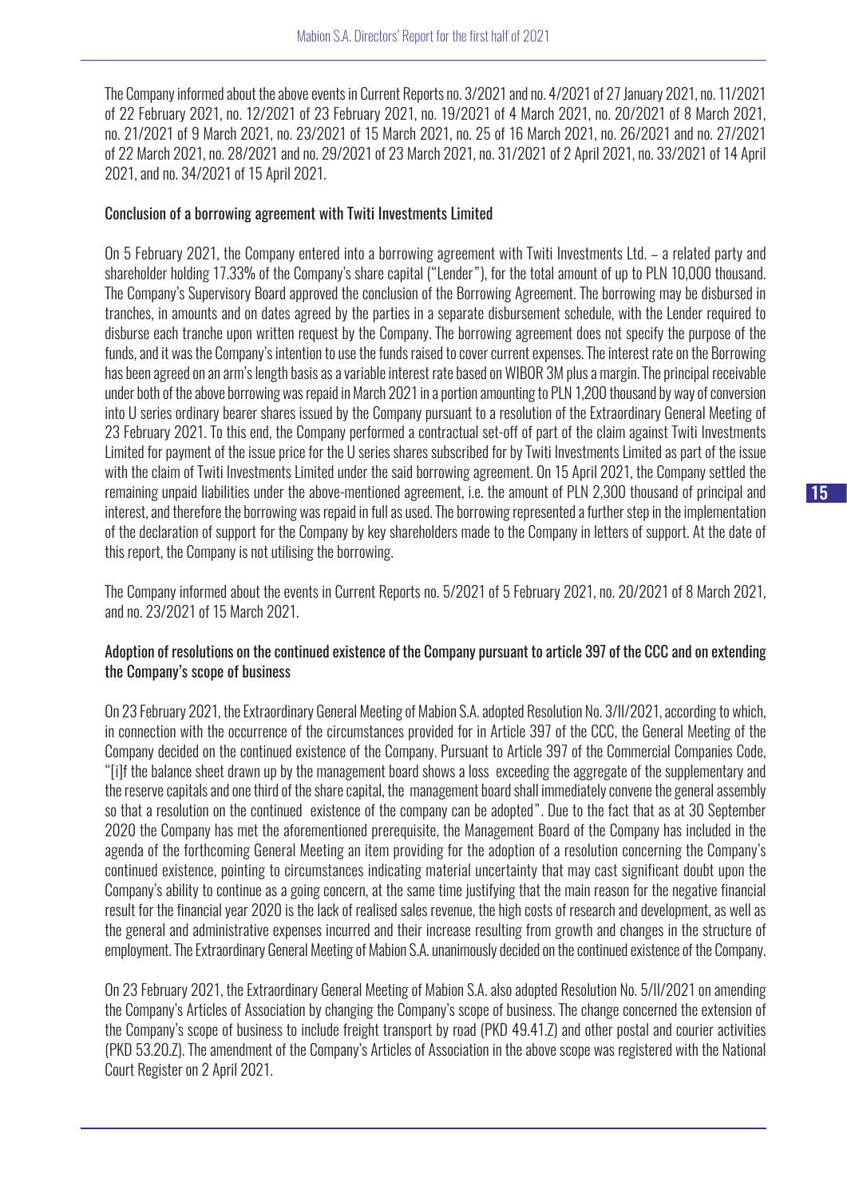The Company informed about the above events in Current Reports no. 3/2021 and no. 4/2021 of 27 January 2021, no. 11/2021 of 22 February 2021, no. 12/2021 of 23 February 2021, no. 19/2021 of 4 March 2021, no. 20/2021 of 8 March 2021, no. 21/2021 of 9 March 2021, no. 23/2021 of 15 March 2021, no. 25 of 16 March 2021, no. 26/2021 and no. 27/2021 of 22 March 2021, no. 28/2021 and no. 29/2021 of 23 March 2021, no. 31/2021 of 2 April 2021, no. 33/2021 of 14 April 2021, and no. 34/2021 of 15 April 2021.

### Conclusion of a borrowing agreement with Twiti Investments Limited

On 5 February 2021, the Company entered into a borrowing agreement with Twiti Investments Ltd. – a related party and shareholder holding 17.33% of the Company's share capital ("Lender"), for the total amount of up to PLN 10,000 thousand. The Company's Supervisory Board approved the conclusion of the Borrowing Agreement. The borrowing may be disbursed in tranches, in amounts and on dates agreed by the parties in a separate disbursement schedule, with the Lender required to disburse each tranche upon written request by the Company. The borrowing agreement does not specify the purpose of the funds, and it was the Company's intention to use the funds raised to cover current expenses. The interest rate on the Borrowing has been agreed on an arm's length basis as a variable interest rate based on WIBOR 3M plus a margin. The principal receivable under both of the above borrowing was repaid in March 2021 in a portion amounting to PLN 1,200 thousand by way of conversion into U series ordinary bearer shares issued by the Company pursuant to a resolution of the Extraordinary General Meeting of 23 February 2021. To this end, the Company performed a contractual set-off of part of the claim against Twiti Investments Limited for payment of the issue price for the U series shares subscribed for by Twiti Investments Limited as part of the issue with the claim of Twiti Investments Limited under the said borrowing agreement. On 15 April 2021, the Company settled the remaining unpaid liabilities under the above-mentioned agreement, i.e. the amount of PLN 2,300 thousand of principal and interest, and therefore the borrowing was repaid in full as used. The borrowing represented a further step in the implementation of the declaration of support for the Company by key shareholders made to the Company in letters of support. At the date of this report, the Company is not utilising the borrowing.

The Company informed about the events in Current Reports no. 5/2021 of 5 February 2021, no. 20/2021 of 8 March 2021, and no. 23/2021 of 15 March 2021.

### Adoption of resolutions on the continued existence of the Company pursuant to article 397 of the CCC and on extending the Company's scope of business

On 23 February 2021, the Extraordinary General Meeting of Mabion S.A. adopted Resolution No. 3/II/2021, according to which, in connection with the occurrence of the circumstances provided for in Article 397 of the CCC, the General Meeting of the Company decided on the continued existence of the Company. Pursuant to Article 397 of the Commercial Companies Code, "[i]f the balance sheet drawn up by the management board shows a loss exceeding the aggregate of the supplementary and the reserve capitals and one third of the share capital, the management board shall immediately convene the general assembly so that a resolution on the continued existence of the company can be adopted". Due to the fact that as at 30 September 2020 the Company has met the aforementioned prerequisite, the Management Board of the Company has included in the agenda of the forthcoming General Meeting an item providing for the adoption of a resolution concerning the Company's continued existence, pointing to circumstances indicating material uncertainty that may cast significant doubt upon the Company's ability to continue as a going concern, at the same time justifying that the main reason for the negative financial result for the financial year 2020 is the lack of realised sales revenue, the high costs of research and development, as well as the general and administrative expenses incurred and their increase resulting from growth and changes in the structure of employment. The Extraordinary General Meeting of Mabion S.A. unanimously decided on the continued existence of the Company.

On 23 February 2021, the Extraordinary General Meeting of Mabion S.A. also adopted Resolution No. 5/II/2021 on amending the Company's Articles of Association by changing the Company's scope of business. The change concerned the extension of the Company's scope of business to include freight transport by road (PKD 49.41.Z) and other postal and courier activities (PKD 53.20.Z). The amendment of the Company's Articles of Association in the above scope was registered with the National Court Register on 2 April 2021.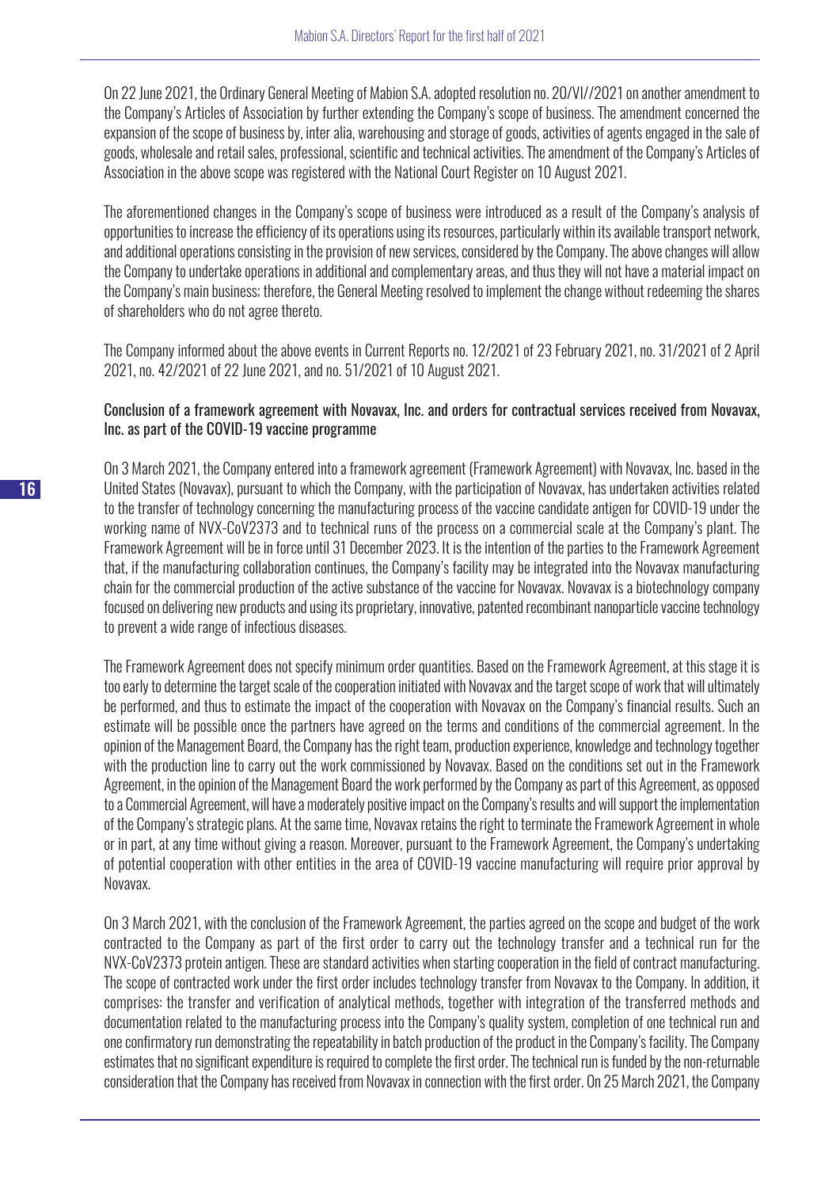On 22 June 2021, the Ordinary General Meeting of Mabion S.A. adopted resolution no. 20/VI//2021 on another amendment to the Company's Articles of Association by further extending the Company's scope of business. The amendment concerned the expansion of the scope of business by, inter alia, warehousing and storage of goods, activities of agents engaged in the sale of goods, wholesale and retail sales, professional, scientific and technical activities. The amendment of the Company's Articles of Association in the above scope was registered with the National Court Register on 10 August 2021.

The aforementioned changes in the Company's scope of business were introduced as a result of the Company's analysis of opportunities to increase the efficiency of its operations using its resources, particularly within its available transport network, and additional operations consisting in the provision of new services, considered by the Company. The above changes will allow the Company to undertake operations in additional and complementary areas, and thus they will not have a material impact on the Company's main business; therefore, the General Meeting resolved to implement the change without redeeming the shares of shareholders who do not agree thereto.

The Company informed about the above events in Current Reports no. 12/2021 of 23 February 2021, no. 31/2021 of 2 April 2021, no. 42/2021 of 22 June 2021, and no. 51/2021 of 10 August 2021.

#### Conclusion of a framework agreement with Novavax, Inc. and orders for contractual services received from Novavax, Inc. as part of the COVID-19 vaccine programme

On 3 March 2021, the Company entered into a framework agreement (Framework Agreement) with Novavax, Inc. based in the United States (Novavax), pursuant to which the Company, with the participation of Novavax, has undertaken activities related to the transfer of technology concerning the manufacturing process of the vaccine candidate antigen for COVID-19 under the working name of NVX-CoV2373 and to technical runs of the process on a commercial scale at the Company's plant. The Framework Agreement will be in force until 31 December 2023. It is the intention of the parties to the Framework Agreement that, if the manufacturing collaboration continues, the Company's facility may be integrated into the Novavax manufacturing chain for the commercial production of the active substance of the vaccine for Novavax. Novavax is a biotechnology company focused on delivering new products and using its proprietary, innovative, patented recombinant nanoparticle vaccine technology to prevent a wide range of infectious diseases.

The Framework Agreement does not specify minimum order quantities. Based on the Framework Agreement, at this stage it is too early to determine the target scale of the cooperation initiated with Novavax and the target scope of work that will ultimately be performed, and thus to estimate the impact of the cooperation with Novavax on the Company's financial results. Such an estimate will be possible once the partners have agreed on the terms and conditions of the commercial agreement. In the opinion of the Management Board, the Company has the right team, production experience, knowledge and technology together with the production line to carry out the work commissioned by Novavax. Based on the conditions set out in the Framework Agreement, in the opinion of the Management Board the work performed by the Company as part of this Agreement, as opposed to a Commercial Agreement, will have a moderately positive impact on the Company's results and will support the implementation of the Company's strategic plans. At the same time, Novavax retains the right to terminate the Framework Agreement in whole or in part, at any time without giving a reason. Moreover, pursuant to the Framework Agreement, the Company's undertaking of potential cooperation with other entities in the area of COVID-19 vaccine manufacturing will require prior approval by Novavax.

On 3 March 2021, with the conclusion of the Framework Agreement, the parties agreed on the scope and budget of the work contracted to the Company as part of the first order to carry out the technology transfer and a technical run for the NVX-CoV2373 protein antigen. These are standard activities when starting cooperation in the field of contract manufacturing. The scope of contracted work under the first order includes technology transfer from Novavax to the Company. In addition, it comprises: the transfer and verification of analytical methods, together with integration of the transferred methods and documentation related to the manufacturing process into the Company's quality system, completion of one technical run and one confirmatory run demonstrating the repeatability in batch production of the product in the Company's facility. The Company estimates that no significant expenditure is required to complete the first order. The technical run is funded by the non-returnable consideration that the Company has received from Novavax in connection with the first order. On 25 March 2021, the Company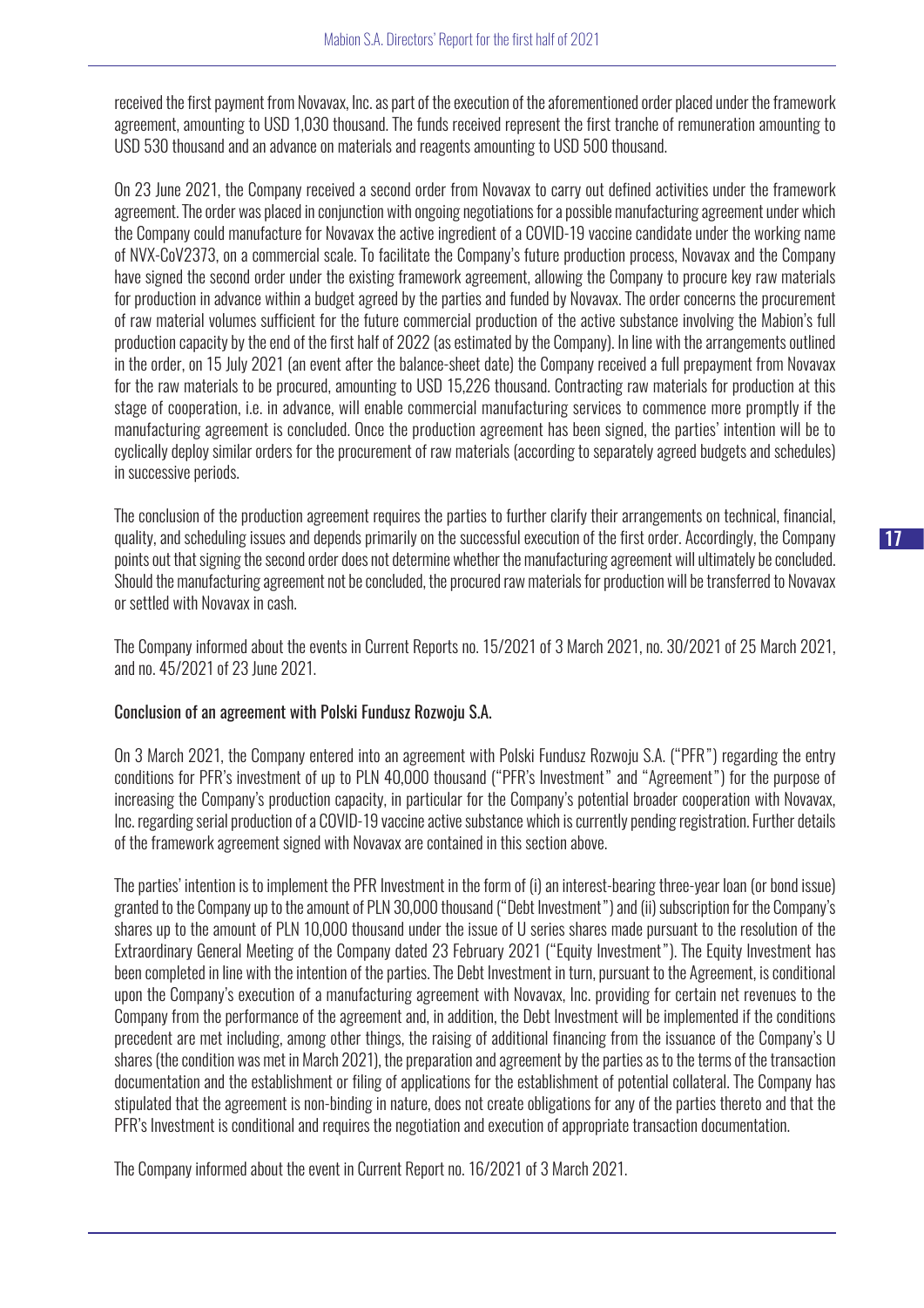received the first payment from Novavax, Inc. as part of the execution of the aforementioned order placed under the framework agreement, amounting to USD 1,030 thousand. The funds received represent the first tranche of remuneration amounting to USD 530 thousand and an advance on materials and reagents amounting to USD 500 thousand.

On 23 June 2021, the Company received a second order from Novavax to carry out defined activities under the framework agreement. The order was placed in conjunction with ongoing negotiations for a possible manufacturing agreement under which the Company could manufacture for Novavax the active ingredient of a COVID-19 vaccine candidate under the working name of NVX-CoV2373, on a commercial scale. To facilitate the Company's future production process, Novavax and the Company have signed the second order under the existing framework agreement, allowing the Company to procure key raw materials for production in advance within a budget agreed by the parties and funded by Novavax. The order concerns the procurement of raw material volumes sufficient for the future commercial production of the active substance involving the Mabion's full production capacity by the end of the first half of 2022 (as estimated by the Company). In line with the arrangements outlined in the order, on 15 July 2021 (an event after the balance-sheet date) the Company received a full prepayment from Novavax for the raw materials to be procured, amounting to USD 15,226 thousand. Contracting raw materials for production at this stage of cooperation, i.e. in advance, will enable commercial manufacturing services to commence more promptly if the manufacturing agreement is concluded. Once the production agreement has been signed, the parties' intention will be to cyclically deploy similar orders for the procurement of raw materials (according to separately agreed budgets and schedules) in successive periods.

The conclusion of the production agreement requires the parties to further clarify their arrangements on technical, financial, quality, and scheduling issues and depends primarily on the successful execution of the first order. Accordingly, the Company points out that signing the second order does not determine whether the manufacturing agreement will ultimately be concluded. Should the manufacturing agreement not be concluded, the procured raw materials for production will be transferred to Novavax or settled with Novavax in cash.

The Company informed about the events in Current Reports no. 15/2021 of 3 March 2021, no. 30/2021 of 25 March 2021, and no. 45/2021 of 23 June 2021.

Conclusion of an agreement with Polski Fundusz Rozwoju S.A.

On 3 March 2021, the Company entered into an agreement with Polski Fundusz Rozwoju S.A. ("PFR") regarding the entry conditions for PFR's investment of up to PLN 40,000 thousand ("PFR's Investment" and "Agreement") for the purpose of increasing the Company's production capacity, in particular for the Company's potential broader cooperation with Novavax, Inc. regarding serial production of a COVID-19 vaccine active substance which is currently pending registration. Further details of the framework agreement signed with Novavax are contained in this section above.

The parties' intention is to implement the PFR Investment in the form of (i) an interest-bearing three-year loan (or bond issue) granted to the Company up to the amount of PLN 30,000 thousand ("Debt Investment") and (ii) subscription for the Company's shares up to the amount of PLN 10,000 thousand under the issue of U series shares made pursuant to the resolution of the Extraordinary General Meeting of the Company dated 23 February 2021 ("Equity Investment"). The Equity Investment has been completed in line with the intention of the parties. The Debt Investment in turn, pursuant to the Agreement, is conditional upon the Company's execution of a manufacturing agreement with Novavax, Inc. providing for certain net revenues to the Company from the performance of the agreement and, in addition, the Debt Investment will be implemented if the conditions precedent are met including, among other things, the raising of additional financing from the issuance of the Company's U shares (the condition was met in March 2021), the preparation and agreement by the parties as to the terms of the transaction documentation and the establishment or filing of applications for the establishment of potential collateral. The Company has stipulated that the agreement is non-binding in nature, does not create obligations for any of the parties thereto and that the PFR's Investment is conditional and requires the negotiation and execution of appropriate transaction documentation.

The Company informed about the event in Current Report no. 16/2021 of 3 March 2021.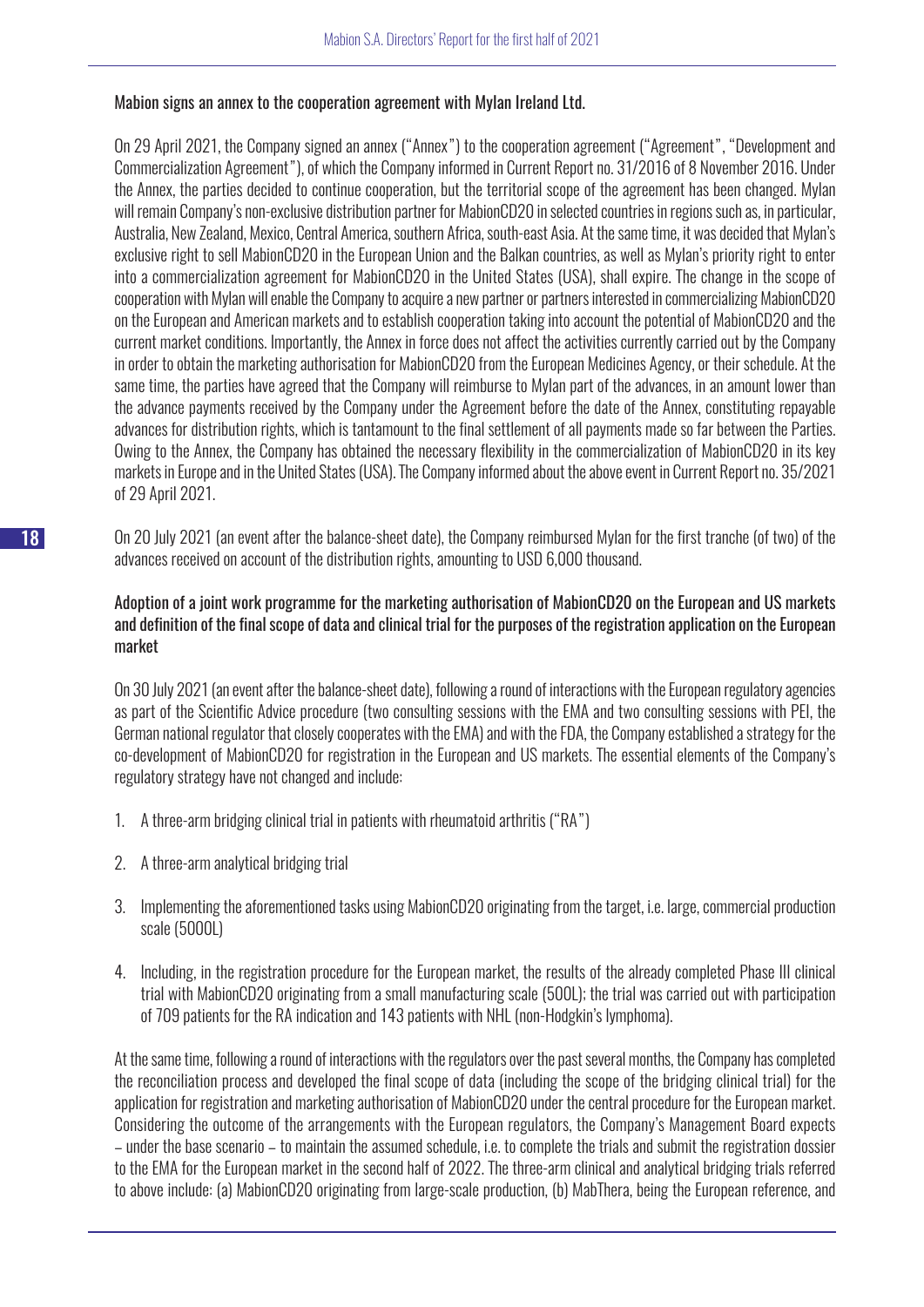### Mabion signs an annex to the cooperation agreement with Mylan Ireland Ltd.

On 29 April 2021, the Company signed an annex ("Annex") to the cooperation agreement ("Agreement", "Development and Commercialization Agreement"), of which the Company informed in Current Report no. 31/2016 of 8 November 2016. Under the Annex, the parties decided to continue cooperation, but the territorial scope of the agreement has been changed. Mylan will remain Company's non-exclusive distribution partner for MabionCD20 in selected countries in regions such as, in particular, Australia, New Zealand, Mexico, Central America, southern Africa, south-east Asia. At the same time, it was decided that Mylan's exclusive right to sell MabionCD20 in the European Union and the Balkan countries, as well as Mylan's priority right to enter into a commercialization agreement for MabionCD20 in the United States (USA), shall expire. The change in the scope of cooperation with Mylan will enable the Company to acquire a new partner or partners interested in commercializing MabionCD20 on the European and American markets and to establish cooperation taking into account the potential of MabionCD20 and the current market conditions. Importantly, the Annex in force does not affect the activities currently carried out by the Company in order to obtain the marketing authorisation for MabionCD20 from the European Medicines Agency, or their schedule. At the same time, the parties have agreed that the Company will reimburse to Mylan part of the advances, in an amount lower than the advance payments received by the Company under the Agreement before the date of the Annex, constituting repayable advances for distribution rights, which is tantamount to the final settlement of all payments made so far between the Parties. Owing to the Annex, the Company has obtained the necessary flexibility in the commercialization of MabionCD20 in its key markets in Europe and in the United States (USA). The Company informed about the above event in Current Report no. 35/2021 of 29 April 2021.

On 20 July 2021 (an event after the balance-sheet date), the Company reimbursed Mylan for the first tranche (of two) of the advances received on account of the distribution rights, amounting to USD 6,000 thousand.

### Adoption of a joint work programme for the marketing authorisation of MabionCD20 on the European and US markets and definition of the final scope of data and clinical trial for the purposes of the registration application on the European market

On 30 July 2021 (an event after the balance-sheet date), following a round of interactions with the European regulatory agencies as part of the Scientific Advice procedure (two consulting sessions with the EMA and two consulting sessions with PEI, the German national regulator that closely cooperates with the EMA) and with the FDA, the Company established a strategy for the co-development of MabionCD20 for registration in the European and US markets. The essential elements of the Company's regulatory strategy have not changed and include:

1. A three-arm bridging clinical trial in patients with rheumatoid arthritis ("RA")
2. A three-arm analytical bridging trial
3. Implementing the aforementioned tasks using MabionCD20 originating from the target, i.e. large, commercial production scale (5000L)
4. Including, in the registration procedure for the European market, the results of the already completed Phase III clinical trial with MabionCD20 originating from a small manufacturing scale (500L); the trial was carried out with participation of 709 patients for the RA indication and 143 patients with NHL (non-Hodgkin's lymphoma).

At the same time, following a round of interactions with the regulators over the past several months, the Company has completed the reconciliation process and developed the final scope of data (including the scope of the bridging clinical trial) for the application for registration and marketing authorisation of MabionCD20 under the central procedure for the European market. Considering the outcome of the arrangements with the European regulators, the Company's Management Board expects – under the base scenario – to maintain the assumed schedule, i.e. to complete the trials and submit the registration dossier to the EMA for the European market in the second half of 2022. The three-arm clinical and analytical bridging trials referred to above include: (a) MabionCD20 originating from large-scale production, (b) MabThera, being the European reference, and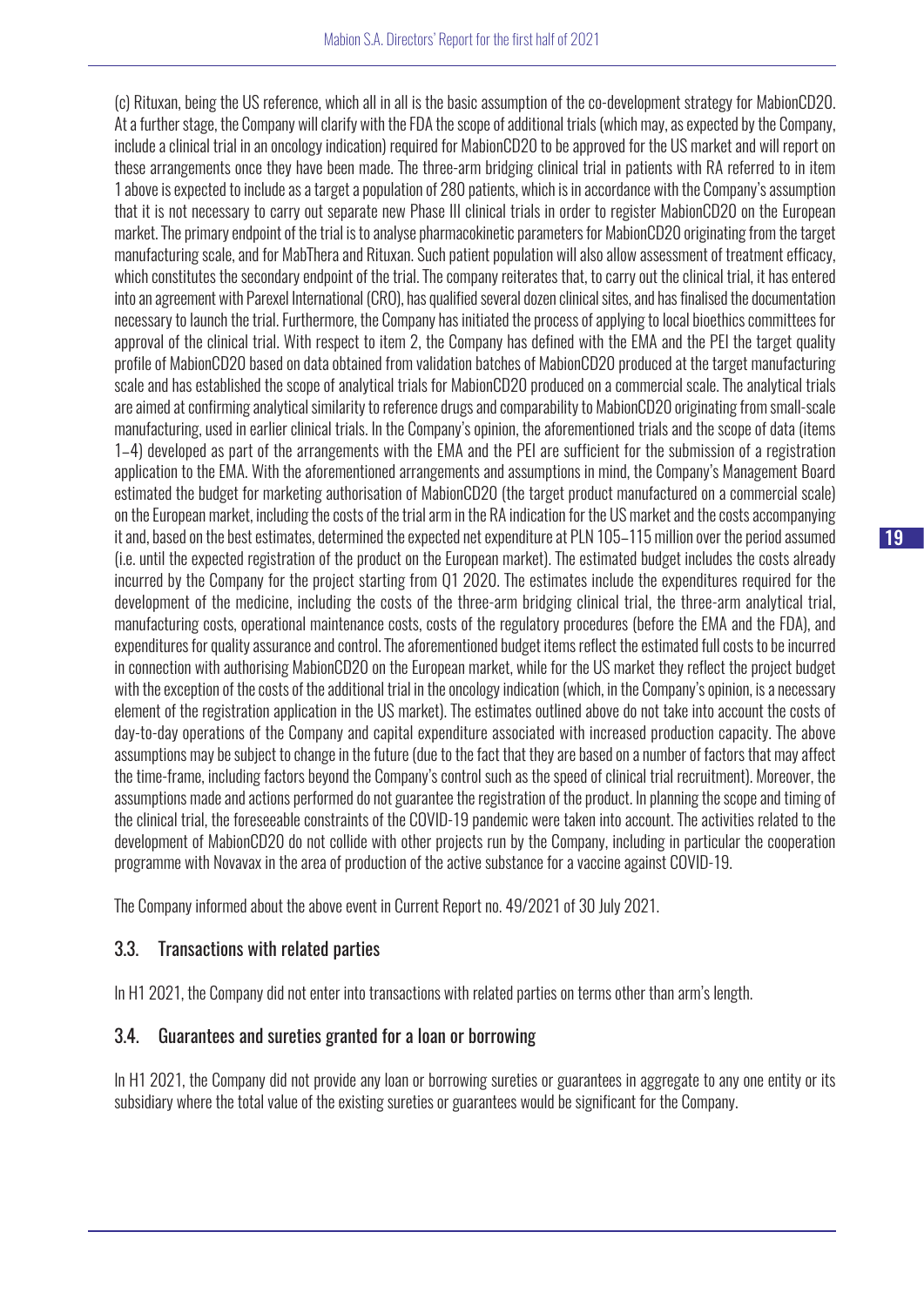(c) Rituxan, being the US reference, which all in all is the basic assumption of the co-development strategy for MabionCD20. At a further stage, the Company will clarify with the FDA the scope of additional trials (which may, as expected by the Company, include a clinical trial in an oncology indication) required for MabionCD20 to be approved for the US market and will report on these arrangements once they have been made. The three-arm bridging clinical trial in patients with RA referred to in item 1 above is expected to include as a target a population of 280 patients, which is in accordance with the Company's assumption that it is not necessary to carry out separate new Phase III clinical trials in order to register MabionCD20 on the European market. The primary endpoint of the trial is to analyse pharmacokinetic parameters for MabionCD20 originating from the target manufacturing scale, and for MabThera and Rituxan. Such patient population will also allow assessment of treatment efficacy, which constitutes the secondary endpoint of the trial. The company reiterates that, to carry out the clinical trial, it has entered into an agreement with Parexel International (CRO), has qualified several dozen clinical sites, and has finalised the documentation necessary to launch the trial. Furthermore, the Company has initiated the process of applying to local bioethics committees for approval of the clinical trial. With respect to item 2, the Company has defined with the EMA and the PEI the target quality profile of MabionCD20 based on data obtained from validation batches of MabionCD20 produced at the target manufacturing scale and has established the scope of analytical trials for MabionCD20 produced on a commercial scale. The analytical trials are aimed at confirming analytical similarity to reference drugs and comparability to MabionCD20 originating from small-scale manufacturing, used in earlier clinical trials. In the Company's opinion, the aforementioned trials and the scope of data (items 1–4) developed as part of the arrangements with the EMA and the PEI are sufficient for the submission of a registration application to the EMA. With the aforementioned arrangements and assumptions in mind, the Company's Management Board estimated the budget for marketing authorisation of MabionCD20 (the target product manufactured on a commercial scale) on the European market, including the costs of the trial arm in the RA indication for the US market and the costs accompanying it and, based on the best estimates, determined the expected net expenditure at PLN 105–115 million over the period assumed (i.e. until the expected registration of the product on the European market). The estimated budget includes the costs already incurred by the Company for the project starting from Q1 2020. The estimates include the expenditures required for the development of the medicine, including the costs of the three-arm bridging clinical trial, the three-arm analytical trial, manufacturing costs, operational maintenance costs, costs of the regulatory procedures (before the EMA and the FDA), and expenditures for quality assurance and control. The aforementioned budget items reflect the estimated full costs to be incurred in connection with authorising MabionCD20 on the European market, while for the US market they reflect the project budget with the exception of the costs of the additional trial in the oncology indication (which, in the Company's opinion, is a necessary element of the registration application in the US market). The estimates outlined above do not take into account the costs of day-to-day operations of the Company and capital expenditure associated with increased production capacity. The above assumptions may be subject to change in the future (due to the fact that they are based on a number of factors that may affect the time-frame, including factors beyond the Company's control such as the speed of clinical trial recruitment). Moreover, the assumptions made and actions performed do not guarantee the registration of the product. In planning the scope and timing of the clinical trial, the foreseeable constraints of the COVID-19 pandemic were taken into account. The activities related to the development of MabionCD20 do not collide with other projects run by the Company, including in particular the cooperation programme with Novavax in the area of production of the active substance for a vaccine against COVID-19.

The Company informed about the above event in Current Report no. 49/2021 of 30 July 2021.

### 3.3. Transactions with related parties

In H1 2021, the Company did not enter into transactions with related parties on terms other than arm's length.

### 3.4. Guarantees and sureties granted for a loan or borrowing

In H1 2021, the Company did not provide any loan or borrowing sureties or guarantees in aggregate to any one entity or its subsidiary where the total value of the existing sureties or guarantees would be significant for the Company.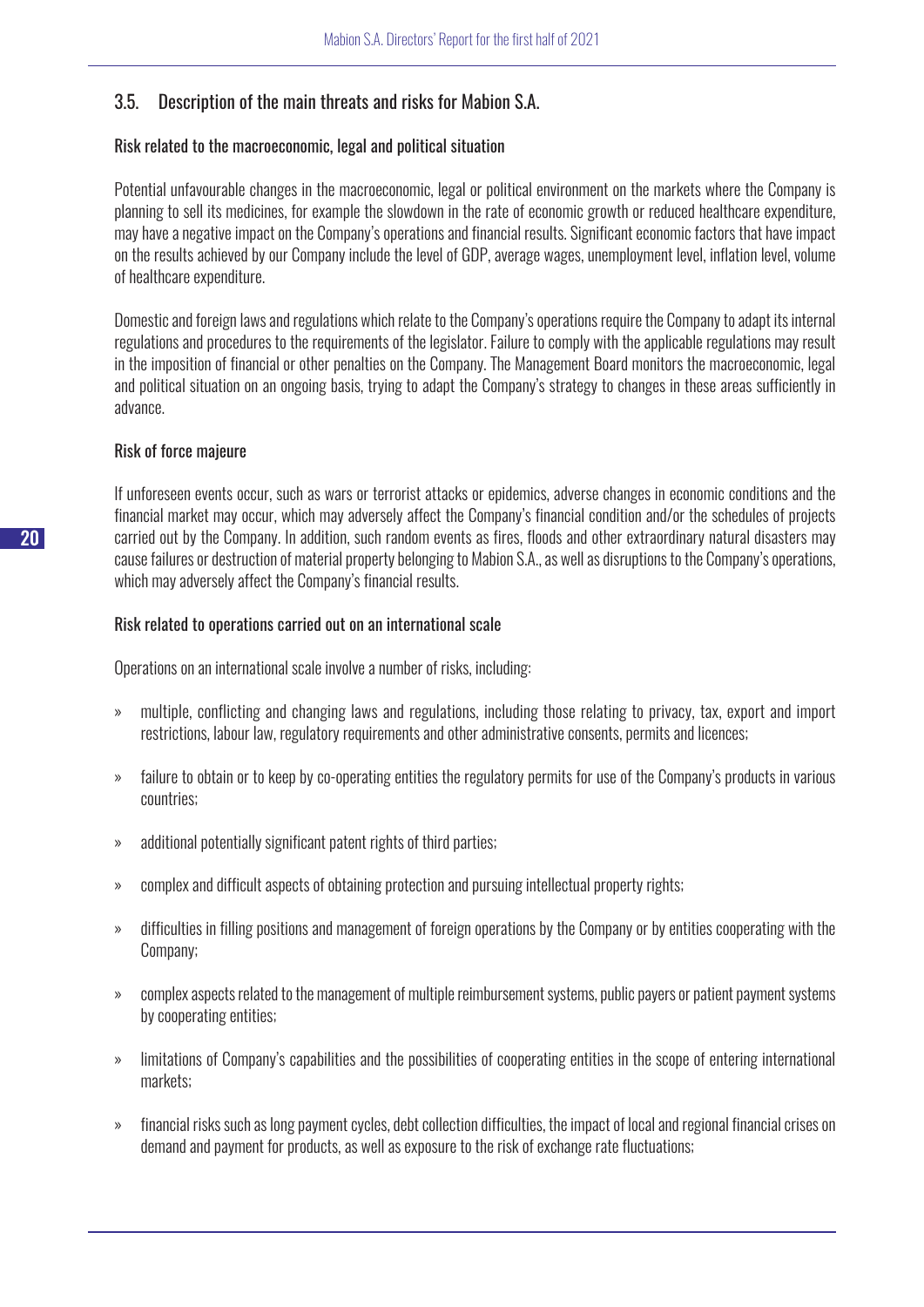## 3.5. Description of the main threats and risks for Mabion S.A.

### Risk related to the macroeconomic, legal and political situation

Potential unfavourable changes in the macroeconomic, legal or political environment on the markets where the Company is planning to sell its medicines, for example the slowdown in the rate of economic growth or reduced healthcare expenditure, may have a negative impact on the Company's operations and financial results. Significant economic factors that have impact on the results achieved by our Company include the level of GDP, average wages, unemployment level, inflation level, volume of healthcare expenditure.

Domestic and foreign laws and regulations which relate to the Company's operations require the Company to adapt its internal regulations and procedures to the requirements of the legislator. Failure to comply with the applicable regulations may result in the imposition of financial or other penalties on the Company. The Management Board monitors the macroeconomic, legal and political situation on an ongoing basis, trying to adapt the Company's strategy to changes in these areas sufficiently in advance.

### Risk of force majeure

If unforeseen events occur, such as wars or terrorist attacks or epidemics, adverse changes in economic conditions and the financial market may occur, which may adversely affect the Company's financial condition and/or the schedules of projects carried out by the Company. In addition, such random events as fires, floods and other extraordinary natural disasters may cause failures or destruction of material property belonging to Mabion S.A., as well as disruptions to the Company's operations, which may adversely affect the Company's financial results.

### Risk related to operations carried out on an international scale

Operations on an international scale involve a number of risks, including:

- multiple, conflicting and changing laws and regulations, including those relating to privacy, tax, export and import restrictions, labour law, regulatory requirements and other administrative consents, permits and licences;
- failure to obtain or to keep by co-operating entities the regulatory permits for use of the Company's products in various countries;
- additional potentially significant patent rights of third parties;
- complex and difficult aspects of obtaining protection and pursuing intellectual property rights;
- difficulties in filling positions and management of foreign operations by the Company or by entities cooperating with the Company;
- complex aspects related to the management of multiple reimbursement systems, public payers or patient payment systems by cooperating entities;
- limitations of Company's capabilities and the possibilities of cooperating entities in the scope of entering international markets;
- financial risks such as long payment cycles, debt collection difficulties, the impact of local and regional financial crises on demand and payment for products, as well as exposure to the risk of exchange rate fluctuations;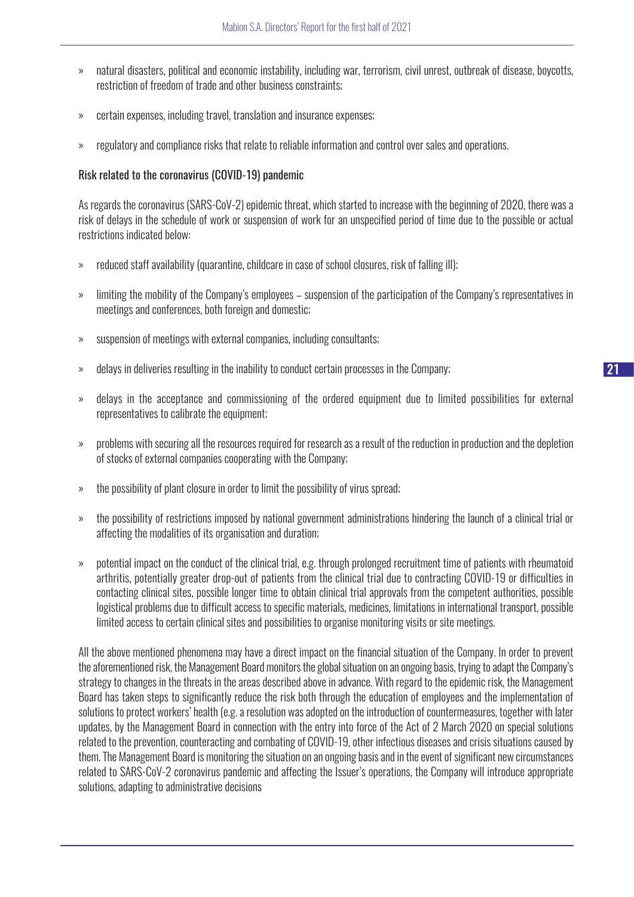- natural disasters, political and economic instability, including war, terrorism, civil unrest, outbreak of disease, boycotts, restriction of freedom of trade and other business constraints;
- certain expenses, including travel, translation and insurance expenses;
- regulatory and compliance risks that relate to reliable information and control over sales and operations.

### Risk related to the coronavirus (COVID-19) pandemic

As regards the coronavirus (SARS-CoV-2) epidemic threat, which started to increase with the beginning of 2020, there was a risk of delays in the schedule of work or suspension of work for an unspecified period of time due to the possible or actual restrictions indicated below:

- reduced staff availability (quarantine, childcare in case of school closures, risk of falling ill);
- limiting the mobility of the Company's employees – suspension of the participation of the Company's representatives in meetings and conferences, both foreign and domestic;
- suspension of meetings with external companies, including consultants;
- delays in deliveries resulting in the inability to conduct certain processes in the Company;
- delays in the acceptance and commissioning of the ordered equipment due to limited possibilities for external representatives to calibrate the equipment;
- problems with securing all the resources required for research as a result of the reduction in production and the depletion of stocks of external companies cooperating with the Company;
- the possibility of plant closure in order to limit the possibility of virus spread;
- the possibility of restrictions imposed by national government administrations hindering the launch of a clinical trial or affecting the modalities of its organisation and duration;
- potential impact on the conduct of the clinical trial, e.g. through prolonged recruitment time of patients with rheumatoid arthritis, potentially greater drop-out of patients from the clinical trial due to contracting COVID-19 or difficulties in contacting clinical sites, possible longer time to obtain clinical trial approvals from the competent authorities, possible logistical problems due to difficult access to specific materials, medicines, limitations in international transport, possible limited access to certain clinical sites and possibilities to organise monitoring visits or site meetings.

All the above mentioned phenomena may have a direct impact on the financial situation of the Company. In order to prevent the aforementioned risk, the Management Board monitors the global situation on an ongoing basis, trying to adapt the Company's strategy to changes in the threats in the areas described above in advance. With regard to the epidemic risk, the Management Board has taken steps to significantly reduce the risk both through the education of employees and the implementation of solutions to protect workers' health (e.g. a resolution was adopted on the introduction of countermeasures, together with later updates, by the Management Board in connection with the entry into force of the Act of 2 March 2020 on special solutions related to the prevention, counteracting and combating of COVID-19, other infectious diseases and crisis situations caused by them. The Management Board is monitoring the situation on an ongoing basis and in the event of significant new circumstances related to SARS-CoV-2 coronavirus pandemic and affecting the Issuer's operations, the Company will introduce appropriate solutions, adapting to administrative decisions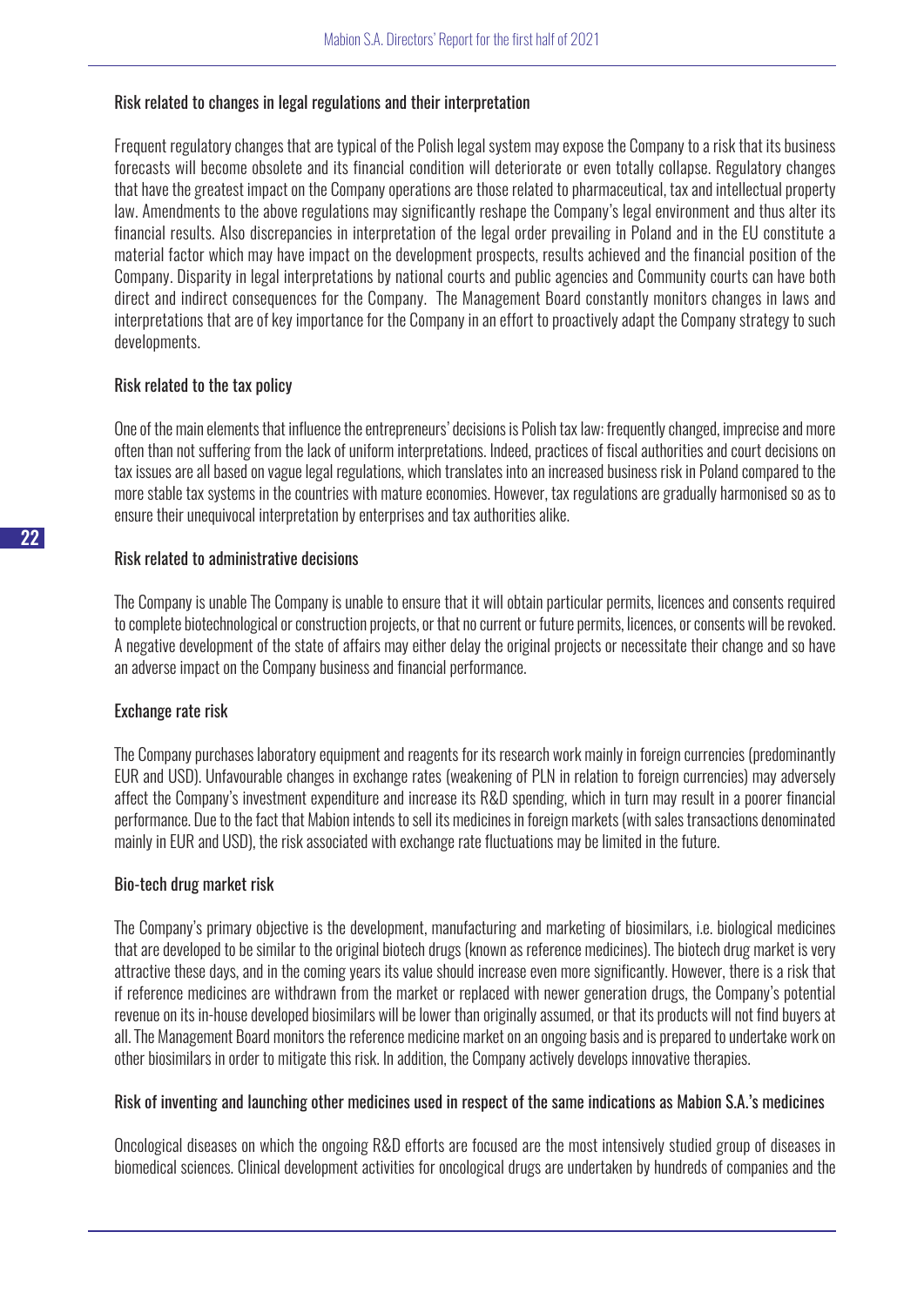### Risk related to changes in legal regulations and their interpretation

Frequent regulatory changes that are typical of the Polish legal system may expose the Company to a risk that its business forecasts will become obsolete and its financial condition will deteriorate or even totally collapse. Regulatory changes that have the greatest impact on the Company operations are those related to pharmaceutical, tax and intellectual property law. Amendments to the above regulations may significantly reshape the Company's legal environment and thus alter its financial results. Also discrepancies in interpretation of the legal order prevailing in Poland and in the EU constitute a material factor which may have impact on the development prospects, results achieved and the financial position of the Company. Disparity in legal interpretations by national courts and public agencies and Community courts can have both direct and indirect consequences for the Company. The Management Board constantly monitors changes in laws and interpretations that are of key importance for the Company in an effort to proactively adapt the Company strategy to such developments.

### Risk related to the tax policy

One of the main elements that influence the entrepreneurs' decisions is Polish tax law: frequently changed, imprecise and more often than not suffering from the lack of uniform interpretations. Indeed, practices of fiscal authorities and court decisions on tax issues are all based on vague legal regulations, which translates into an increased business risk in Poland compared to the more stable tax systems in the countries with mature economies. However, tax regulations are gradually harmonised so as to ensure their unequivocal interpretation by enterprises and tax authorities alike.

### Risk related to administrative decisions

The Company is unable The Company is unable to ensure that it will obtain particular permits, licences and consents required to complete biotechnological or construction projects, or that no current or future permits, licences, or consents will be revoked. A negative development of the state of affairs may either delay the original projects or necessitate their change and so have an adverse impact on the Company business and financial performance.

### Exchange rate risk

The Company purchases laboratory equipment and reagents for its research work mainly in foreign currencies (predominantly EUR and USD). Unfavourable changes in exchange rates (weakening of PLN in relation to foreign currencies) may adversely affect the Company's investment expenditure and increase its R&D spending, which in turn may result in a poorer financial performance. Due to the fact that Mabion intends to sell its medicines in foreign markets (with sales transactions denominated mainly in EUR and USD), the risk associated with exchange rate fluctuations may be limited in the future.

### Bio-tech drug market risk

The Company's primary objective is the development, manufacturing and marketing of biosimilars, i.e. biological medicines that are developed to be similar to the original biotech drugs (known as reference medicines). The biotech drug market is very attractive these days, and in the coming years its value should increase even more significantly. However, there is a risk that if reference medicines are withdrawn from the market or replaced with newer generation drugs, the Company's potential revenue on its in-house developed biosimilars will be lower than originally assumed, or that its products will not find buyers at all. The Management Board monitors the reference medicine market on an ongoing basis and is prepared to undertake work on other biosimilars in order to mitigate this risk. In addition, the Company actively develops innovative therapies.

### Risk of inventing and launching other medicines used in respect of the same indications as Mabion S.A.'s medicines

Oncological diseases on which the ongoing R&D efforts are focused are the most intensively studied group of diseases in biomedical sciences. Clinical development activities for oncological drugs are undertaken by hundreds of companies and the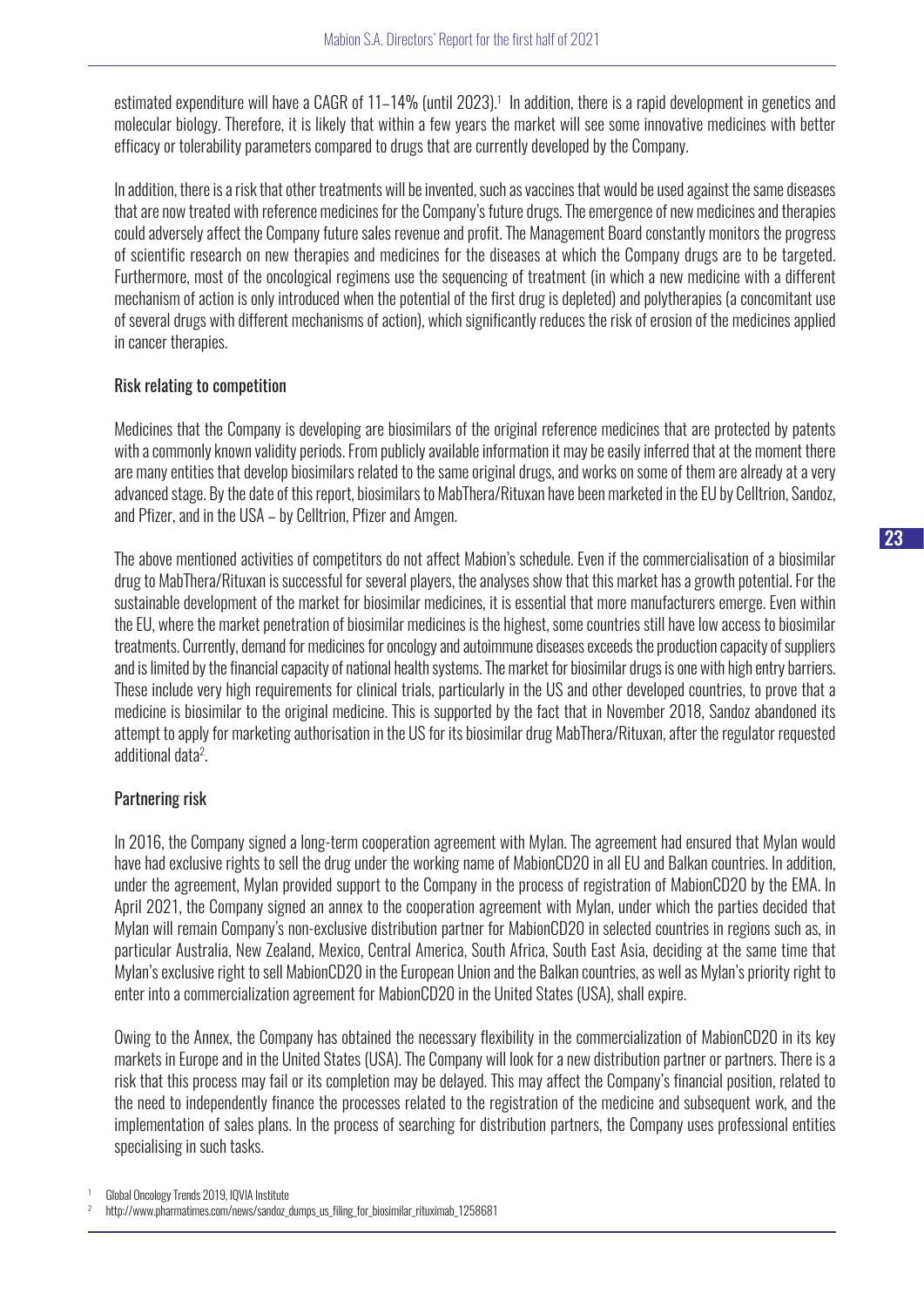estimated expenditure will have a CAGR of 11–14% (until 2023).[1] In addition, there is a rapid development in genetics and molecular biology. Therefore, it is likely that within a few years the market will see some innovative medicines with better efficacy or tolerability parameters compared to drugs that are currently developed by the Company.

In addition, there is a risk that other treatments will be invented, such as vaccines that would be used against the same diseases that are now treated with reference medicines for the Company's future drugs. The emergence of new medicines and therapies could adversely affect the Company future sales revenue and profit. The Management Board constantly monitors the progress of scientific research on new therapies and medicines for the diseases at which the Company drugs are to be targeted. Furthermore, most of the oncological regimens use the sequencing of treatment (in which a new medicine with a different mechanism of action is only introduced when the potential of the first drug is depleted) and polytherapies (a concomitant use of several drugs with different mechanisms of action), which significantly reduces the risk of erosion of the medicines applied in cancer therapies.

### Risk relating to competition

Medicines that the Company is developing are biosimilars of the original reference medicines that are protected by patents with a commonly known validity periods. From publicly available information it may be easily inferred that at the moment there are many entities that develop biosimilars related to the same original drugs, and works on some of them are already at a very advanced stage. By the date of this report, biosimilars to MabThera/Rituxan have been marketed in the EU by Celltrion, Sandoz, and Pfizer, and in the USA – by Celltrion, Pfizer and Amgen.

The above mentioned activities of competitors do not affect Mabion's schedule. Even if the commercialisation of a biosimilar drug to MabThera/Rituxan is successful for several players, the analyses show that this market has a growth potential. For the sustainable development of the market for biosimilar medicines, it is essential that more manufacturers emerge. Even within the EU, where the market penetration of biosimilar medicines is the highest, some countries still have low access to biosimilar treatments. Currently, demand for medicines for oncology and autoimmune diseases exceeds the production capacity of suppliers and is limited by the financial capacity of national health systems. The market for biosimilar drugs is one with high entry barriers. These include very high requirements for clinical trials, particularly in the US and other developed countries, to prove that a medicine is biosimilar to the original medicine. This is supported by the fact that in November 2018, Sandoz abandoned its attempt to apply for marketing authorisation in the US for its biosimilar drug MabThera/Rituxan, after the regulator requested additional data[2].

### Partnering risk

In 2016, the Company signed a long-term cooperation agreement with Mylan. The agreement had ensured that Mylan would have had exclusive rights to sell the drug under the working name of MabionCD20 in all EU and Balkan countries. In addition, under the agreement, Mylan provided support to the Company in the process of registration of MabionCD20 by the EMA. In April 2021, the Company signed an annex to the cooperation agreement with Mylan, under which the parties decided that Mylan will remain Company's non-exclusive distribution partner for MabionCD20 in selected countries in regions such as, in particular Australia, New Zealand, Mexico, Central America, South Africa, South East Asia, deciding at the same time that Mylan's exclusive right to sell MabionCD20 in the European Union and the Balkan countries, as well as Mylan's priority right to enter into a commercialization agreement for MabionCD20 in the United States (USA), shall expire.

Owing to the Annex, the Company has obtained the necessary flexibility in the commercialization of MabionCD20 in its key markets in Europe and in the United States (USA). The Company will look for a new distribution partner or partners. There is a risk that this process may fail or its completion may be delayed. This may affect the Company's financial position, related to the need to independently finance the processes related to the registration of the medicine and subsequent work, and the implementation of sales plans. In the process of searching for distribution partners, the Company uses professional entities specialising in such tasks.

[1] Global Oncology Trends 2019, IQVIA Institute

[2] http://www.pharmatimes.com/news/sandoz_dumps_us_filing_for_biosimilar_rituximab_1258681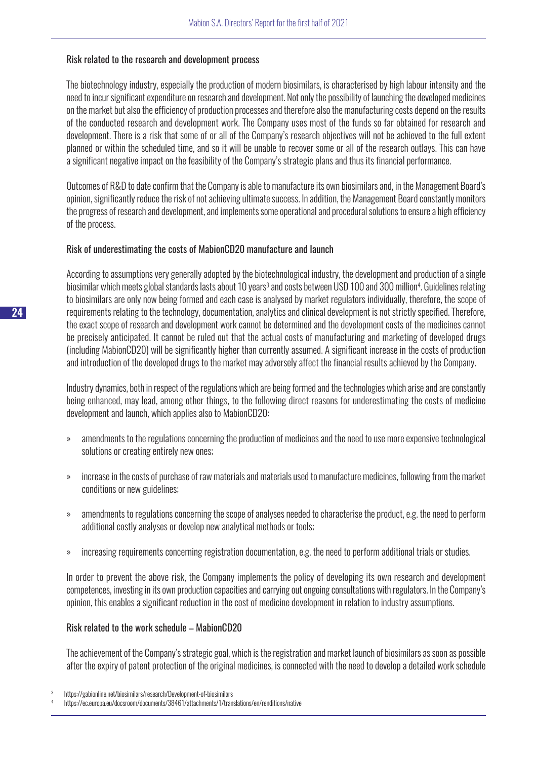### Risk related to the research and development process

The biotechnology industry, especially the production of modern biosimilars, is characterised by high labour intensity and the need to incur significant expenditure on research and development. Not only the possibility of launching the developed medicines on the market but also the efficiency of production processes and therefore also the manufacturing costs depend on the results of the conducted research and development work. The Company uses most of the funds so far obtained for research and development. There is a risk that some of or all of the Company's research objectives will not be achieved to the full extent planned or within the scheduled time, and so it will be unable to recover some or all of the research outlays. This can have a significant negative impact on the feasibility of the Company's strategic plans and thus its financial performance.

Outcomes of R&D to date confirm that the Company is able to manufacture its own biosimilars and, in the Management Board's opinion, significantly reduce the risk of not achieving ultimate success. In addition, the Management Board constantly monitors the progress of research and development, and implements some operational and procedural solutions to ensure a high efficiency of the process.

### Risk of underestimating the costs of MabionCD20 manufacture and launch

According to assumptions very generally adopted by the biotechnological industry, the development and production of a single biosimilar which meets global standards lasts about 10 years[3] and costs between USD 100 and 300 million[4]. Guidelines relating to biosimilars are only now being formed and each case is analysed by market regulators individually, therefore, the scope of requirements relating to the technology, documentation, analytics and clinical development is not strictly specified. Therefore, the exact scope of research and development work cannot be determined and the development costs of the medicines cannot be precisely anticipated. It cannot be ruled out that the actual costs of manufacturing and marketing of developed drugs (including MabionCD20) will be significantly higher than currently assumed. A significant increase in the costs of production and introduction of the developed drugs to the market may adversely affect the financial results achieved by the Company.

Industry dynamics, both in respect of the regulations which are being formed and the technologies which arise and are constantly being enhanced, may lead, among other things, to the following direct reasons for underestimating the costs of medicine development and launch, which applies also to MabionCD20:

- amendments to the regulations concerning the production of medicines and the need to use more expensive technological solutions or creating entirely new ones;
- increase in the costs of purchase of raw materials and materials used to manufacture medicines, following from the market conditions or new guidelines;
- amendments to regulations concerning the scope of analyses needed to characterise the product, e.g. the need to perform additional costly analyses or develop new analytical methods or tools;
- increasing requirements concerning registration documentation, e.g. the need to perform additional trials or studies.

In order to prevent the above risk, the Company implements the policy of developing its own research and development competences, investing in its own production capacities and carrying out ongoing consultations with regulators. In the Company's opinion, this enables a significant reduction in the cost of medicine development in relation to industry assumptions.

### Risk related to the work schedule – MabionCD20

The achievement of the Company's strategic goal, which is the registration and market launch of biosimilars as soon as possible after the expiry of patent protection of the original medicines, is connected with the need to develop a detailed work schedule

[3] https://gabionline.net/biosimilars/research/Development-of-biosimilars

[4] https://ec.europa.eu/docsroom/documents/38461/attachments/1/translations/en/renditions/native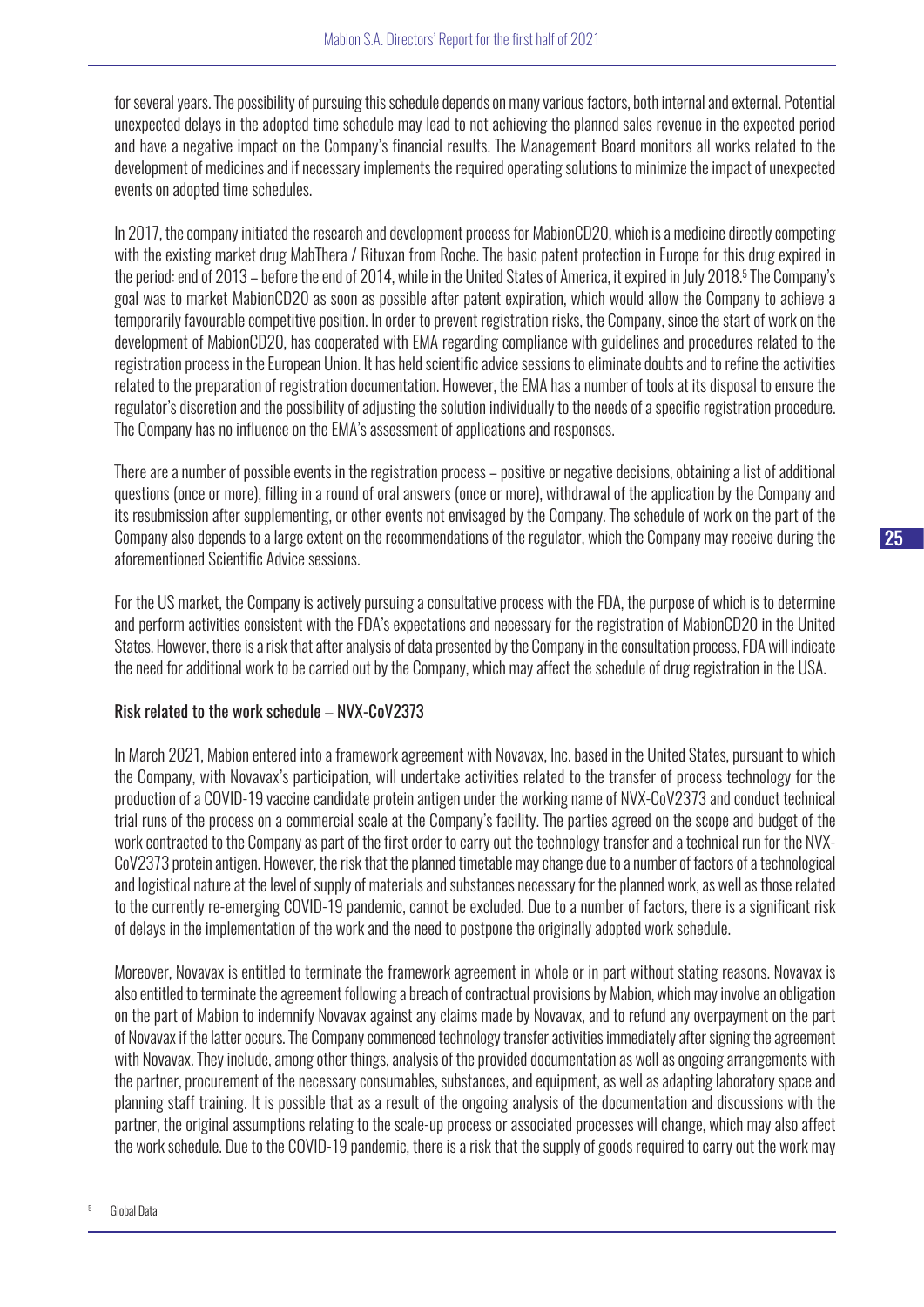for several years. The possibility of pursuing this schedule depends on many various factors, both internal and external. Potential unexpected delays in the adopted time schedule may lead to not achieving the planned sales revenue in the expected period and have a negative impact on the Company's financial results. The Management Board monitors all works related to the development of medicines and if necessary implements the required operating solutions to minimize the impact of unexpected events on adopted time schedules.

In 2017, the company initiated the research and development process for MabionCD20, which is a medicine directly competing with the existing market drug MabThera / Rituxan from Roche. The basic patent protection in Europe for this drug expired in the period: end of 2013 – before the end of 2014, while in the United States of America, it expired in July 2018.[5] The Company's goal was to market MabionCD20 as soon as possible after patent expiration, which would allow the Company to achieve a temporarily favourable competitive position. In order to prevent registration risks, the Company, since the start of work on the development of MabionCD20, has cooperated with EMA regarding compliance with guidelines and procedures related to the registration process in the European Union. It has held scientific advice sessions to eliminate doubts and to refine the activities related to the preparation of registration documentation. However, the EMA has a number of tools at its disposal to ensure the regulator's discretion and the possibility of adjusting the solution individually to the needs of a specific registration procedure. The Company has no influence on the EMA's assessment of applications and responses.

There are a number of possible events in the registration process – positive or negative decisions, obtaining a list of additional questions (once or more), filling in a round of oral answers (once or more), withdrawal of the application by the Company and its resubmission after supplementing, or other events not envisaged by the Company. The schedule of work on the part of the Company also depends to a large extent on the recommendations of the regulator, which the Company may receive during the aforementioned Scientific Advice sessions.

For the US market, the Company is actively pursuing a consultative process with the FDA, the purpose of which is to determine and perform activities consistent with the FDA's expectations and necessary for the registration of MabionCD20 in the United States. However, there is a risk that after analysis of data presented by the Company in the consultation process, FDA will indicate the need for additional work to be carried out by the Company, which may affect the schedule of drug registration in the USA.

Risk related to the work schedule – NVX-CoV2373

In March 2021, Mabion entered into a framework agreement with Novavax, Inc. based in the United States, pursuant to which the Company, with Novavax's participation, will undertake activities related to the transfer of process technology for the production of a COVID-19 vaccine candidate protein antigen under the working name of NVX-CoV2373 and conduct technical trial runs of the process on a commercial scale at the Company's facility. The parties agreed on the scope and budget of the work contracted to the Company as part of the first order to carry out the technology transfer and a technical run for the NVX-CoV2373 protein antigen. However, the risk that the planned timetable may change due to a number of factors of a technological and logistical nature at the level of supply of materials and substances necessary for the planned work, as well as those related to the currently re-emerging COVID-19 pandemic, cannot be excluded. Due to a number of factors, there is a significant risk of delays in the implementation of the work and the need to postpone the originally adopted work schedule.

Moreover, Novavax is entitled to terminate the framework agreement in whole or in part without stating reasons. Novavax is also entitled to terminate the agreement following a breach of contractual provisions by Mabion, which may involve an obligation on the part of Mabion to indemnify Novavax against any claims made by Novavax, and to refund any overpayment on the part of Novavax if the latter occurs. The Company commenced technology transfer activities immediately after signing the agreement with Novavax. They include, among other things, analysis of the provided documentation as well as ongoing arrangements with the partner, procurement of the necessary consumables, substances, and equipment, as well as adapting laboratory space and planning staff training. It is possible that as a result of the ongoing analysis of the documentation and discussions with the partner, the original assumptions relating to the scale-up process or associated processes will change, which may also affect the work schedule. Due to the COVID-19 pandemic, there is a risk that the supply of goods required to carry out the work may

[5] Global Data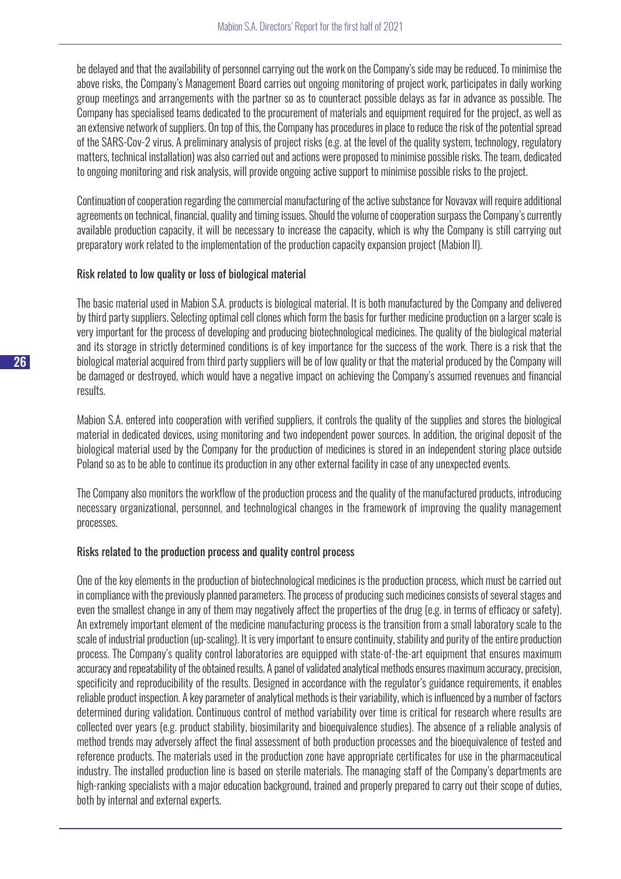be delayed and that the availability of personnel carrying out the work on the Company's side may be reduced. To minimise the above risks, the Company's Management Board carries out ongoing monitoring of project work, participates in daily working group meetings and arrangements with the partner so as to counteract possible delays as far in advance as possible. The Company has specialised teams dedicated to the procurement of materials and equipment required for the project, as well as an extensive network of suppliers. On top of this, the Company has procedures in place to reduce the risk of the potential spread of the SARS-Cov-2 virus. A preliminary analysis of project risks (e.g. at the level of the quality system, technology, regulatory matters, technical installation) was also carried out and actions were proposed to minimise possible risks. The team, dedicated to ongoing monitoring and risk analysis, will provide ongoing active support to minimise possible risks to the project.

Continuation of cooperation regarding the commercial manufacturing of the active substance for Novavax will require additional agreements on technical, financial, quality and timing issues. Should the volume of cooperation surpass the Company's currently available production capacity, it will be necessary to increase the capacity, which is why the Company is still carrying out preparatory work related to the implementation of the production capacity expansion project (Mabion II).

### Risk related to low quality or loss of biological material

The basic material used in Mabion S.A. products is biological material. It is both manufactured by the Company and delivered by third party suppliers. Selecting optimal cell clones which form the basis for further medicine production on a larger scale is very important for the process of developing and producing biotechnological medicines. The quality of the biological material and its storage in strictly determined conditions is of key importance for the success of the work. There is a risk that the biological material acquired from third party suppliers will be of low quality or that the material produced by the Company will be damaged or destroyed, which would have a negative impact on achieving the Company's assumed revenues and financial results.

Mabion S.A. entered into cooperation with verified suppliers, it controls the quality of the supplies and stores the biological material in dedicated devices, using monitoring and two independent power sources. In addition, the original deposit of the biological material used by the Company for the production of medicines is stored in an independent storing place outside Poland so as to be able to continue its production in any other external facility in case of any unexpected events.

The Company also monitors the workflow of the production process and the quality of the manufactured products, introducing necessary organizational, personnel, and technological changes in the framework of improving the quality management processes.

### Risks related to the production process and quality control process

One of the key elements in the production of biotechnological medicines is the production process, which must be carried out in compliance with the previously planned parameters. The process of producing such medicines consists of several stages and even the smallest change in any of them may negatively affect the properties of the drug (e.g. in terms of efficacy or safety). An extremely important element of the medicine manufacturing process is the transition from a small laboratory scale to the scale of industrial production (up-scaling). It is very important to ensure continuity, stability and purity of the entire production process. The Company's quality control laboratories are equipped with state-of-the-art equipment that ensures maximum accuracy and repeatability of the obtained results. A panel of validated analytical methods ensures maximum accuracy, precision, specificity and reproducibility of the results. Designed in accordance with the regulator's guidance requirements, it enables reliable product inspection. A key parameter of analytical methods is their variability, which is influenced by a number of factors determined during validation. Continuous control of method variability over time is critical for research where results are collected over years (e.g. product stability, biosimilarity and bioequivalence studies). The absence of a reliable analysis of method trends may adversely affect the final assessment of both production processes and the bioequivalence of tested and reference products. The materials used in the production zone have appropriate certificates for use in the pharmaceutical industry. The installed production line is based on sterile materials. The managing staff of the Company's departments are high-ranking specialists with a major education background, trained and properly prepared to carry out their scope of duties, both by internal and external experts.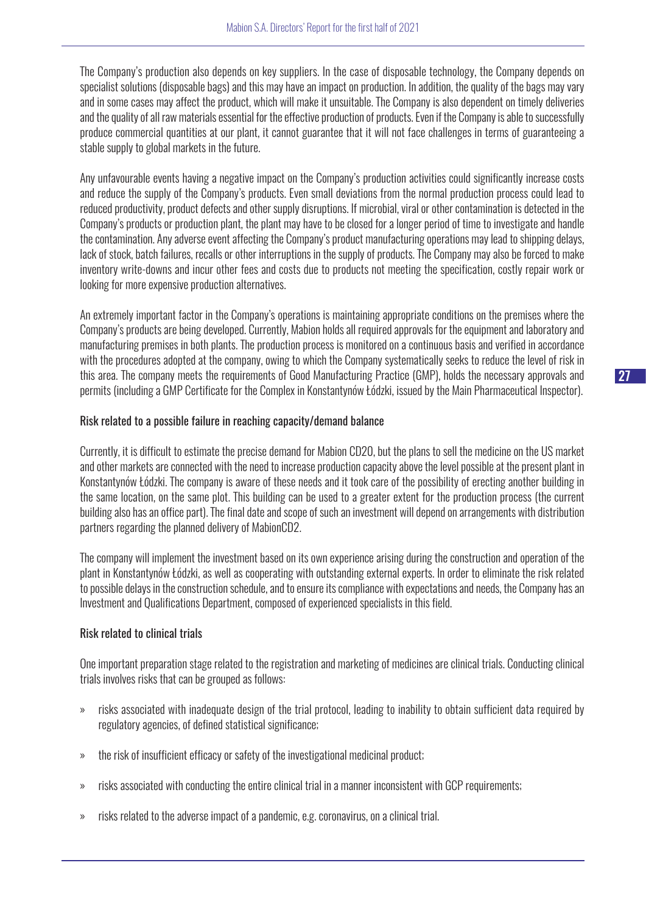The Company's production also depends on key suppliers. In the case of disposable technology, the Company depends on specialist solutions (disposable bags) and this may have an impact on production. In addition, the quality of the bags may vary and in some cases may affect the product, which will make it unsuitable. The Company is also dependent on timely deliveries and the quality of all raw materials essential for the effective production of products. Even if the Company is able to successfully produce commercial quantities at our plant, it cannot guarantee that it will not face challenges in terms of guaranteeing a stable supply to global markets in the future.

Any unfavourable events having a negative impact on the Company's production activities could significantly increase costs and reduce the supply of the Company's products. Even small deviations from the normal production process could lead to reduced productivity, product defects and other supply disruptions. If microbial, viral or other contamination is detected in the Company's products or production plant, the plant may have to be closed for a longer period of time to investigate and handle the contamination. Any adverse event affecting the Company's product manufacturing operations may lead to shipping delays, lack of stock, batch failures, recalls or other interruptions in the supply of products. The Company may also be forced to make inventory write-downs and incur other fees and costs due to products not meeting the specification, costly repair work or looking for more expensive production alternatives.

An extremely important factor in the Company's operations is maintaining appropriate conditions on the premises where the Company's products are being developed. Currently, Mabion holds all required approvals for the equipment and laboratory and manufacturing premises in both plants. The production process is monitored on a continuous basis and verified in accordance with the procedures adopted at the company, owing to which the Company systematically seeks to reduce the level of risk in this area. The company meets the requirements of Good Manufacturing Practice (GMP), holds the necessary approvals and permits (including a GMP Certificate for the Complex in Konstantynów Łódzki, issued by the Main Pharmaceutical Inspector).

### Risk related to a possible failure in reaching capacity/demand balance

Currently, it is difficult to estimate the precise demand for Mabion CD20, but the plans to sell the medicine on the US market and other markets are connected with the need to increase production capacity above the level possible at the present plant in Konstantynów Łódzki. The company is aware of these needs and it took care of the possibility of erecting another building in the same location, on the same plot. This building can be used to a greater extent for the production process (the current building also has an office part). The final date and scope of such an investment will depend on arrangements with distribution partners regarding the planned delivery of MabionCD2.

The company will implement the investment based on its own experience arising during the construction and operation of the plant in Konstantynów Łódzki, as well as cooperating with outstanding external experts. In order to eliminate the risk related to possible delays in the construction schedule, and to ensure its compliance with expectations and needs, the Company has an Investment and Qualifications Department, composed of experienced specialists in this field.

### Risk related to clinical trials

One important preparation stage related to the registration and marketing of medicines are clinical trials. Conducting clinical trials involves risks that can be grouped as follows:

- risks associated with inadequate design of the trial protocol, leading to inability to obtain sufficient data required by regulatory agencies, of defined statistical significance;
- the risk of insufficient efficacy or safety of the investigational medicinal product;
- risks associated with conducting the entire clinical trial in a manner inconsistent with GCP requirements;
- risks related to the adverse impact of a pandemic, e.g. coronavirus, on a clinical trial.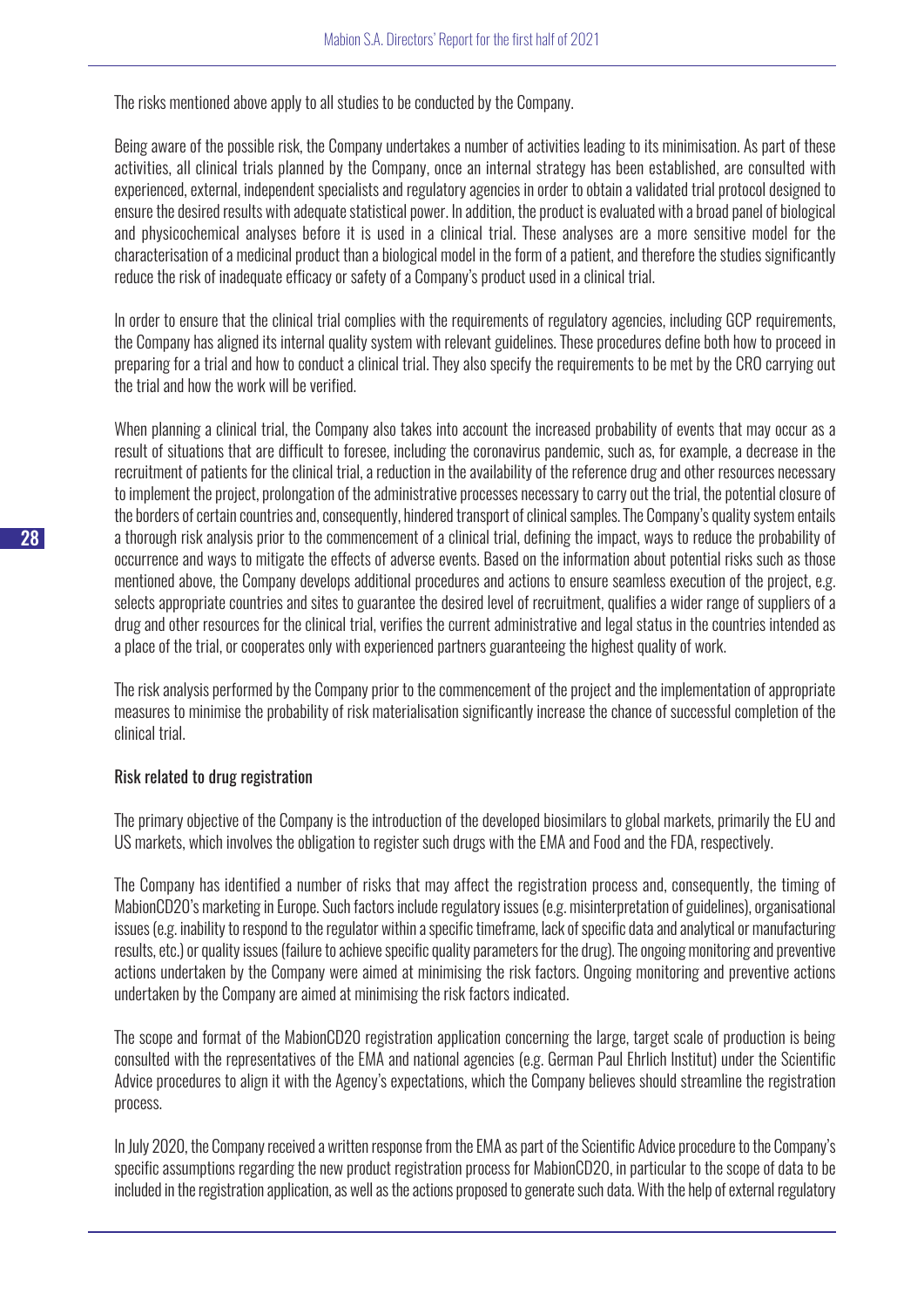The risks mentioned above apply to all studies to be conducted by the Company.

Being aware of the possible risk, the Company undertakes a number of activities leading to its minimisation. As part of these activities, all clinical trials planned by the Company, once an internal strategy has been established, are consulted with experienced, external, independent specialists and regulatory agencies in order to obtain a validated trial protocol designed to ensure the desired results with adequate statistical power. In addition, the product is evaluated with a broad panel of biological and physicochemical analyses before it is used in a clinical trial. These analyses are a more sensitive model for the characterisation of a medicinal product than a biological model in the form of a patient, and therefore the studies significantly reduce the risk of inadequate efficacy or safety of a Company's product used in a clinical trial.

In order to ensure that the clinical trial complies with the requirements of regulatory agencies, including GCP requirements, the Company has aligned its internal quality system with relevant guidelines. These procedures define both how to proceed in preparing for a trial and how to conduct a clinical trial. They also specify the requirements to be met by the CRO carrying out the trial and how the work will be verified.

When planning a clinical trial, the Company also takes into account the increased probability of events that may occur as a result of situations that are difficult to foresee, including the coronavirus pandemic, such as, for example, a decrease in the recruitment of patients for the clinical trial, a reduction in the availability of the reference drug and other resources necessary to implement the project, prolongation of the administrative processes necessary to carry out the trial, the potential closure of the borders of certain countries and, consequently, hindered transport of clinical samples. The Company's quality system entails a thorough risk analysis prior to the commencement of a clinical trial, defining the impact, ways to reduce the probability of occurrence and ways to mitigate the effects of adverse events. Based on the information about potential risks such as those mentioned above, the Company develops additional procedures and actions to ensure seamless execution of the project, e.g. selects appropriate countries and sites to guarantee the desired level of recruitment, qualifies a wider range of suppliers of a drug and other resources for the clinical trial, verifies the current administrative and legal status in the countries intended as a place of the trial, or cooperates only with experienced partners guaranteeing the highest quality of work.

The risk analysis performed by the Company prior to the commencement of the project and the implementation of appropriate measures to minimise the probability of risk materialisation significantly increase the chance of successful completion of the clinical trial.

### Risk related to drug registration

The primary objective of the Company is the introduction of the developed biosimilars to global markets, primarily the EU and US markets, which involves the obligation to register such drugs with the EMA and Food and the FDA, respectively.

The Company has identified a number of risks that may affect the registration process and, consequently, the timing of MabionCD20's marketing in Europe. Such factors include regulatory issues (e.g. misinterpretation of guidelines), organisational issues (e.g. inability to respond to the regulator within a specific timeframe, lack of specific data and analytical or manufacturing results, etc.) or quality issues (failure to achieve specific quality parameters for the drug). The ongoing monitoring and preventive actions undertaken by the Company were aimed at minimising the risk factors. Ongoing monitoring and preventive actions undertaken by the Company are aimed at minimising the risk factors indicated.

The scope and format of the MabionCD20 registration application concerning the large, target scale of production is being consulted with the representatives of the EMA and national agencies (e.g. German Paul Ehrlich Institut) under the Scientific Advice procedures to align it with the Agency's expectations, which the Company believes should streamline the registration process.

In July 2020, the Company received a written response from the EMA as part of the Scientific Advice procedure to the Company's specific assumptions regarding the new product registration process for MabionCD20, in particular to the scope of data to be included in the registration application, as well as the actions proposed to generate such data. With the help of external regulatory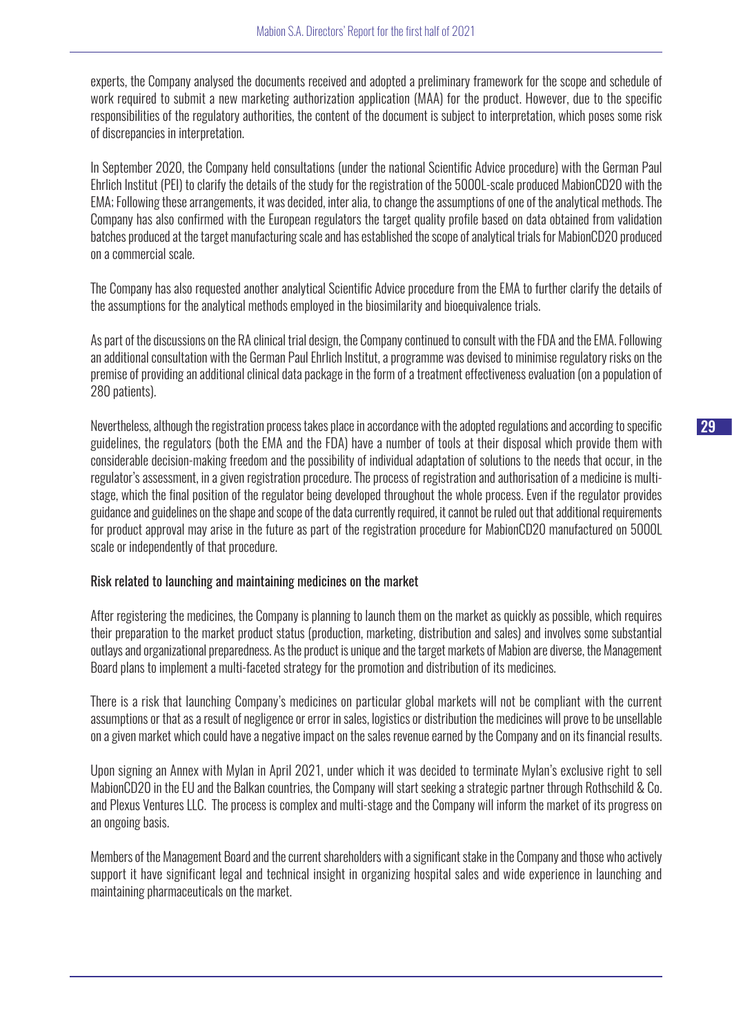experts, the Company analysed the documents received and adopted a preliminary framework for the scope and schedule of work required to submit a new marketing authorization application (MAA) for the product. However, due to the specific responsibilities of the regulatory authorities, the content of the document is subject to interpretation, which poses some risk of discrepancies in interpretation.

In September 2020, the Company held consultations (under the national Scientific Advice procedure) with the German Paul Ehrlich Institut (PEI) to clarify the details of the study for the registration of the 5000L-scale produced MabionCD20 with the EMA; Following these arrangements, it was decided, inter alia, to change the assumptions of one of the analytical methods. The Company has also confirmed with the European regulators the target quality profile based on data obtained from validation batches produced at the target manufacturing scale and has established the scope of analytical trials for MabionCD20 produced on a commercial scale.

The Company has also requested another analytical Scientific Advice procedure from the EMA to further clarify the details of the assumptions for the analytical methods employed in the biosimilarity and bioequivalence trials.

As part of the discussions on the RA clinical trial design, the Company continued to consult with the FDA and the EMA. Following an additional consultation with the German Paul Ehrlich Institut, a programme was devised to minimise regulatory risks on the premise of providing an additional clinical data package in the form of a treatment effectiveness evaluation (on a population of 280 patients).

Nevertheless, although the registration process takes place in accordance with the adopted regulations and according to specific guidelines, the regulators (both the EMA and the FDA) have a number of tools at their disposal which provide them with considerable decision-making freedom and the possibility of individual adaptation of solutions to the needs that occur, in the regulator's assessment, in a given registration procedure. The process of registration and authorisation of a medicine is multi-stage, which the final position of the regulator being developed throughout the whole process. Even if the regulator provides guidance and guidelines on the shape and scope of the data currently required, it cannot be ruled out that additional requirements for product approval may arise in the future as part of the registration procedure for MabionCD20 manufactured on 5000L scale or independently of that procedure.

## Risk related to launching and maintaining medicines on the market

After registering the medicines, the Company is planning to launch them on the market as quickly as possible, which requires their preparation to the market product status (production, marketing, distribution and sales) and involves some substantial outlays and organizational preparedness. As the product is unique and the target markets of Mabion are diverse, the Management Board plans to implement a multi-faceted strategy for the promotion and distribution of its medicines.

There is a risk that launching Company's medicines on particular global markets will not be compliant with the current assumptions or that as a result of negligence or error in sales, logistics or distribution the medicines will prove to be unsellable on a given market which could have a negative impact on the sales revenue earned by the Company and on its financial results.

Upon signing an Annex with Mylan in April 2021, under which it was decided to terminate Mylan's exclusive right to sell MabionCD20 in the EU and the Balkan countries, the Company will start seeking a strategic partner through Rothschild & Co. and Plexus Ventures LLC. The process is complex and multi-stage and the Company will inform the market of its progress on an ongoing basis.

Members of the Management Board and the current shareholders with a significant stake in the Company and those who actively support it have significant legal and technical insight in organizing hospital sales and wide experience in launching and maintaining pharmaceuticals on the market.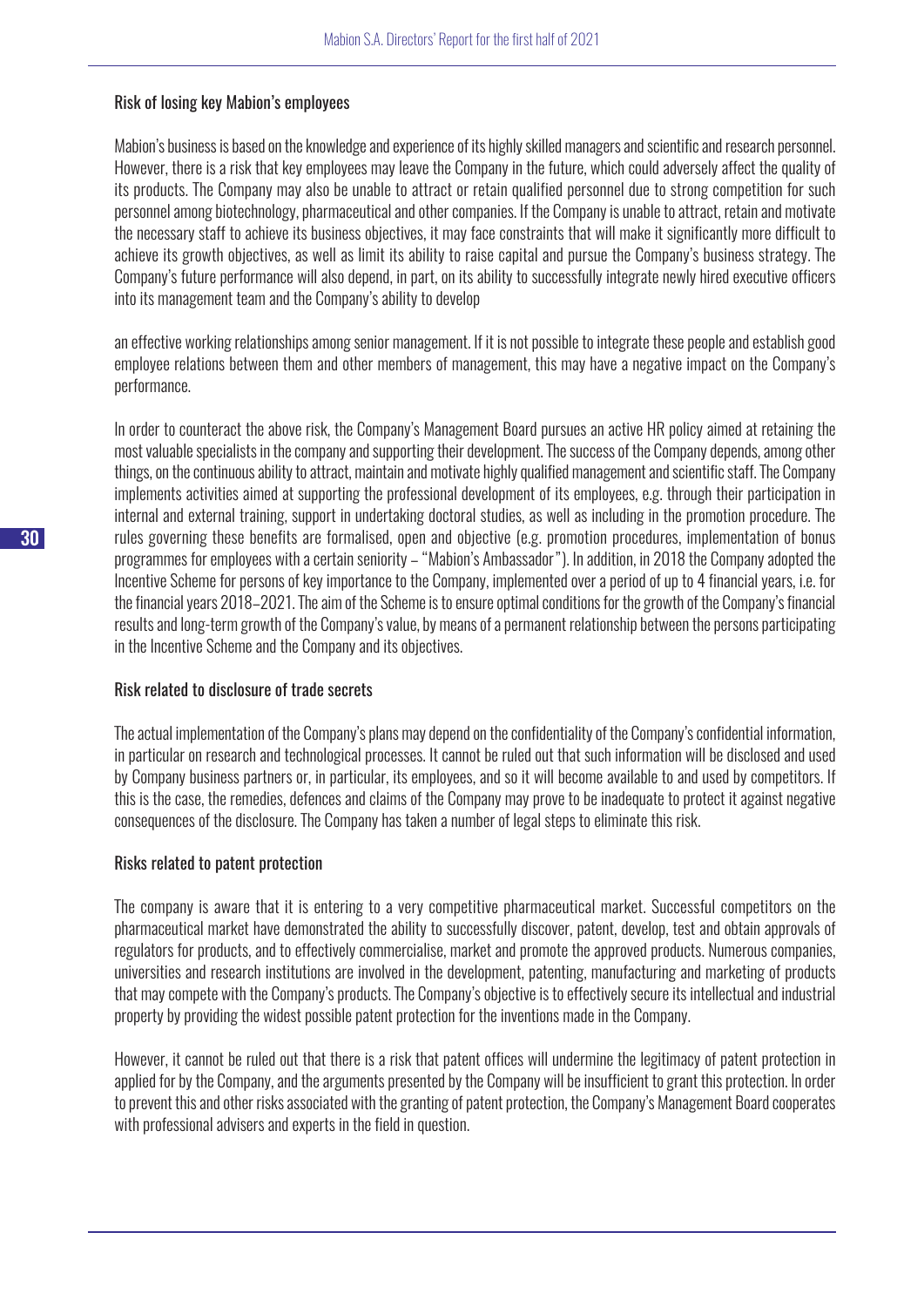### Risk of losing key Mabion's employees

Mabion's business is based on the knowledge and experience of its highly skilled managers and scientific and research personnel. However, there is a risk that key employees may leave the Company in the future, which could adversely affect the quality of its products. The Company may also be unable to attract or retain qualified personnel due to strong competition for such personnel among biotechnology, pharmaceutical and other companies. If the Company is unable to attract, retain and motivate the necessary staff to achieve its business objectives, it may face constraints that will make it significantly more difficult to achieve its growth objectives, as well as limit its ability to raise capital and pursue the Company's business strategy. The Company's future performance will also depend, in part, on its ability to successfully integrate newly hired executive officers into its management team and the Company's ability to develop

an effective working relationships among senior management. If it is not possible to integrate these people and establish good employee relations between them and other members of management, this may have a negative impact on the Company's performance.

In order to counteract the above risk, the Company's Management Board pursues an active HR policy aimed at retaining the most valuable specialists in the company and supporting their development. The success of the Company depends, among other things, on the continuous ability to attract, maintain and motivate highly qualified management and scientific staff. The Company implements activities aimed at supporting the professional development of its employees, e.g. through their participation in internal and external training, support in undertaking doctoral studies, as well as including in the promotion procedure. The rules governing these benefits are formalised, open and objective (e.g. promotion procedures, implementation of bonus programmes for employees with a certain seniority – "Mabion's Ambassador"). In addition, in 2018 the Company adopted the Incentive Scheme for persons of key importance to the Company, implemented over a period of up to 4 financial years, i.e. for the financial years 2018–2021. The aim of the Scheme is to ensure optimal conditions for the growth of the Company's financial results and long-term growth of the Company's value, by means of a permanent relationship between the persons participating in the Incentive Scheme and the Company and its objectives.

### Risk related to disclosure of trade secrets

The actual implementation of the Company's plans may depend on the confidentiality of the Company's confidential information, in particular on research and technological processes. It cannot be ruled out that such information will be disclosed and used by Company business partners or, in particular, its employees, and so it will become available to and used by competitors. If this is the case, the remedies, defences and claims of the Company may prove to be inadequate to protect it against negative consequences of the disclosure. The Company has taken a number of legal steps to eliminate this risk.

### Risks related to patent protection

The company is aware that it is entering to a very competitive pharmaceutical market. Successful competitors on the pharmaceutical market have demonstrated the ability to successfully discover, patent, develop, test and obtain approvals of regulators for products, and to effectively commercialise, market and promote the approved products. Numerous companies, universities and research institutions are involved in the development, patenting, manufacturing and marketing of products that may compete with the Company's products. The Company's objective is to effectively secure its intellectual and industrial property by providing the widest possible patent protection for the inventions made in the Company.

However, it cannot be ruled out that there is a risk that patent offices will undermine the legitimacy of patent protection in applied for by the Company, and the arguments presented by the Company will be insufficient to grant this protection. In order to prevent this and other risks associated with the granting of patent protection, the Company's Management Board cooperates with professional advisers and experts in the field in question.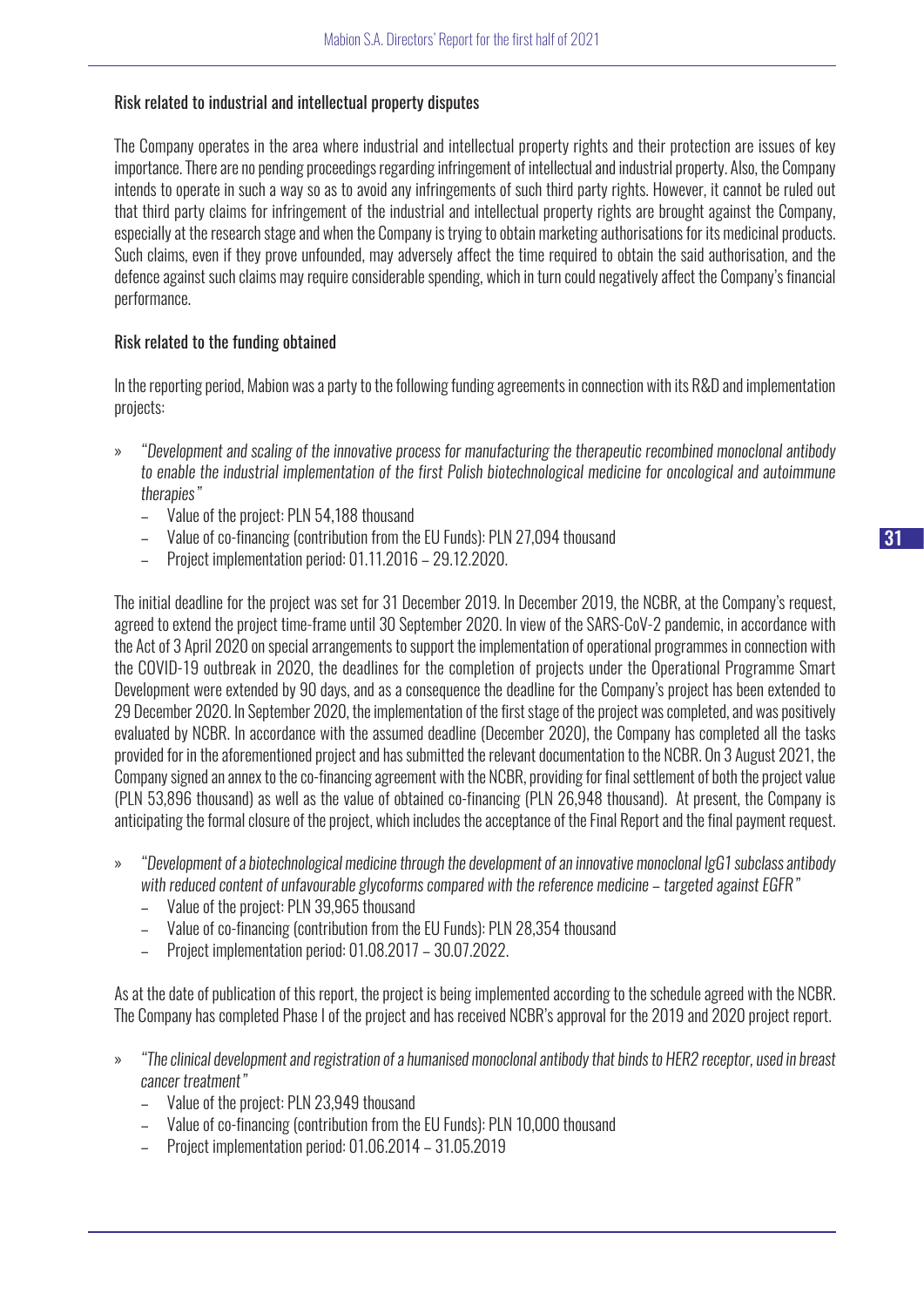### Risk related to industrial and intellectual property disputes

The Company operates in the area where industrial and intellectual property rights and their protection are issues of key importance. There are no pending proceedings regarding infringement of intellectual and industrial property. Also, the Company intends to operate in such a way so as to avoid any infringements of such third party rights. However, it cannot be ruled out that third party claims for infringement of the industrial and intellectual property rights are brought against the Company, especially at the research stage and when the Company is trying to obtain marketing authorisations for its medicinal products. Such claims, even if they prove unfounded, may adversely affect the time required to obtain the said authorisation, and the defence against such claims may require considerable spending, which in turn could negatively affect the Company's financial performance.

### Risk related to the funding obtained

In the reporting period, Mabion was a party to the following funding agreements in connection with its R&D and implementation projects:

- *"Development and scaling of the innovative process for manufacturing the therapeutic recombined monoclonal antibody to enable the industrial implementation of the first Polish biotechnological medicine for oncological and autoimmune therapies"*
  - Value of the project: PLN 54,188 thousand
  - Value of co-financing (contribution from the EU Funds): PLN 27,094 thousand
  - Project implementation period: 01.11.2016 – 29.12.2020.

The initial deadline for the project was set for 31 December 2019. In December 2019, the NCBR, at the Company's request, agreed to extend the project time-frame until 30 September 2020. In view of the SARS-CoV-2 pandemic, in accordance with the Act of 3 April 2020 on special arrangements to support the implementation of operational programmes in connection with the COVID-19 outbreak in 2020, the deadlines for the completion of projects under the Operational Programme Smart Development were extended by 90 days, and as a consequence the deadline for the Company's project has been extended to 29 December 2020. In September 2020, the implementation of the first stage of the project was completed, and was positively evaluated by NCBR. In accordance with the assumed deadline (December 2020), the Company has completed all the tasks provided for in the aforementioned project and has submitted the relevant documentation to the NCBR. On 3 August 2021, the Company signed an annex to the co-financing agreement with the NCBR, providing for final settlement of both the project value (PLN 53,896 thousand) as well as the value of obtained co-financing (PLN 26,948 thousand). At present, the Company is anticipating the formal closure of the project, which includes the acceptance of the Final Report and the final payment request.

- *"Development of a biotechnological medicine through the development of an innovative monoclonal IgG1 subclass antibody with reduced content of unfavourable glycoforms compared with the reference medicine – targeted against EGFR"*
  - Value of the project: PLN 39,965 thousand
  - Value of co-financing (contribution from the EU Funds): PLN 28,354 thousand
  - Project implementation period: 01.08.2017 – 30.07.2022.

As at the date of publication of this report, the project is being implemented according to the schedule agreed with the NCBR. The Company has completed Phase I of the project and has received NCBR's approval for the 2019 and 2020 project report.

- *"The clinical development and registration of a humanised monoclonal antibody that binds to HER2 receptor, used in breast cancer treatment"*
  - Value of the project: PLN 23,949 thousand
  - Value of co-financing (contribution from the EU Funds): PLN 10,000 thousand
  - Project implementation period: 01.06.2014 – 31.05.2019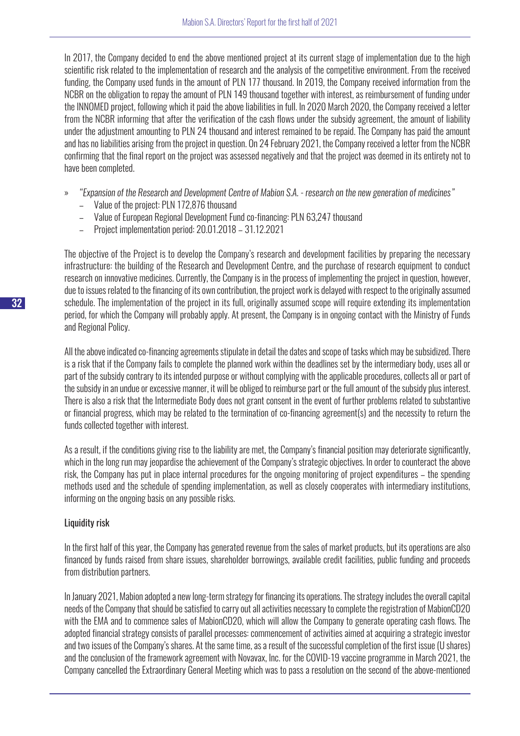In 2017, the Company decided to end the above mentioned project at its current stage of implementation due to the high scientific risk related to the implementation of research and the analysis of the competitive environment. From the received funding, the Company used funds in the amount of PLN 177 thousand. In 2019, the Company received information from the NCBR on the obligation to repay the amount of PLN 149 thousand together with interest, as reimbursement of funding under the INNOMED project, following which it paid the above liabilities in full. In 2020 March 2020, the Company received a letter from the NCBR informing that after the verification of the cash flows under the subsidy agreement, the amount of liability under the adjustment amounting to PLN 24 thousand and interest remained to be repaid. The Company has paid the amount and has no liabilities arising from the project in question. On 24 February 2021, the Company received a letter from the NCBR confirming that the final report on the project was assessed negatively and that the project was deemed in its entirety not to have been completed.

- *"Expansion of the Research and Development Centre of Mabion S.A. - research on the new generation of medicines"*
  - Value of the project: PLN 172,876 thousand
  - Value of European Regional Development Fund co-financing: PLN 63,247 thousand
  - Project implementation period: 20.01.2018 – 31.12.2021

The objective of the Project is to develop the Company's research and development facilities by preparing the necessary infrastructure: the building of the Research and Development Centre, and the purchase of research equipment to conduct research on innovative medicines. Currently, the Company is in the process of implementing the project in question, however, due to issues related to the financing of its own contribution, the project work is delayed with respect to the originally assumed schedule. The implementation of the project in its full, originally assumed scope will require extending its implementation period, for which the Company will probably apply. At present, the Company is in ongoing contact with the Ministry of Funds and Regional Policy.

All the above indicated co-financing agreements stipulate in detail the dates and scope of tasks which may be subsidized. There is a risk that if the Company fails to complete the planned work within the deadlines set by the intermediary body, uses all or part of the subsidy contrary to its intended purpose or without complying with the applicable procedures, collects all or part of the subsidy in an undue or excessive manner, it will be obliged to reimburse part or the full amount of the subsidy plus interest. There is also a risk that the Intermediate Body does not grant consent in the event of further problems related to substantive or financial progress, which may be related to the termination of co-financing agreement(s) and the necessity to return the funds collected together with interest.

As a result, if the conditions giving rise to the liability are met, the Company's financial position may deteriorate significantly, which in the long run may jeopardise the achievement of the Company's strategic objectives. In order to counteract the above risk, the Company has put in place internal procedures for the ongoing monitoring of project expenditures – the spending methods used and the schedule of spending implementation, as well as closely cooperates with intermediary institutions, informing on the ongoing basis on any possible risks.

### Liquidity risk

In the first half of this year, the Company has generated revenue from the sales of market products, but its operations are also financed by funds raised from share issues, shareholder borrowings, available credit facilities, public funding and proceeds from distribution partners.

In January 2021, Mabion adopted a new long-term strategy for financing its operations. The strategy includes the overall capital needs of the Company that should be satisfied to carry out all activities necessary to complete the registration of MabionCD20 with the EMA and to commence sales of MabionCD20, which will allow the Company to generate operating cash flows. The adopted financial strategy consists of parallel processes: commencement of activities aimed at acquiring a strategic investor and two issues of the Company's shares. At the same time, as a result of the successful completion of the first issue (U shares) and the conclusion of the framework agreement with Novavax, Inc. for the COVID-19 vaccine programme in March 2021, the Company cancelled the Extraordinary General Meeting which was to pass a resolution on the second of the above-mentioned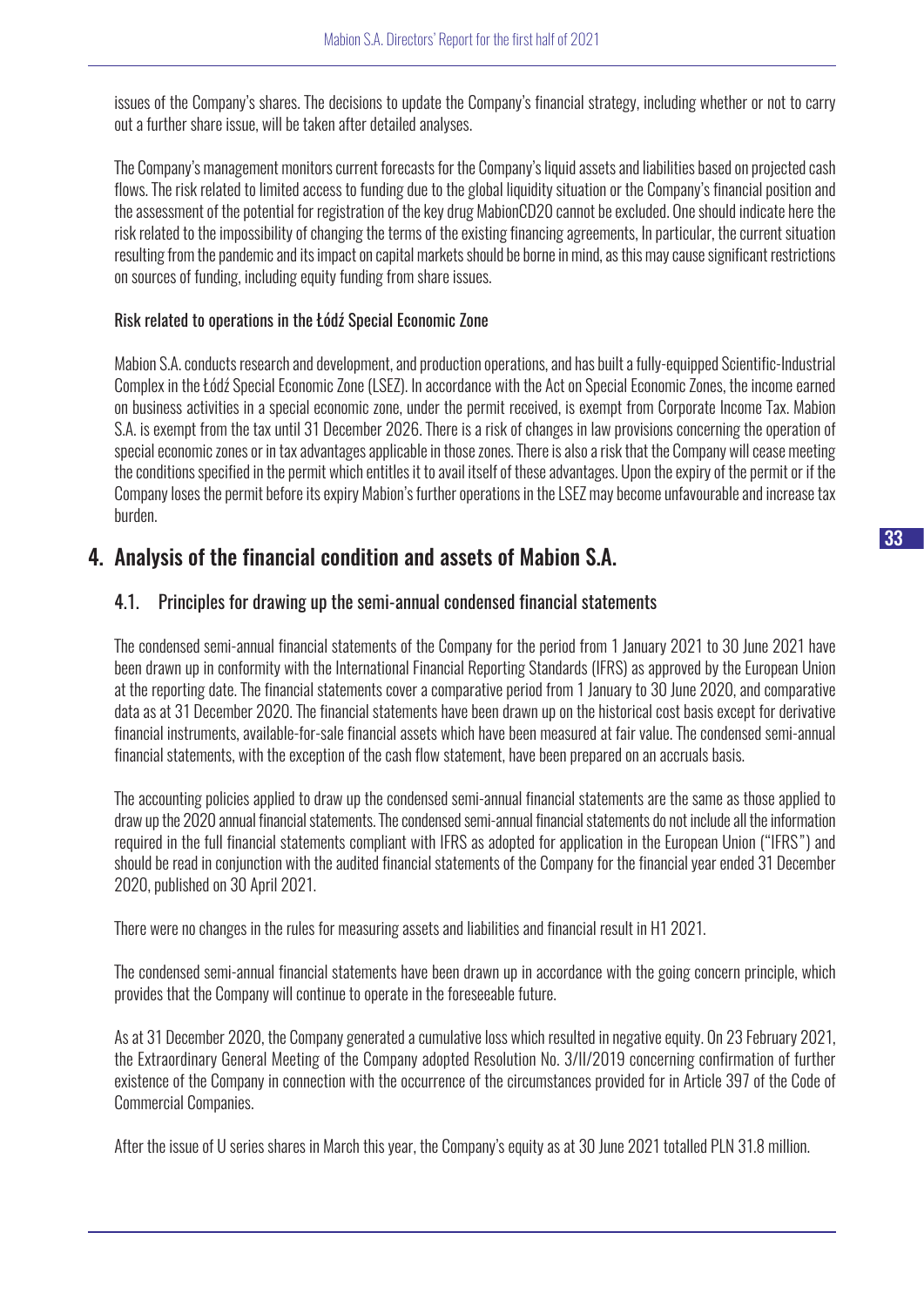issues of the Company's shares. The decisions to update the Company's financial strategy, including whether or not to carry out a further share issue, will be taken after detailed analyses.

The Company's management monitors current forecasts for the Company's liquid assets and liabilities based on projected cash flows. The risk related to limited access to funding due to the global liquidity situation or the Company's financial position and the assessment of the potential for registration of the key drug MabionCD20 cannot be excluded. One should indicate here the risk related to the impossibility of changing the terms of the existing financing agreements, In particular, the current situation resulting from the pandemic and its impact on capital markets should be borne in mind, as this may cause significant restrictions on sources of funding, including equity funding from share issues.

Risk related to operations in the Łódź Special Economic Zone

Mabion S.A. conducts research and development, and production operations, and has built a fully-equipped Scientific-Industrial Complex in the Łódź Special Economic Zone (LSEZ). In accordance with the Act on Special Economic Zones, the income earned on business activities in a special economic zone, under the permit received, is exempt from Corporate Income Tax. Mabion S.A. is exempt from the tax until 31 December 2026. There is a risk of changes in law provisions concerning the operation of special economic zones or in tax advantages applicable in those zones. There is also a risk that the Company will cease meeting the conditions specified in the permit which entitles it to avail itself of these advantages. Upon the expiry of the permit or if the Company loses the permit before its expiry Mabion's further operations in the LSEZ may become unfavourable and increase tax burden.

## 4. Analysis of the financial condition and assets of Mabion S.A.

### 4.1. Principles for drawing up the semi-annual condensed financial statements

The condensed semi-annual financial statements of the Company for the period from 1 January 2021 to 30 June 2021 have been drawn up in conformity with the International Financial Reporting Standards (IFRS) as approved by the European Union at the reporting date. The financial statements cover a comparative period from 1 January to 30 June 2020, and comparative data as at 31 December 2020. The financial statements have been drawn up on the historical cost basis except for derivative financial instruments, available-for-sale financial assets which have been measured at fair value. The condensed semi-annual financial statements, with the exception of the cash flow statement, have been prepared on an accruals basis.

The accounting policies applied to draw up the condensed semi-annual financial statements are the same as those applied to draw up the 2020 annual financial statements. The condensed semi-annual financial statements do not include all the information required in the full financial statements compliant with IFRS as adopted for application in the European Union ("IFRS") and should be read in conjunction with the audited financial statements of the Company for the financial year ended 31 December 2020, published on 30 April 2021.

There were no changes in the rules for measuring assets and liabilities and financial result in H1 2021.

The condensed semi-annual financial statements have been drawn up in accordance with the going concern principle, which provides that the Company will continue to operate in the foreseeable future.

As at 31 December 2020, the Company generated a cumulative loss which resulted in negative equity. On 23 February 2021, the Extraordinary General Meeting of the Company adopted Resolution No. 3/II/2019 concerning confirmation of further existence of the Company in connection with the occurrence of the circumstances provided for in Article 397 of the Code of Commercial Companies.

After the issue of U series shares in March this year, the Company's equity as at 30 June 2021 totalled PLN 31.8 million.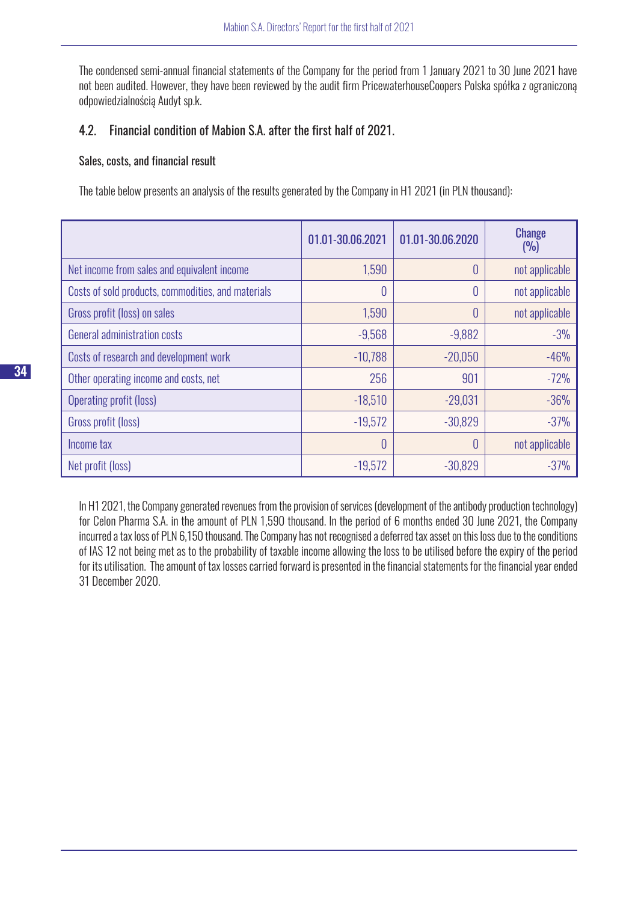The condensed semi-annual financial statements of the Company for the period from 1 January 2021 to 30 June 2021 have not been audited. However, they have been reviewed by the audit firm PricewaterhouseCoopers Polska spółka z ograniczoną odpowiedzialnością Audyt sp.k.

## 4.2. Financial condition of Mabion S.A. after the first half of 2021.

### Sales, costs, and financial result

The table below presents an analysis of the results generated by the Company in H1 2021 (in PLN thousand):

| | 01.01-30.06.2021 | 01.01-30.06.2020 | Change (%) |
|---|---|---|---|
| Net income from sales and equivalent income | 1,590 | 0 | not applicable |
| Costs of sold products, commodities, and materials | 0 | 0 | not applicable |
| Gross profit (loss) on sales | 1,590 | 0 | not applicable |
| General administration costs | -9,568 | -9,882 | -3% |
| Costs of research and development work | -10,788 | -20,050 | -46% |
| Other operating income and costs, net | 256 | 901 | -72% |
| Operating profit (loss) | -18,510 | -29,031 | -36% |
| Gross profit (loss) | -19,572 | -30,829 | -37% |
| Income tax | 0 | 0 | not applicable |
| Net profit (loss) | -19,572 | -30,829 | -37% |

In H1 2021, the Company generated revenues from the provision of services (development of the antibody production technology) for Celon Pharma S.A. in the amount of PLN 1,590 thousand. In the period of 6 months ended 30 June 2021, the Company incurred a tax loss of PLN 6,150 thousand. The Company has not recognised a deferred tax asset on this loss due to the conditions of IAS 12 not being met as to the probability of taxable income allowing the loss to be utilised before the expiry of the period for its utilisation. The amount of tax losses carried forward is presented in the financial statements for the financial year ended 31 December 2020.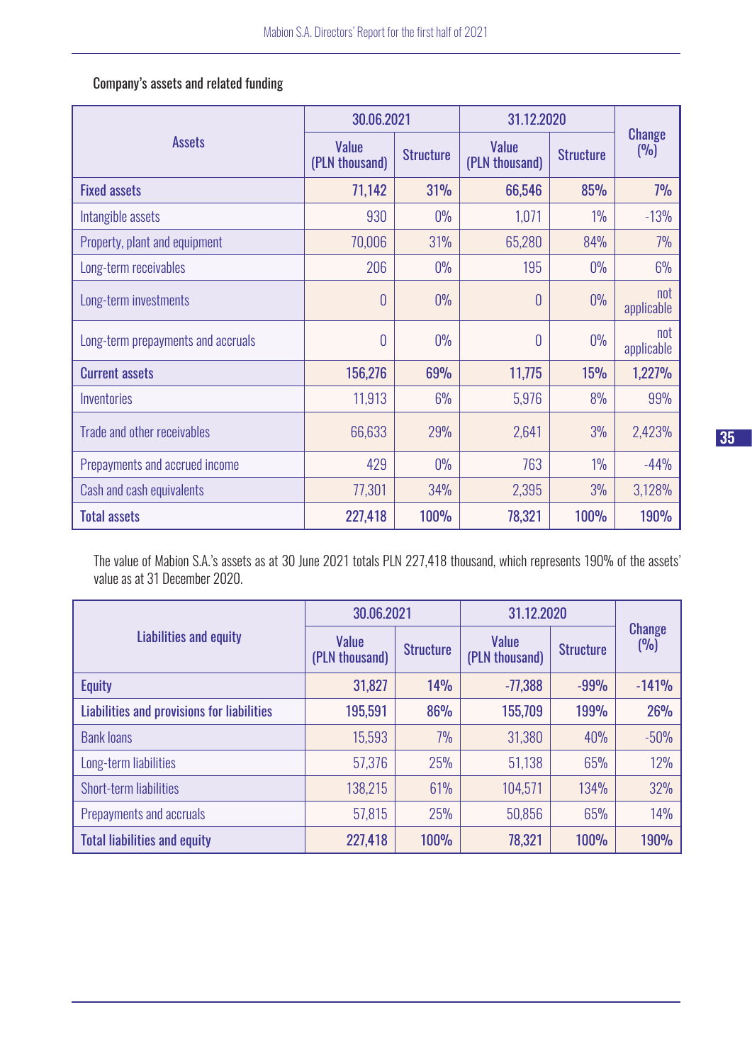Company's assets and related funding

| Assets | 30.06.2021 | | 31.12.2020 | | Change (%) |
|---|---|---|---|---|---|
| | Value (PLN thousand) | Structure | Value (PLN thousand) | Structure | |
| **Fixed assets** | **71,142** | **31%** | **66,546** | **85%** | **7%** |
| Intangible assets | 930 | 0% | 1,071 | 1% | -13% |
| Property, plant and equipment | 70,006 | 31% | 65,280 | 84% | 7% |
| Long-term receivables | 206 | 0% | 195 | 0% | 6% |
| Long-term investments | 0 | 0% | 0 | 0% | not applicable |
| Long-term prepayments and accruals | 0 | 0% | 0 | 0% | not applicable |
| **Current assets** | **156,276** | **69%** | **11,775** | **15%** | **1,227%** |
| Inventories | 11,913 | 6% | 5,976 | 8% | 99% |
| Trade and other receivables | 66,633 | 29% | 2,641 | 3% | 2,423% |
| Prepayments and accrued income | 429 | 0% | 763 | 1% | -44% |
| Cash and cash equivalents | 77,301 | 34% | 2,395 | 3% | 3,128% |
| **Total assets** | **227,418** | **100%** | **78,321** | **100%** | **190%** |

The value of Mabion S.A.'s assets as at 30 June 2021 totals PLN 227,418 thousand, which represents 190% of the assets' value as at 31 December 2020.

| Liabilities and equity | 30.06.2021 | | 31.12.2020 | | Change (%) |
|---|---|---|---|---|---|
| | Value (PLN thousand) | Structure | Value (PLN thousand) | Structure | |
| **Equity** | **31,827** | **14%** | **-77,388** | **-99%** | **-141%** |
| **Liabilities and provisions for liabilities** | **195,591** | **86%** | **155,709** | **199%** | **26%** |
| Bank loans | 15,593 | 7% | 31,380 | 40% | -50% |
| Long-term liabilities | 57,376 | 25% | 51,138 | 65% | 12% |
| Short-term liabilities | 138,215 | 61% | 104,571 | 134% | 32% |
| Prepayments and accruals | 57,815 | 25% | 50,856 | 65% | 14% |
| **Total liabilities and equity** | **227,418** | **100%** | **78,321** | **100%** | **190%** |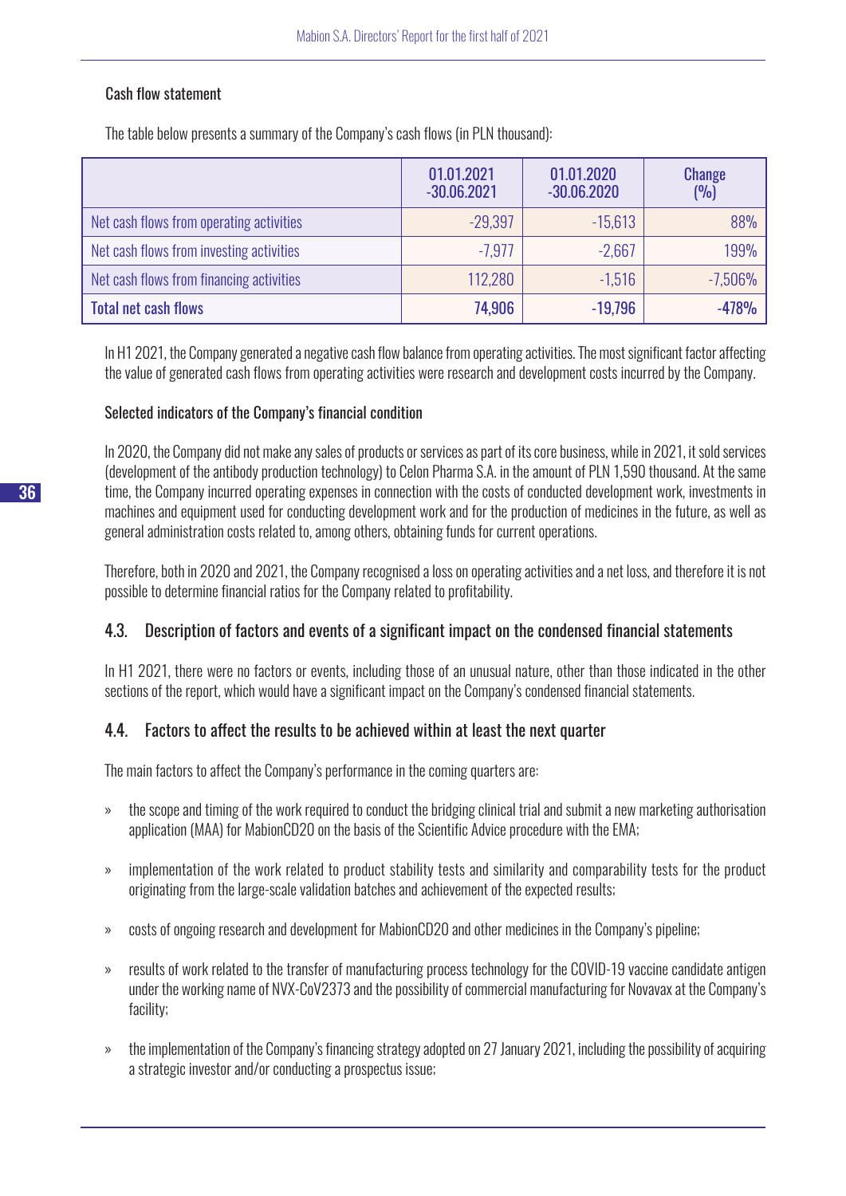#### Cash flow statement

The table below presents a summary of the Company's cash flows (in PLN thousand):

| | 01.01.2021 -30.06.2021 | 01.01.2020 -30.06.2020 | Change (%) |
|---|---|---|---|
| Net cash flows from operating activities | -29,397 | -15,613 | 88% |
| Net cash flows from investing activities | -7,977 | -2,667 | 199% |
| Net cash flows from financing activities | 112,280 | -1,516 | -7,506% |
| **Total net cash flows** | **74,906** | **-19,796** | **-478%** |

In H1 2021, the Company generated a negative cash flow balance from operating activities. The most significant factor affecting the value of generated cash flows from operating activities were research and development costs incurred by the Company.

#### Selected indicators of the Company's financial condition

In 2020, the Company did not make any sales of products or services as part of its core business, while in 2021, it sold services (development of the antibody production technology) to Celon Pharma S.A. in the amount of PLN 1,590 thousand. At the same time, the Company incurred operating expenses in connection with the costs of conducted development work, investments in machines and equipment used for conducting development work and for the production of medicines in the future, as well as general administration costs related to, among others, obtaining funds for current operations.

Therefore, both in 2020 and 2021, the Company recognised a loss on operating activities and a net loss, and therefore it is not possible to determine financial ratios for the Company related to profitability.

### 4.3. Description of factors and events of a significant impact on the condensed financial statements

In H1 2021, there were no factors or events, including those of an unusual nature, other than those indicated in the other sections of the report, which would have a significant impact on the Company's condensed financial statements.

### 4.4. Factors to affect the results to be achieved within at least the next quarter

The main factors to affect the Company's performance in the coming quarters are:

- the scope and timing of the work required to conduct the bridging clinical trial and submit a new marketing authorisation application (MAA) for MabionCD20 on the basis of the Scientific Advice procedure with the EMA;
- implementation of the work related to product stability tests and similarity and comparability tests for the product originating from the large-scale validation batches and achievement of the expected results;
- costs of ongoing research and development for MabionCD20 and other medicines in the Company's pipeline;
- results of work related to the transfer of manufacturing process technology for the COVID-19 vaccine candidate antigen under the working name of NVX-CoV2373 and the possibility of commercial manufacturing for Novavax at the Company's facility;
- the implementation of the Company's financing strategy adopted on 27 January 2021, including the possibility of acquiring a strategic investor and/or conducting a prospectus issue;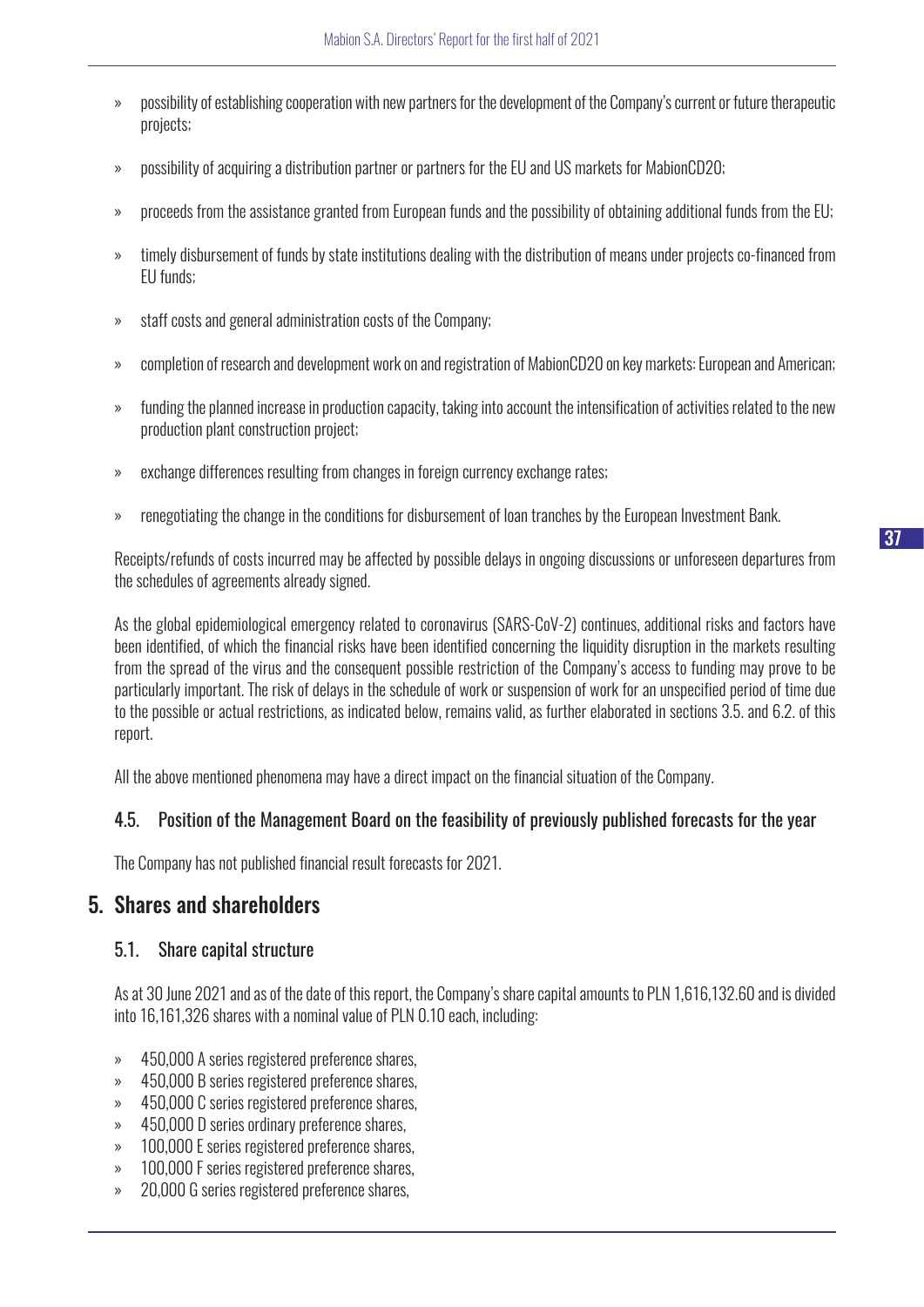- possibility of establishing cooperation with new partners for the development of the Company's current or future therapeutic projects;
- possibility of acquiring a distribution partner or partners for the EU and US markets for MabionCD20;
- proceeds from the assistance granted from European funds and the possibility of obtaining additional funds from the EU;
- timely disbursement of funds by state institutions dealing with the distribution of means under projects co-financed from EU funds;
- staff costs and general administration costs of the Company;
- completion of research and development work on and registration of MabionCD20 on key markets: European and American;
- funding the planned increase in production capacity, taking into account the intensification of activities related to the new production plant construction project;
- exchange differences resulting from changes in foreign currency exchange rates;
- renegotiating the change in the conditions for disbursement of loan tranches by the European Investment Bank.

Receipts/refunds of costs incurred may be affected by possible delays in ongoing discussions or unforeseen departures from the schedules of agreements already signed.

As the global epidemiological emergency related to coronavirus (SARS-CoV-2) continues, additional risks and factors have been identified, of which the financial risks have been identified concerning the liquidity disruption in the markets resulting from the spread of the virus and the consequent possible restriction of the Company's access to funding may prove to be particularly important. The risk of delays in the schedule of work or suspension of work for an unspecified period of time due to the possible or actual restrictions, as indicated below, remains valid, as further elaborated in sections 3.5. and 6.2. of this report.

All the above mentioned phenomena may have a direct impact on the financial situation of the Company.

### 4.5. Position of the Management Board on the feasibility of previously published forecasts for the year

The Company has not published financial result forecasts for 2021.

## 5. Shares and shareholders

### 5.1. Share capital structure

As at 30 June 2021 and as of the date of this report, the Company's share capital amounts to PLN 1,616,132.60 and is divided into 16,161,326 shares with a nominal value of PLN 0.10 each, including:

- 450,000 A series registered preference shares,
- 450,000 B series registered preference shares,
- 450,000 C series registered preference shares,
- 450,000 D series ordinary preference shares,
- 100,000 E series registered preference shares,
- 100,000 F series registered preference shares,
- 20,000 G series registered preference shares,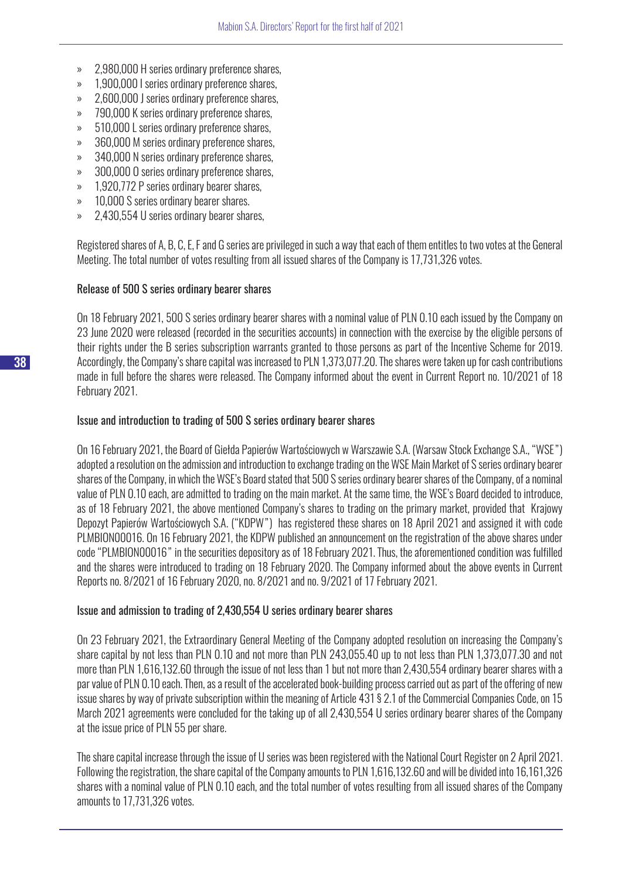- 2,980,000 H series ordinary preference shares,
- 1,900,000 I series ordinary preference shares,
- 2,600,000 J series ordinary preference shares,
- 790,000 K series ordinary preference shares,
- 510,000 L series ordinary preference shares,
- 360,000 M series ordinary preference shares,
- 340,000 N series ordinary preference shares,
- 300,000 O series ordinary preference shares,
- 1,920,772 P series ordinary bearer shares,
- 10,000 S series ordinary bearer shares.
- 2,430,554 U series ordinary bearer shares,

Registered shares of A, B, C, E, F and G series are privileged in such a way that each of them entitles to two votes at the General Meeting. The total number of votes resulting from all issued shares of the Company is 17,731,326 votes.

### Release of 500 S series ordinary bearer shares

On 18 February 2021, 500 S series ordinary bearer shares with a nominal value of PLN 0.10 each issued by the Company on 23 June 2020 were released (recorded in the securities accounts) in connection with the exercise by the eligible persons of their rights under the B series subscription warrants granted to those persons as part of the Incentive Scheme for 2019. Accordingly, the Company's share capital was increased to PLN 1,373,077.20. The shares were taken up for cash contributions made in full before the shares were released. The Company informed about the event in Current Report no. 10/2021 of 18 February 2021.

### Issue and introduction to trading of 500 S series ordinary bearer shares

On 16 February 2021, the Board of Giełda Papierów Wartościowych w Warszawie S.A. (Warsaw Stock Exchange S.A., "WSE") adopted a resolution on the admission and introduction to exchange trading on the WSE Main Market of S series ordinary bearer shares of the Company, in which the WSE's Board stated that 500 S series ordinary bearer shares of the Company, of a nominal value of PLN 0.10 each, are admitted to trading on the main market. At the same time, the WSE's Board decided to introduce, as of 18 February 2021, the above mentioned Company's shares to trading on the primary market, provided that Krajowy Depozyt Papierów Wartościowych S.A. ("KDPW") has registered these shares on 18 April 2021 and assigned it with code PLMBION00016. On 16 February 2021, the KDPW published an announcement on the registration of the above shares under code "PLMBION00016" in the securities depository as of 18 February 2021. Thus, the aforementioned condition was fulfilled and the shares were introduced to trading on 18 February 2020. The Company informed about the above events in Current Reports no. 8/2021 of 16 February 2020, no. 8/2021 and no. 9/2021 of 17 February 2021.

### Issue and admission to trading of 2,430,554 U series ordinary bearer shares

On 23 February 2021, the Extraordinary General Meeting of the Company adopted resolution on increasing the Company's share capital by not less than PLN 0.10 and not more than PLN 243,055.40 up to not less than PLN 1,373,077.30 and not more than PLN 1,616,132.60 through the issue of not less than 1 but not more than 2,430,554 ordinary bearer shares with a par value of PLN 0.10 each. Then, as a result of the accelerated book-building process carried out as part of the offering of new issue shares by way of private subscription within the meaning of Article 431 § 2.1 of the Commercial Companies Code, on 15 March 2021 agreements were concluded for the taking up of all 2,430,554 U series ordinary bearer shares of the Company at the issue price of PLN 55 per share.

The share capital increase through the issue of U series was been registered with the National Court Register on 2 April 2021. Following the registration, the share capital of the Company amounts to PLN 1,616,132.60 and will be divided into 16,161,326 shares with a nominal value of PLN 0.10 each, and the total number of votes resulting from all issued shares of the Company amounts to 17,731,326 votes.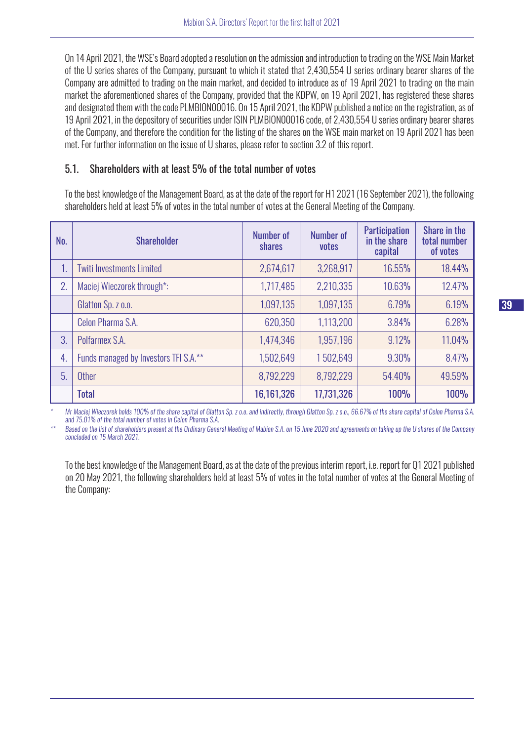On 14 April 2021, the WSE's Board adopted a resolution on the admission and introduction to trading on the WSE Main Market of the U series shares of the Company, pursuant to which it stated that 2,430,554 U series ordinary bearer shares of the Company are admitted to trading on the main market, and decided to introduce as of 19 April 2021 to trading on the main market the aforementioned shares of the Company, provided that the KDPW, on 19 April 2021, has registered these shares and designated them with the code PLMBION00016. On 15 April 2021, the KDPW published a notice on the registration, as of 19 April 2021, in the depository of securities under ISIN PLMBION00016 code, of 2,430,554 U series ordinary bearer shares of the Company, and therefore the condition for the listing of the shares on the WSE main market on 19 April 2021 has been met. For further information on the issue of U shares, please refer to section 3.2 of this report.

## 5.1. Shareholders with at least 5% of the total number of votes

To the best knowledge of the Management Board, as at the date of the report for H1 2021 (16 September 2021), the following shareholders held at least 5% of votes in the total number of votes at the General Meeting of the Company.

| No. | Shareholder | Number of shares | Number of votes | Participation in the share capital | Share in the total number of votes |
|---|---|---|---|---|---|
| 1. | Twiti Investments Limited | 2,674,617 | 3,268,917 | 16.55% | 18.44% |
| 2. | Maciej Wieczorek through*: | 1,717,485 | 2,210,335 | 10.63% | 12.47% |
| | Glatton Sp. z o.o. | 1,097,135 | 1,097,135 | 6.79% | 6.19% |
| | Celon Pharma S.A. | 620,350 | 1,113,200 | 3.84% | 6.28% |
| 3. | Polfarmex S.A. | 1,474,346 | 1,957,196 | 9.12% | 11.04% |
| 4. | Funds managed by Investors TFI S.A.** | 1,502,649 | 1 502,649 | 9.30% | 8.47% |
| 5. | Other | 8,792,229 | 8,792,229 | 54.40% | 49.59% |
| | **Total** | **16,161,326** | **17,731,326** | **100%** | **100%** |

\* *Mr Maciej Wieczorek holds 100% of the share capital of Glatton Sp. z o.o. and indirectly, through Glatton Sp. z o.o., 66.67% of the share capital of Celon Pharma S.A. and 75.01% of the total number of votes in Celon Pharma S.A.*

\*\* *Based on the list of shareholders present at the Ordinary General Meeting of Mabion S.A. on 15 June 2020 and agreements on taking up the U shares of the Company concluded on 15 March 2021.*

To the best knowledge of the Management Board, as at the date of the previous interim report, i.e. report for Q1 2021 published on 20 May 2021, the following shareholders held at least 5% of votes in the total number of votes at the General Meeting of the Company: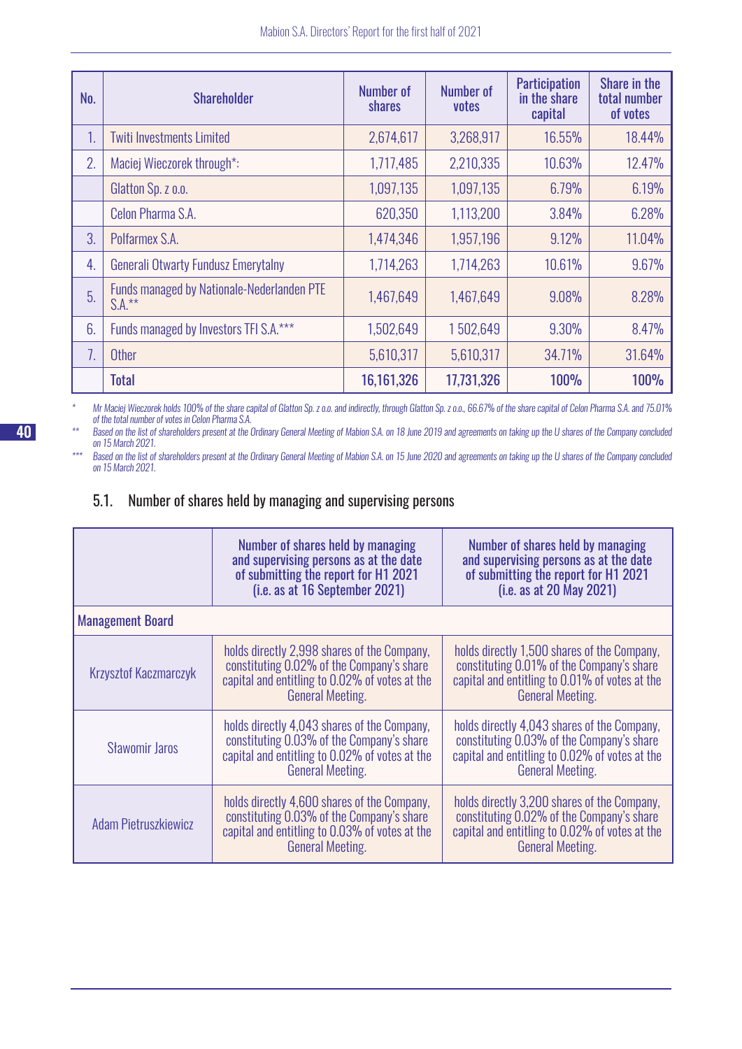| No. | Shareholder | Number of shares | Number of votes | Participation in the share capital | Share in the total number of votes |
|---|---|---|---|---|---|
| 1. | Twiti Investments Limited | 2,674,617 | 3,268,917 | 16.55% | 18.44% |
| 2. | Maciej Wieczorek through*: | 1,717,485 | 2,210,335 | 10.63% | 12.47% |
| | Glatton Sp. z o.o. | 1,097,135 | 1,097,135 | 6.79% | 6.19% |
| | Celon Pharma S.A. | 620,350 | 1,113,200 | 3.84% | 6.28% |
| 3. | Polfarmex S.A. | 1,474,346 | 1,957,196 | 9.12% | 11.04% |
| 4. | Generali Otwarty Fundusz Emerytalny | 1,714,263 | 1,714,263 | 10.61% | 9.67% |
| 5. | Funds managed by Nationale-Nederlanden PTE S.A.** | 1,467,649 | 1,467,649 | 9.08% | 8.28% |
| 6. | Funds managed by Investors TFI S.A.*** | 1,502,649 | 1 502,649 | 9.30% | 8.47% |
| 7. | Other | 5,610,317 | 5,610,317 | 34.71% | 31.64% |
| | **Total** | **16,161,326** | **17,731,326** | **100%** | **100%** |

\* *Mr Maciej Wieczorek holds 100% of the share capital of Glatton Sp. z o.o. and indirectly, through Glatton Sp. z o.o., 66.67% of the share capital of Celon Pharma S.A. and 75.01% of the total number of votes in Celon Pharma S.A.*

\*\* *Based on the list of shareholders present at the Ordinary General Meeting of Mabion S.A. on 18 June 2019 and agreements on taking up the U shares of the Company concluded on 15 March 2021.*

\*\*\* *Based on the list of shareholders present at the Ordinary General Meeting of Mabion S.A. on 15 June 2020 and agreements on taking up the U shares of the Company concluded on 15 March 2021.*

## 5.1. Number of shares held by managing and supervising persons

| | Number of shares held by managing and supervising persons as at the date of submitting the report for H1 2021 (i.e. as at 16 September 2021) | Number of shares held by managing and supervising persons as at the date of submitting the report for H1 2021 (i.e. as at 20 May 2021) |
|---|---|---|
| **Management Board** | | |
| Krzysztof Kaczmarczyk | holds directly 2,998 shares of the Company, constituting 0.02% of the Company's share capital and entitling to 0.02% of votes at the General Meeting. | holds directly 1,500 shares of the Company, constituting 0.01% of the Company's share capital and entitling to 0.01% of votes at the General Meeting. |
| Sławomir Jaros | holds directly 4,043 shares of the Company, constituting 0.03% of the Company's share capital and entitling to 0.02% of votes at the General Meeting. | holds directly 4,043 shares of the Company, constituting 0.03% of the Company's share capital and entitling to 0.02% of votes at the General Meeting. |
| Adam Pietruszkiewicz | holds directly 4,600 shares of the Company, constituting 0.03% of the Company's share capital and entitling to 0.03% of votes at the General Meeting. | holds directly 3,200 shares of the Company, constituting 0.02% of the Company's share capital and entitling to 0.02% of votes at the General Meeting. |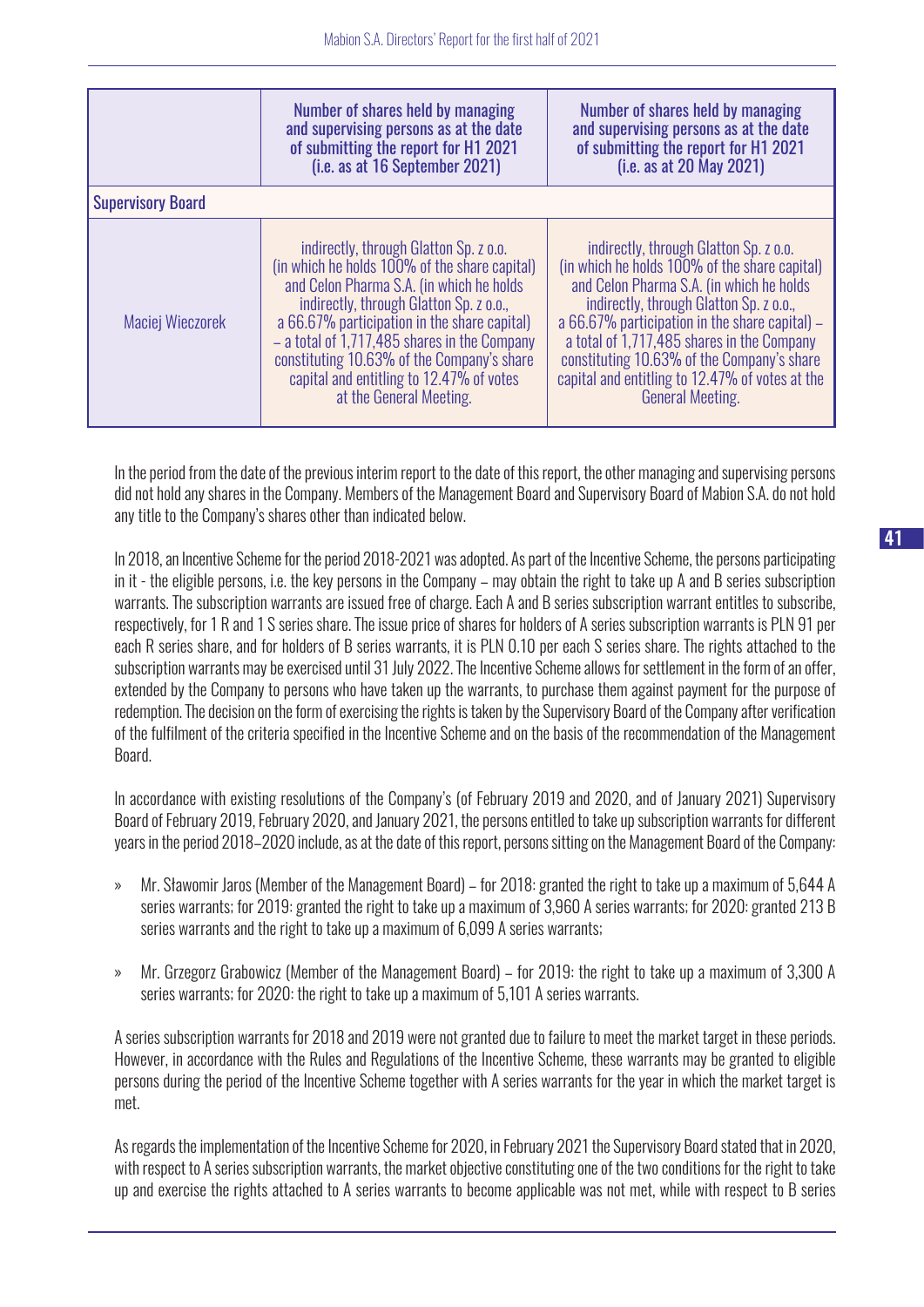| | Number of shares held by managing and supervising persons as at the date of submitting the report for H1 2021 (i.e. as at 16 September 2021) | Number of shares held by managing and supervising persons as at the date of submitting the report for H1 2021 (i.e. as at 20 May 2021) |
|---|---|---|
| **Supervisory Board** | | |
| Maciej Wieczorek | indirectly, through Glatton Sp. z o.o. (in which he holds 100% of the share capital) and Celon Pharma S.A. (in which he holds indirectly, through Glatton Sp. z o.o., a 66.67% participation in the share capital) – a total of 1,717,485 shares in the Company constituting 10.63% of the Company's share capital and entitling to 12.47% of votes at the General Meeting. | indirectly, through Glatton Sp. z o.o. (in which he holds 100% of the share capital) and Celon Pharma S.A. (in which he holds indirectly, through Glatton Sp. z o.o., a 66.67% participation in the share capital) – a total of 1,717,485 shares in the Company constituting 10.63% of the Company's share capital and entitling to 12.47% of votes at the General Meeting. |

In the period from the date of the previous interim report to the date of this report, the other managing and supervising persons did not hold any shares in the Company. Members of the Management Board and Supervisory Board of Mabion S.A. do not hold any title to the Company's shares other than indicated below.

In 2018, an Incentive Scheme for the period 2018-2021 was adopted. As part of the Incentive Scheme, the persons participating in it - the eligible persons, i.e. the key persons in the Company – may obtain the right to take up A and B series subscription warrants. The subscription warrants are issued free of charge. Each A and B series subscription warrant entitles to subscribe, respectively, for 1 R and 1 S series share. The issue price of shares for holders of A series subscription warrants is PLN 91 per each R series share, and for holders of B series warrants, it is PLN 0.10 per each S series share. The rights attached to the subscription warrants may be exercised until 31 July 2022. The Incentive Scheme allows for settlement in the form of an offer, extended by the Company to persons who have taken up the warrants, to purchase them against payment for the purpose of redemption. The decision on the form of exercising the rights is taken by the Supervisory Board of the Company after verification of the fulfilment of the criteria specified in the Incentive Scheme and on the basis of the recommendation of the Management Board.

In accordance with existing resolutions of the Company's (of February 2019 and 2020, and of January 2021) Supervisory Board of February 2019, February 2020, and January 2021, the persons entitled to take up subscription warrants for different years in the period 2018–2020 include, as at the date of this report, persons sitting on the Management Board of the Company:

» Mr. Sławomir Jaros (Member of the Management Board) – for 2018: granted the right to take up a maximum of 5,644 A series warrants; for 2019: granted the right to take up a maximum of 3,960 A series warrants; for 2020: granted 213 B series warrants and the right to take up a maximum of 6,099 A series warrants;

» Mr. Grzegorz Grabowicz (Member of the Management Board) – for 2019: the right to take up a maximum of 3,300 A series warrants; for 2020: the right to take up a maximum of 5,101 A series warrants.

A series subscription warrants for 2018 and 2019 were not granted due to failure to meet the market target in these periods. However, in accordance with the Rules and Regulations of the Incentive Scheme, these warrants may be granted to eligible persons during the period of the Incentive Scheme together with A series warrants for the year in which the market target is met.

As regards the implementation of the Incentive Scheme for 2020, in February 2021 the Supervisory Board stated that in 2020, with respect to A series subscription warrants, the market objective constituting one of the two conditions for the right to take up and exercise the rights attached to A series warrants to become applicable was not met, while with respect to B series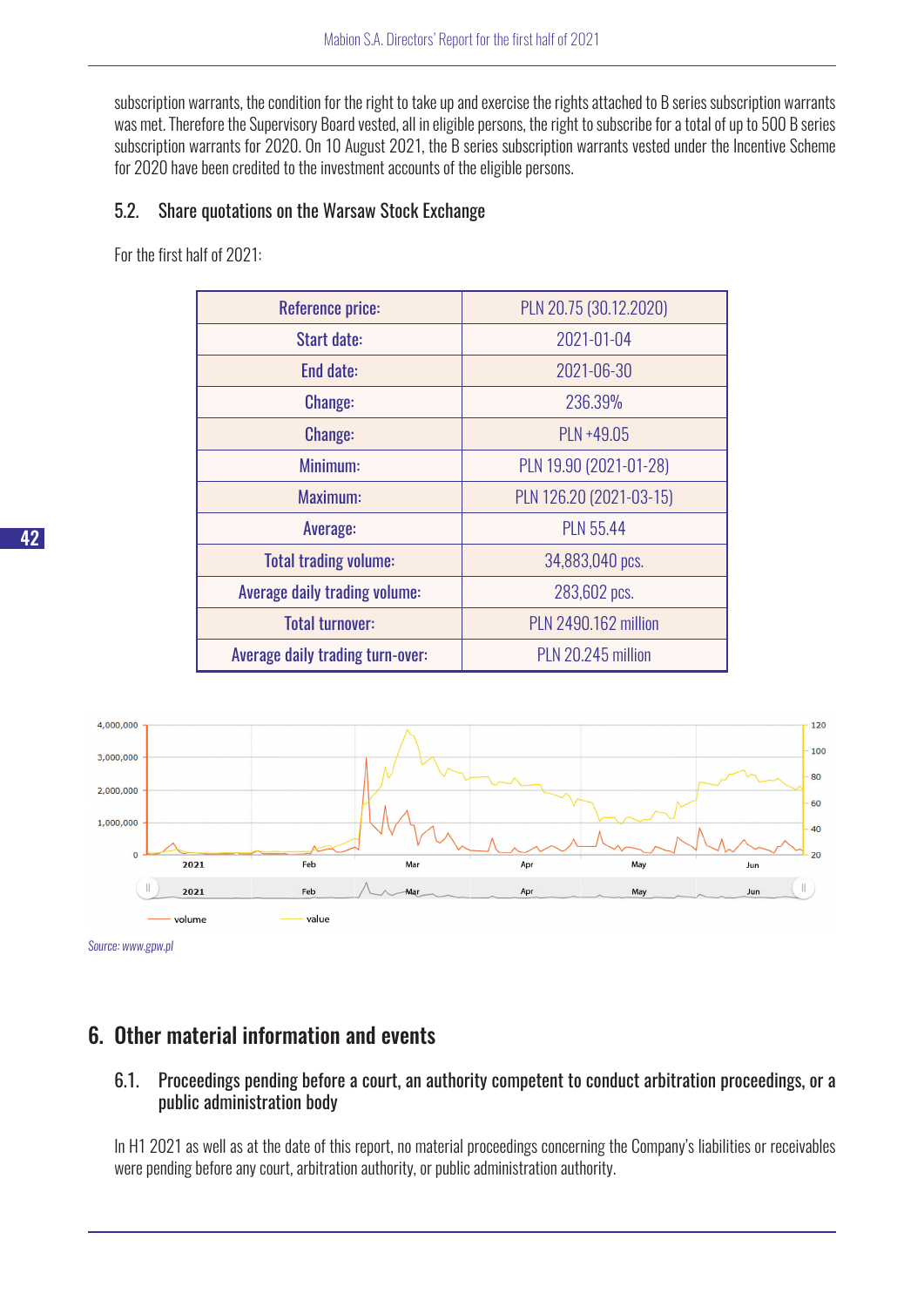subscription warrants, the condition for the right to take up and exercise the rights attached to B series subscription warrants was met. Therefore the Supervisory Board vested, all in eligible persons, the right to subscribe for a total of up to 500 B series subscription warrants for 2020. On 10 August 2021, the B series subscription warrants vested under the Incentive Scheme for 2020 have been credited to the investment accounts of the eligible persons.

### 5.2. Share quotations on the Warsaw Stock Exchange

For the first half of 2021:

| | |
|---|---|
| Reference price: | PLN 20.75 (30.12.2020) |
| Start date: | 2021-01-04 |
| End date: | 2021-06-30 |
| Change: | 236.39% |
| Change: | PLN +49.05 |
| Minimum: | PLN 19.90 (2021-01-28) |
| Maximum: | PLN 126.20 (2021-03-15) |
| Average: | PLN 55.44 |
| Total trading volume: | 34,883,040 pcs. |
| Average daily trading volume: | 283,602 pcs. |
| Total turnover: | PLN 2490.162 million |
| Average daily trading turn-over: | PLN 20.245 million |

*Source: www.gpw.pl*

## 6. Other material information and events

### 6.1. Proceedings pending before a court, an authority competent to conduct arbitration proceedings, or a public administration body

In H1 2021 as well as at the date of this report, no material proceedings concerning the Company's liabilities or receivables were pending before any court, arbitration authority, or public administration authority.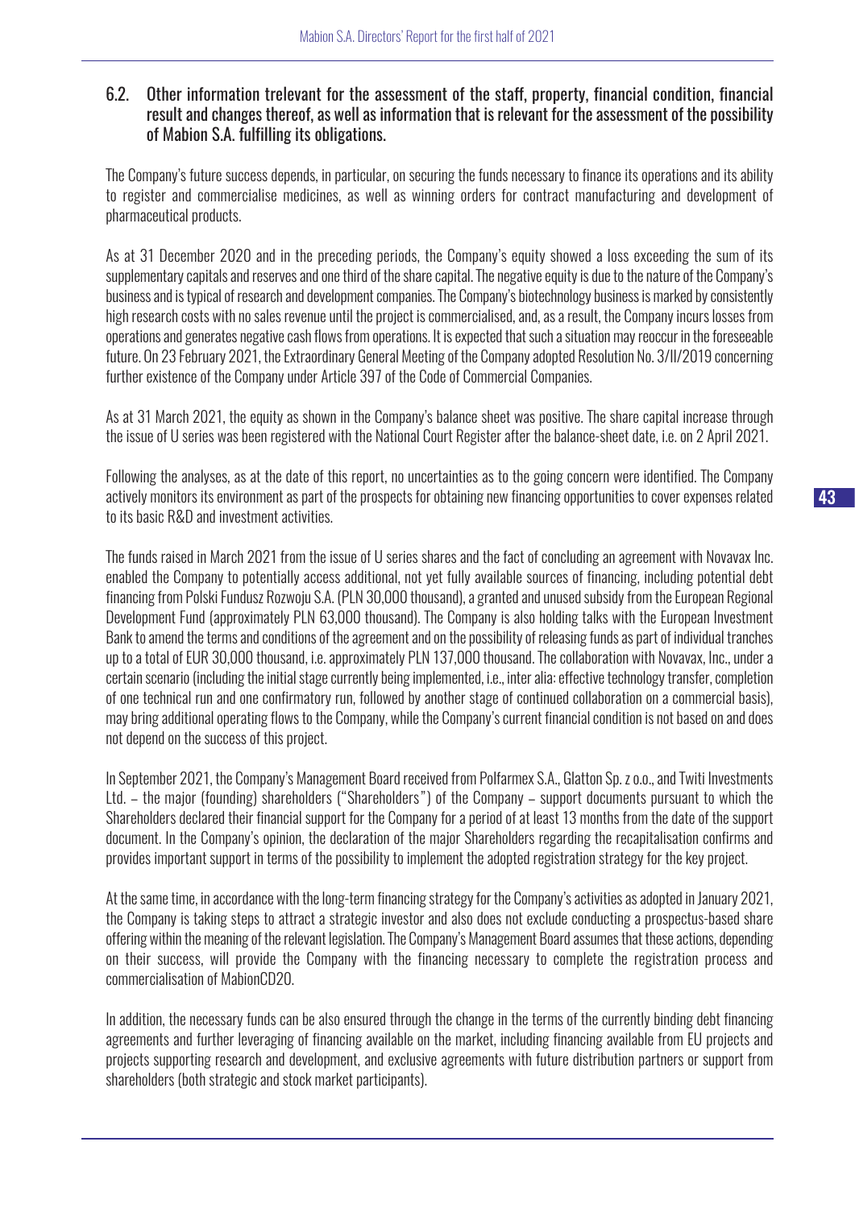## 6.2. Other information trelevant for the assessment of the staff, property, financial condition, financial result and changes thereof, as well as information that is relevant for the assessment of the possibility of Mabion S.A. fulfilling its obligations.

The Company's future success depends, in particular, on securing the funds necessary to finance its operations and its ability to register and commercialise medicines, as well as winning orders for contract manufacturing and development of pharmaceutical products.

As at 31 December 2020 and in the preceding periods, the Company's equity showed a loss exceeding the sum of its supplementary capitals and reserves and one third of the share capital. The negative equity is due to the nature of the Company's business and is typical of research and development companies. The Company's biotechnology business is marked by consistently high research costs with no sales revenue until the project is commercialised, and, as a result, the Company incurs losses from operations and generates negative cash flows from operations. It is expected that such a situation may reoccur in the foreseeable future. On 23 February 2021, the Extraordinary General Meeting of the Company adopted Resolution No. 3/II/2019 concerning further existence of the Company under Article 397 of the Code of Commercial Companies.

As at 31 March 2021, the equity as shown in the Company's balance sheet was positive. The share capital increase through the issue of U series was been registered with the National Court Register after the balance-sheet date, i.e. on 2 April 2021.

Following the analyses, as at the date of this report, no uncertainties as to the going concern were identified. The Company actively monitors its environment as part of the prospects for obtaining new financing opportunities to cover expenses related to its basic R&D and investment activities.

The funds raised in March 2021 from the issue of U series shares and the fact of concluding an agreement with Novavax Inc. enabled the Company to potentially access additional, not yet fully available sources of financing, including potential debt financing from Polski Fundusz Rozwoju S.A. (PLN 30,000 thousand), a granted and unused subsidy from the European Regional Development Fund (approximately PLN 63,000 thousand). The Company is also holding talks with the European Investment Bank to amend the terms and conditions of the agreement and on the possibility of releasing funds as part of individual tranches up to a total of EUR 30,000 thousand, i.e. approximately PLN 137,000 thousand. The collaboration with Novavax, Inc., under a certain scenario (including the initial stage currently being implemented, i.e., inter alia: effective technology transfer, completion of one technical run and one confirmatory run, followed by another stage of continued collaboration on a commercial basis), may bring additional operating flows to the Company, while the Company's current financial condition is not based on and does not depend on the success of this project.

In September 2021, the Company's Management Board received from Polfarmex S.A., Glatton Sp. z o.o., and Twiti Investments Ltd. – the major (founding) shareholders ("Shareholders") of the Company – support documents pursuant to which the Shareholders declared their financial support for the Company for a period of at least 13 months from the date of the support document. In the Company's opinion, the declaration of the major Shareholders regarding the recapitalisation confirms and provides important support in terms of the possibility to implement the adopted registration strategy for the key project.

At the same time, in accordance with the long-term financing strategy for the Company's activities as adopted in January 2021, the Company is taking steps to attract a strategic investor and also does not exclude conducting a prospectus-based share offering within the meaning of the relevant legislation. The Company's Management Board assumes that these actions, depending on their success, will provide the Company with the financing necessary to complete the registration process and commercialisation of MabionCD20.

In addition, the necessary funds can be also ensured through the change in the terms of the currently binding debt financing agreements and further leveraging of financing available on the market, including financing available from EU projects and projects supporting research and development, and exclusive agreements with future distribution partners or support from shareholders (both strategic and stock market participants).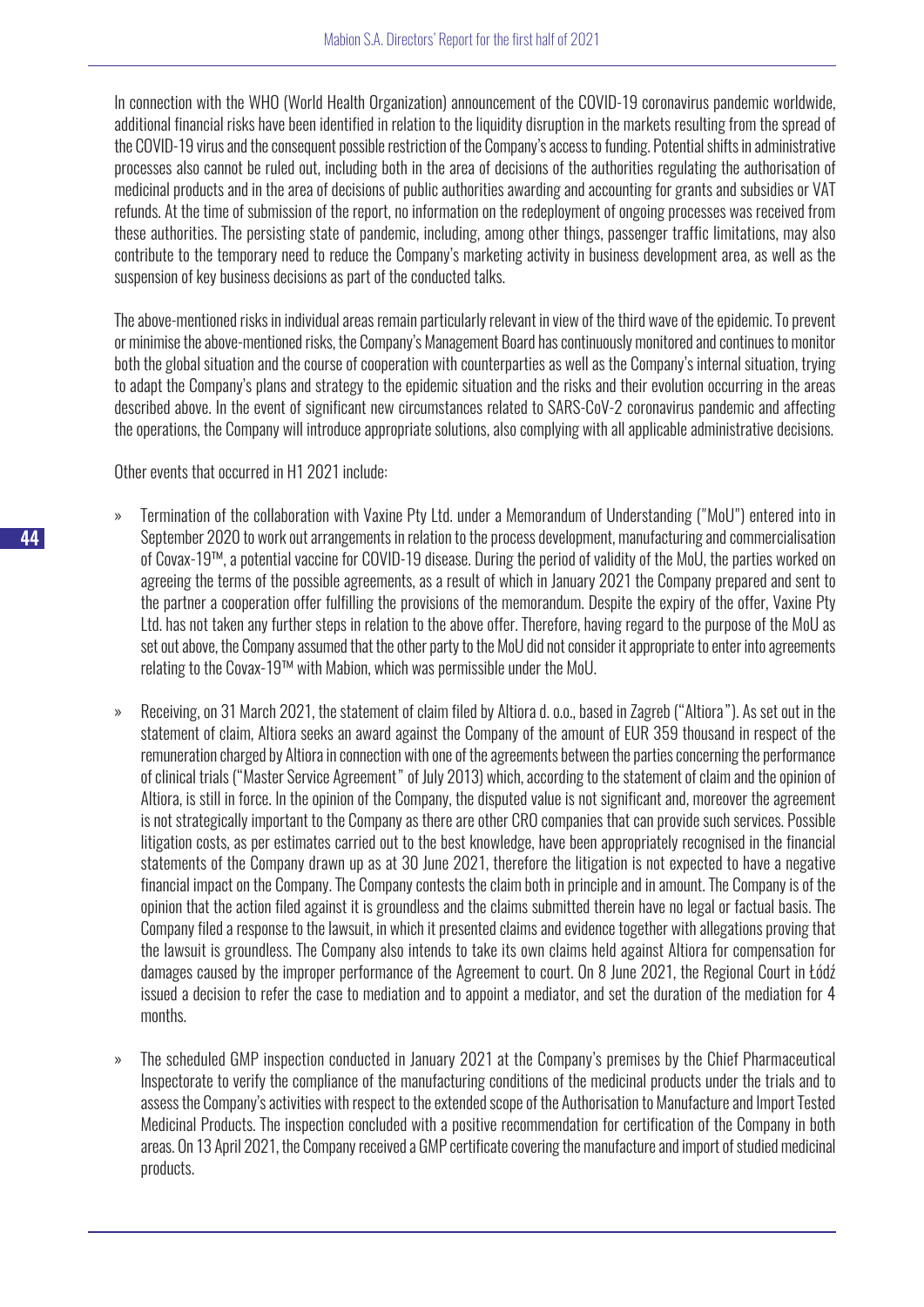In connection with the WHO (World Health Organization) announcement of the COVID-19 coronavirus pandemic worldwide, additional financial risks have been identified in relation to the liquidity disruption in the markets resulting from the spread of the COVID-19 virus and the consequent possible restriction of the Company's access to funding. Potential shifts in administrative processes also cannot be ruled out, including both in the area of decisions of the authorities regulating the authorisation of medicinal products and in the area of decisions of public authorities awarding and accounting for grants and subsidies or VAT refunds. At the time of submission of the report, no information on the redeployment of ongoing processes was received from these authorities. The persisting state of pandemic, including, among other things, passenger traffic limitations, may also contribute to the temporary need to reduce the Company's marketing activity in business development area, as well as the suspension of key business decisions as part of the conducted talks.

The above-mentioned risks in individual areas remain particularly relevant in view of the third wave of the epidemic. To prevent or minimise the above-mentioned risks, the Company's Management Board has continuously monitored and continues to monitor both the global situation and the course of cooperation with counterparties as well as the Company's internal situation, trying to adapt the Company's plans and strategy to the epidemic situation and the risks and their evolution occurring in the areas described above. In the event of significant new circumstances related to SARS-CoV-2 coronavirus pandemic and affecting the operations, the Company will introduce appropriate solutions, also complying with all applicable administrative decisions.

Other events that occurred in H1 2021 include:

» Termination of the collaboration with Vaxine Pty Ltd. under a Memorandum of Understanding ("MoU") entered into in September 2020 to work out arrangements in relation to the process development, manufacturing and commercialisation of Covax-19™, a potential vaccine for COVID-19 disease. During the period of validity of the MoU, the parties worked on agreeing the terms of the possible agreements, as a result of which in January 2021 the Company prepared and sent to the partner a cooperation offer fulfilling the provisions of the memorandum. Despite the expiry of the offer, Vaxine Pty Ltd. has not taken any further steps in relation to the above offer. Therefore, having regard to the purpose of the MoU as set out above, the Company assumed that the other party to the MoU did not consider it appropriate to enter into agreements relating to the Covax-19™ with Mabion, which was permissible under the MoU.

» Receiving, on 31 March 2021, the statement of claim filed by Altiora d. o.o., based in Zagreb ("Altiora"). As set out in the statement of claim, Altiora seeks an award against the Company of the amount of EUR 359 thousand in respect of the remuneration charged by Altiora in connection with one of the agreements between the parties concerning the performance of clinical trials ("Master Service Agreement" of July 2013) which, according to the statement of claim and the opinion of Altiora, is still in force. In the opinion of the Company, the disputed value is not significant and, moreover the agreement is not strategically important to the Company as there are other CRO companies that can provide such services. Possible litigation costs, as per estimates carried out to the best knowledge, have been appropriately recognised in the financial statements of the Company drawn up as at 30 June 2021, therefore the litigation is not expected to have a negative financial impact on the Company. The Company contests the claim both in principle and in amount. The Company is of the opinion that the action filed against it is groundless and the claims submitted therein have no legal or factual basis. The Company filed a response to the lawsuit, in which it presented claims and evidence together with allegations proving that the lawsuit is groundless. The Company also intends to take its own claims held against Altiora for compensation for damages caused by the improper performance of the Agreement to court. On 8 June 2021, the Regional Court in Łódź issued a decision to refer the case to mediation and to appoint a mediator, and set the duration of the mediation for 4 months.

» The scheduled GMP inspection conducted in January 2021 at the Company's premises by the Chief Pharmaceutical Inspectorate to verify the compliance of the manufacturing conditions of the medicinal products under the trials and to assess the Company's activities with respect to the extended scope of the Authorisation to Manufacture and Import Tested Medicinal Products. The inspection concluded with a positive recommendation for certification of the Company in both areas. On 13 April 2021, the Company received a GMP certificate covering the manufacture and import of studied medicinal products.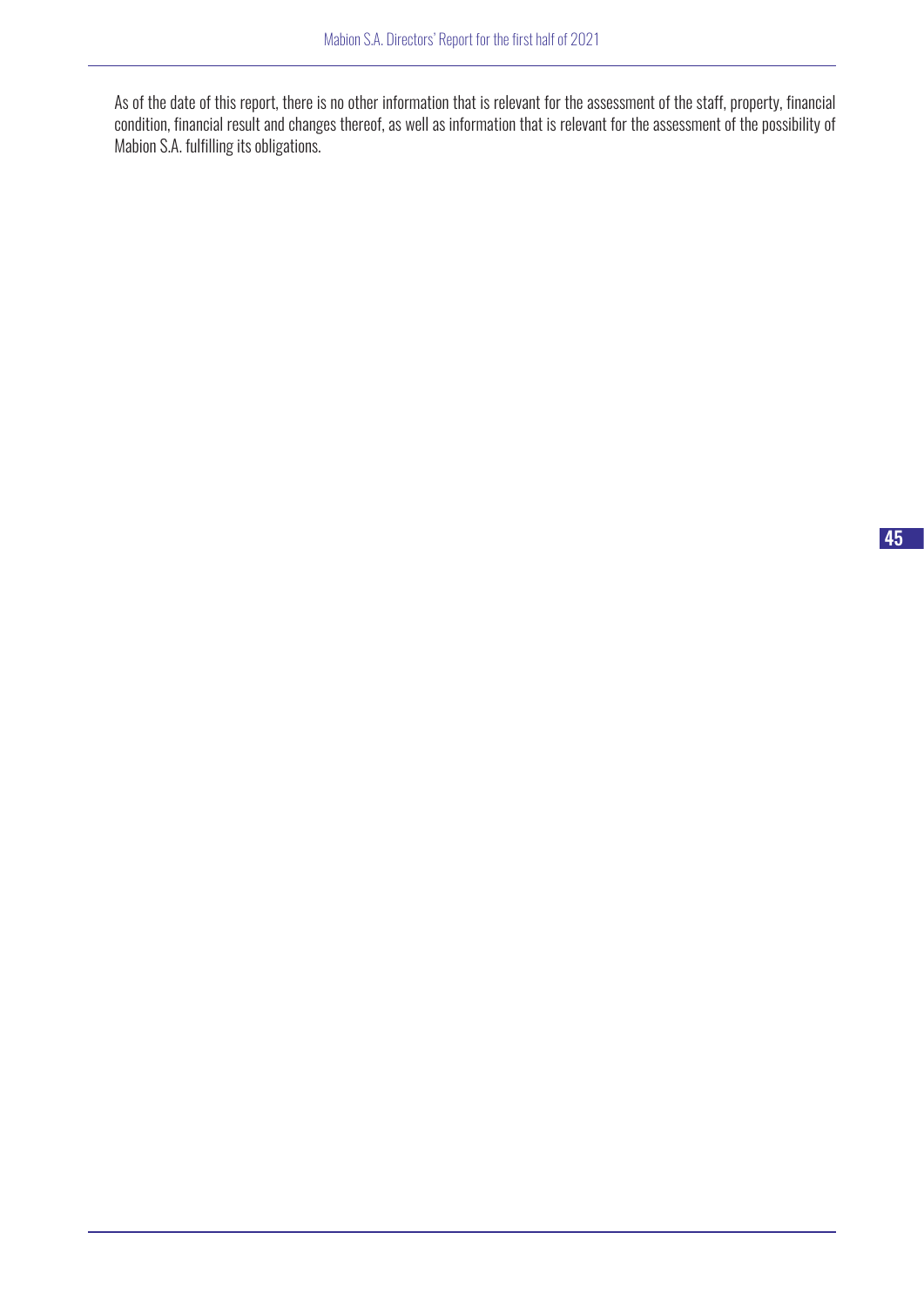As of the date of this report, there is no other information that is relevant for the assessment of the staff, property, financial condition, financial result and changes thereof, as well as information that is relevant for the assessment of the possibility of Mabion S.A. fulfilling its obligations.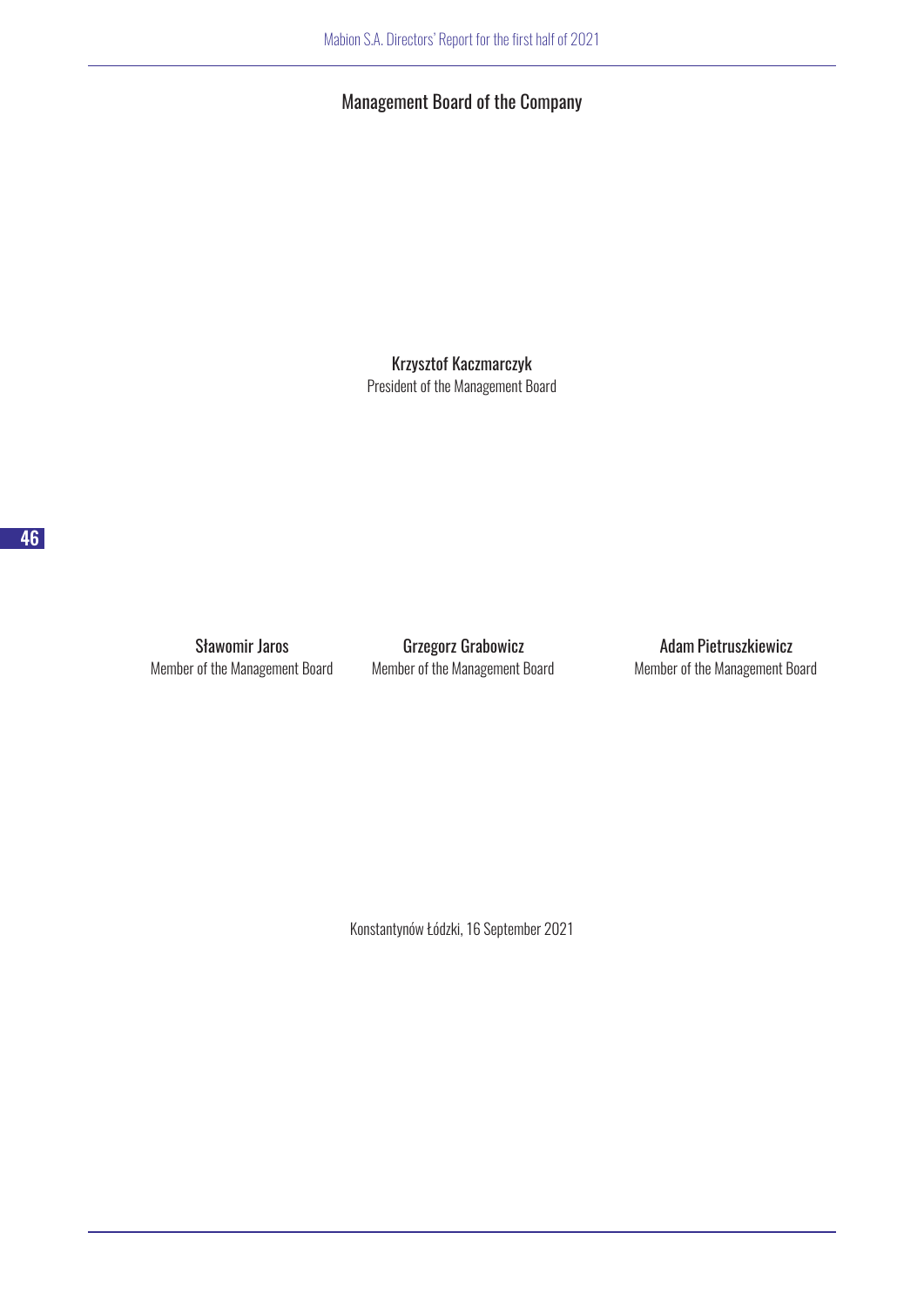## Management Board of the Company

**Krzysztof Kaczmarczyk**
President of the Management Board

**Sławomir Jaros**
Member of the Management Board

**Grzegorz Grabowicz**
Member of the Management Board

**Adam Pietruszkiewicz**
Member of the Management Board

Konstantynów Łódzki, 16 September 2021